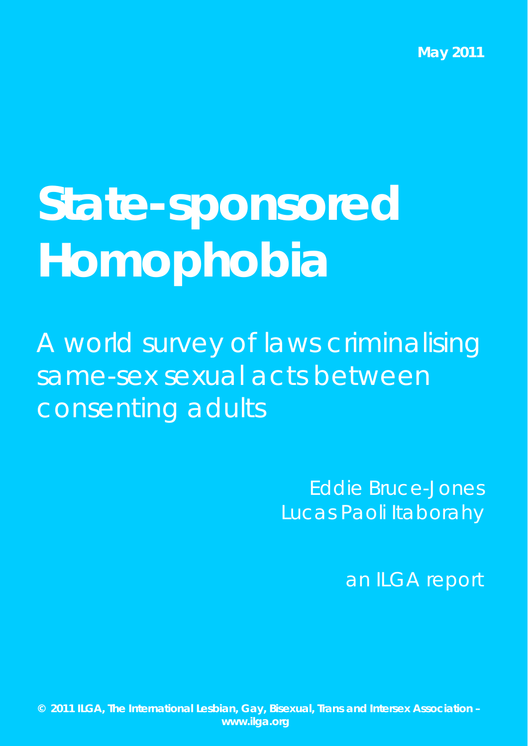May 2011

# State-sponsored Homophobia

A world survey of laws criminalising same-sex sexual acts between consenting adults

Eddie Bruce-Jones
Lucas Paoli Itaborahy

an ILGA report

**© 2011 ILGA, The International Lesbian, Gay, Bisexual, Trans and Intersex Association – www.ilga.org**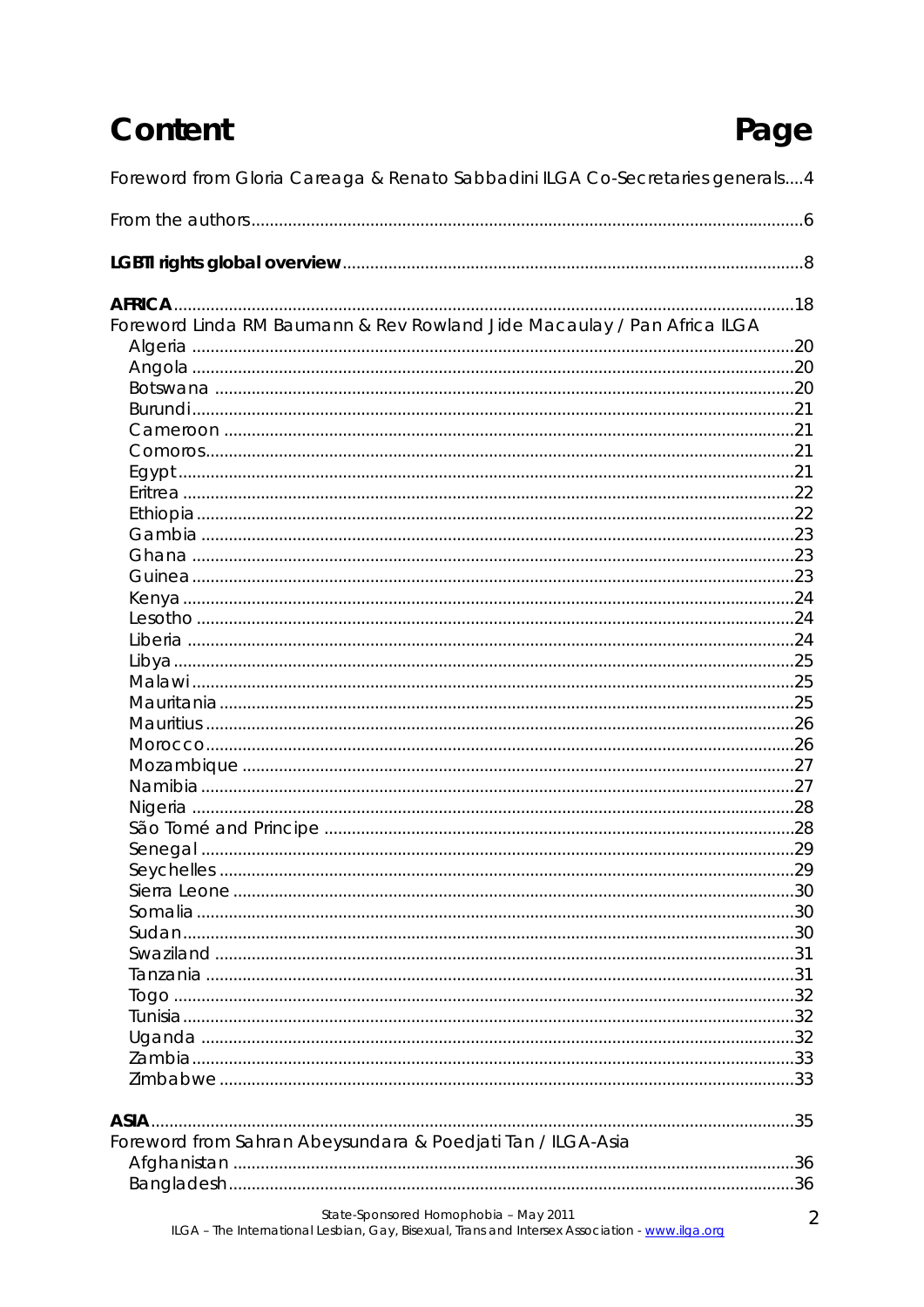# Content Page

Foreword from Gloria Careaga & Renato Sabbadini ILGA Co-Secretaries generals....4

From the authors.......................................................................................................6

**LGBTI rights global overview**....................................................................................8

**AFRICA**....................................................................................................................18

Foreword Linda RM Baumann & Rev Rowland Jide Macaulay / Pan Africa ILGA

- Algeria ..................................................................................................20
- Angola ..................................................................................................20
- Botswana ..............................................................................................20
- Burundi..................................................................................................21
- Cameroon .............................................................................................21
- Comoros................................................................................................21
- Egypt.....................................................................................................21
- Eritrea ...................................................................................................22
- Ethiopia.................................................................................................22
- Gambia .................................................................................................23
- Ghana ...................................................................................................23
- Guinea..................................................................................................23
- Kenya ...................................................................................................24
- Lesotho .................................................................................................24
- Liberia ..................................................................................................24
- Libya.....................................................................................................25
- Malawi..................................................................................................25
- Mauritania............................................................................................25
- Mauritius...............................................................................................26
- Morocco...............................................................................................26
- Mozambique ........................................................................................27
- Namibia ................................................................................................27
- Nigeria .................................................................................................28
- São Tomé and Principe .......................................................................28
- Senegal ................................................................................................29
- Seychelles ............................................................................................29
- Sierra Leone .........................................................................................30
- Somalia ................................................................................................30
- Sudan....................................................................................................30
- Swaziland .............................................................................................31
- Tanzania ...............................................................................................31
- Togo .....................................................................................................32
- Tunisia..................................................................................................32
- Uganda ................................................................................................32
- Zambia..................................................................................................33
- Zimbabwe .............................................................................................33

**ASIA**..........................................................................................................................35

Foreword from Sahran Abeysundara & Poedjati Tan / ILGA-Asia

- Afghanistan ..........................................................................................36
- Bangladesh...........................................................................................36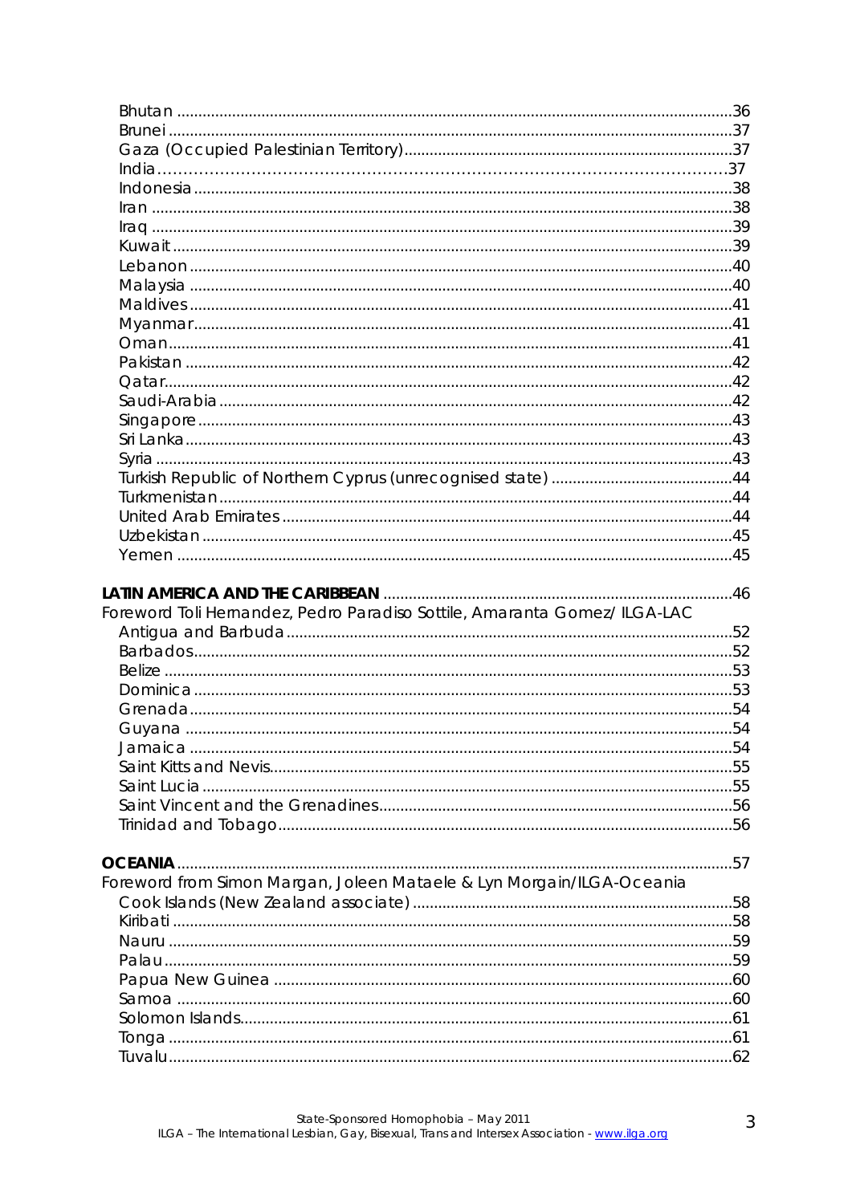Bhutan ....................................................................................................................36
Brunei .....................................................................................................................37
Gaza (Occupied Palestinian Territory)..............................................................37
India.......................................................................................................................37
Indonesia ...............................................................................................................38
Iran .........................................................................................................................38
Iraq .........................................................................................................................39
Kuwait ....................................................................................................................39
Lebanon .................................................................................................................40
Malaysia .................................................................................................................40
Maldives .................................................................................................................41
Myanmar................................................................................................................41
Oman......................................................................................................................41
Pakistan ..................................................................................................................42
Qatar.......................................................................................................................42
Saudi-Arabia ..........................................................................................................42
Singapore ...............................................................................................................43
Sri Lanka .................................................................................................................43
Syria ........................................................................................................................43
Turkish Republic of Northern Cyprus (unrecognised state) ..............................44
Turkmenistan .........................................................................................................44
United Arab Emirates ............................................................................................44
Uzbekistan ..............................................................................................................45
Yemen ....................................................................................................................45

**LATIN AMERICA AND THE CARIBBEAN** ..........................................................................46
Foreword Toli Hernandez, Pedro Paradiso Sottile, Amaranta Gomez/ ILGA-LAC
Antigua and Barbuda ...........................................................................................52
Barbados.................................................................................................................52
Belize .......................................................................................................................53
Dominica ................................................................................................................53
Grenada..................................................................................................................54
Guyana ...................................................................................................................54
Jamaica ..................................................................................................................54
Saint Kitts and Nevis...............................................................................................55
Saint Lucia ..............................................................................................................55
Saint Vincent and the Grenadines......................................................................56
Trinidad and Tobago.............................................................................................56

**OCEANIA** ..................................................................................................................57
Foreword from Simon Margan, Joleen Mataele & Lyn Morgain/ILGA-Oceania
Cook Islands (New Zealand associate) ...............................................................58
Kiribati .....................................................................................................................58
Nauru ......................................................................................................................59
Palau .......................................................................................................................59
Papua New Guinea ..............................................................................................60
Samoa ....................................................................................................................60
Solomon Islands......................................................................................................61
Tonga ......................................................................................................................61
Tuvalu......................................................................................................................62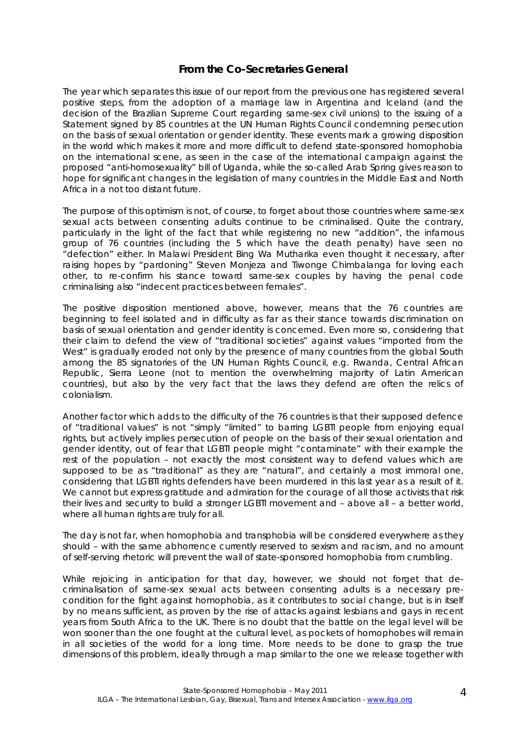## From the Co-Secretaries General

The year which separates this issue of our report from the previous one has registered several positive steps, from the adoption of a marriage law in Argentina and Iceland (and the decision of the Brazilian Supreme Court regarding same-sex civil unions) to the issuing of a Statement signed by 85 countries at the UN Human Rights Council condemning persecution on the basis of sexual orientation or gender identity. These events mark a growing disposition in the world which makes it more and more difficult to defend state-sponsored homophobia on the international scene, as seen in the case of the international campaign against the proposed "anti-homosexuality" bill of Uganda, while the so-called Arab Spring gives reason to hope for significant changes in the legislation of many countries in the Middle East and North Africa in a not too distant future.

The purpose of this optimism is not, of course, to forget about those countries where same-sex sexual acts between consenting adults continue to be criminalised. Quite the contrary, particularly in the light of the fact that while registering no new "addition", the infamous group of 76 countries (including the 5 which have the death penalty) have seen no "defection" either. In Malawi President Bing Wa Mutharika even thought it necessary, after raising hopes by "pardoning" Steven Monjeza and Tiwonge Chimbalanga for loving each other, to re-confirm his stance toward same-sex couples by having the penal code criminalising also "indecent practices between females".

The positive disposition mentioned above, however, means that the 76 countries are beginning to feel isolated and in difficulty as far as their stance towards discrimination on basis of sexual orientation and gender identity is concerned. Even more so, considering that their claim to defend the view of "traditional societies" against values "imported from the West" is gradually eroded not only by the presence of many countries from the global South among the 85 signatories of the UN Human Rights Council, e.g. Rwanda, Central African Republic, Sierra Leone (not to mention the overwhelming majority of Latin American countries), but also by the very fact that the laws they defend are often the relics of colonialism.

Another factor which adds to the difficulty of the 76 countries is that their supposed defence of "traditional values" is not "simply "limited" to barring LGBTI people from enjoying equal rights, but actively implies persecution of people on the basis of their sexual orientation and gender identity, out of fear that LGBTI people might "contaminate" with their example the rest of the population – not exactly the most consistent way to defend values which are supposed to be as "traditional" as they are "natural", and certainly a most immoral one, considering that LGBTI rights defenders have been murdered in this last year as a result of it. We cannot but express gratitude and admiration for the courage of all those activists that risk their lives and security to build a stronger LGBTI movement and – above all – a better world, where all human rights are truly for all.

The day is not far, when homophobia and transphobia will be considered everywhere as they should – with the same abhorrence currently reserved to sexism and racism, and no amount of self-serving rhetoric will prevent the wall of state-sponsored homophobia from crumbling.

While rejoicing in anticipation for that day, however, we should not forget that de-criminalisation of same-sex sexual acts between consenting adults is a necessary pre-condition for the fight against homophobia, as it contributes to social change, but is in itself by no means sufficient, as proven by the rise of attacks against lesbians and gays in recent years from South Africa to the UK. There is no doubt that the battle on the legal level will be won sooner than the one fought at the cultural level, as pockets of homophobes will remain in all societies of the world for a long time. More needs to be done to grasp the true dimensions of this problem, ideally through a map similar to the one we release together with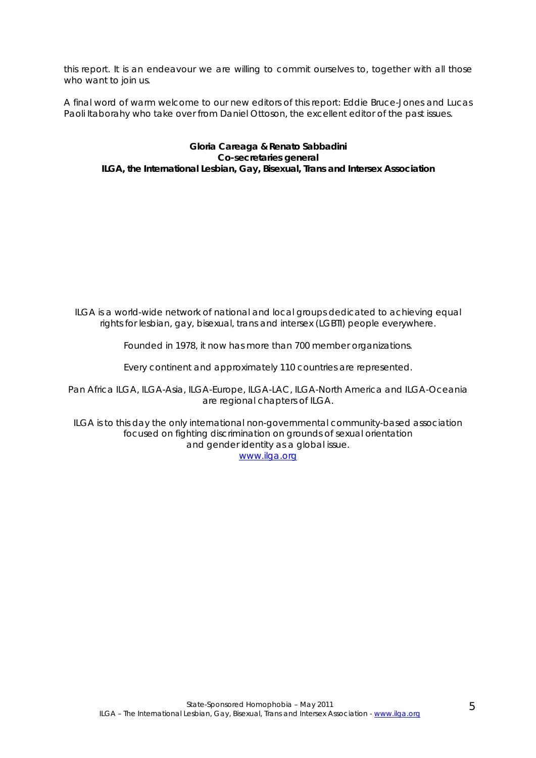this report. It is an endeavour we are willing to commit ourselves to, together with all those who want to join us.

A final word of warm welcome to our new editors of this report: Eddie Bruce-Jones and Lucas Paoli Itaborahy who take over from Daniel Ottoson, the excellent editor of the past issues.

**Gloria Careaga & Renato Sabbadini**
**Co-secretaries general**
**ILGA, the International Lesbian, Gay, Bisexual, Trans and Intersex Association**

*ILGA is a world-wide network of national and local groups dedicated to achieving equal rights for lesbian, gay, bisexual, trans and intersex (LGBTI) people everywhere.*

*Founded in 1978, it now has more than 700 member organizations.*

*Every continent and approximately 110 countries are represented.*

*Pan Africa ILGA, ILGA-Asia, ILGA-Europe, ILGA-LAC, ILGA-North America and ILGA-Oceania are regional chapters of ILGA.*

*ILGA is to this day the only international non-governmental community-based association focused on fighting discrimination on grounds of sexual orientation and gender identity as a global issue.*
*www.ilga.org*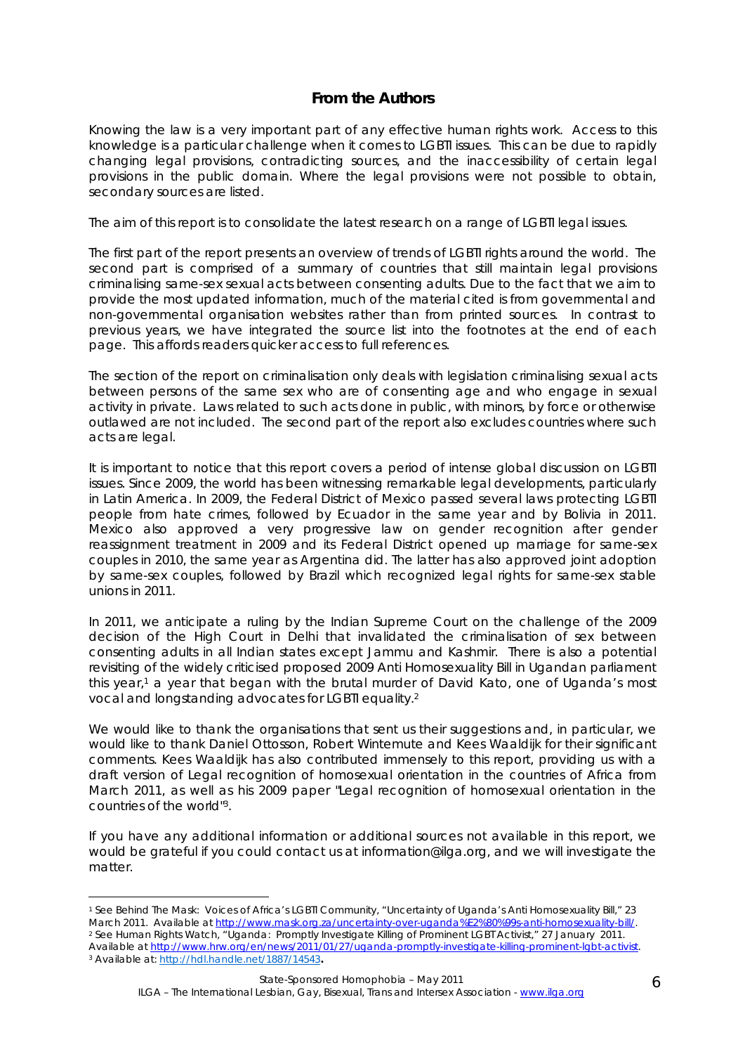## From the Authors

Knowing the law is a very important part of any effective human rights work. Access to this knowledge is a particular challenge when it comes to LGBTI issues. This can be due to rapidly changing legal provisions, contradicting sources, and the inaccessibility of certain legal provisions in the public domain. Where the legal provisions were not possible to obtain, secondary sources are listed.

The aim of this report is to consolidate the latest research on a range of LGBTI legal issues.

The first part of the report presents an overview of trends of LGBTI rights around the world. The second part is comprised of a summary of countries that still maintain legal provisions criminalising same-sex sexual acts between consenting adults. Due to the fact that we aim to provide the most updated information, much of the material cited is from governmental and non-governmental organisation websites rather than from printed sources. In contrast to previous years, we have integrated the source list into the footnotes at the end of each page. This affords readers quicker access to full references.

The section of the report on criminalisation only deals with legislation criminalising sexual acts between persons of the same sex who are of consenting age and who engage in sexual activity in private. Laws related to such acts done in public, with minors, by force or otherwise outlawed are not included. The second part of the report also excludes countries where such acts are legal.

It is important to notice that this report covers a period of intense global discussion on LGBTI issues. Since 2009, the world has been witnessing remarkable legal developments, particularly in Latin America. In 2009, the Federal District of Mexico passed several laws protecting LGBTI people from hate crimes, followed by Ecuador in the same year and by Bolivia in 2011. Mexico also approved a very progressive law on gender recognition after gender reassignment treatment in 2009 and its Federal District opened up marriage for same-sex couples in 2010, the same year as Argentina did. The latter has also approved joint adoption by same-sex couples, followed by Brazil which recognized legal rights for same-sex stable unions in 2011.

In 2011, we anticipate a ruling by the Indian Supreme Court on the challenge of the 2009 decision of the High Court in Delhi that invalidated the criminalisation of sex between consenting adults in all Indian states except Jammu and Kashmir. There is also a potential revisiting of the widely criticised proposed 2009 Anti Homosexuality Bill in Ugandan parliament this year,[1] a year that began with the brutal murder of David Kato, one of Uganda's most vocal and longstanding advocates for LGBTI equality.[2]

We would like to thank the organisations that sent us their suggestions and, in particular, we would like to thank Daniel Ottosson, Robert Wintemute and Kees Waaldijk for their significant comments. Kees Waaldijk has also contributed immensely to this report, providing us with a draft version of Legal recognition of homosexual orientation in the countries of Africa from March 2011, as well as his 2009 paper "Legal recognition of homosexual orientation in the countries of the world"[3].

If you have any additional information or additional sources not available in this report, we would be grateful if you could contact us at information@ilga.org, and we will investigate the matter.

---

[1] See Behind The Mask: Voices of Africa's LGBTI Community, "Uncertainty of Uganda's Anti Homosexuality Bill," 23 March 2011. Available at http://www.mask.org.za/uncertainty-over-uganda%E2%80%99s-anti-homosexuality-bill/.

[2] See Human Rights Watch, "Uganda: Promptly Investigate Killing of Prominent LGBT Activist," 27 January 2011. Available at http://www.hrw.org/en/news/2011/01/27/uganda-promptly-investigate-killing-prominent-lgbt-activist.

[3] Available at: http://hdl.handle.net/1887/14543.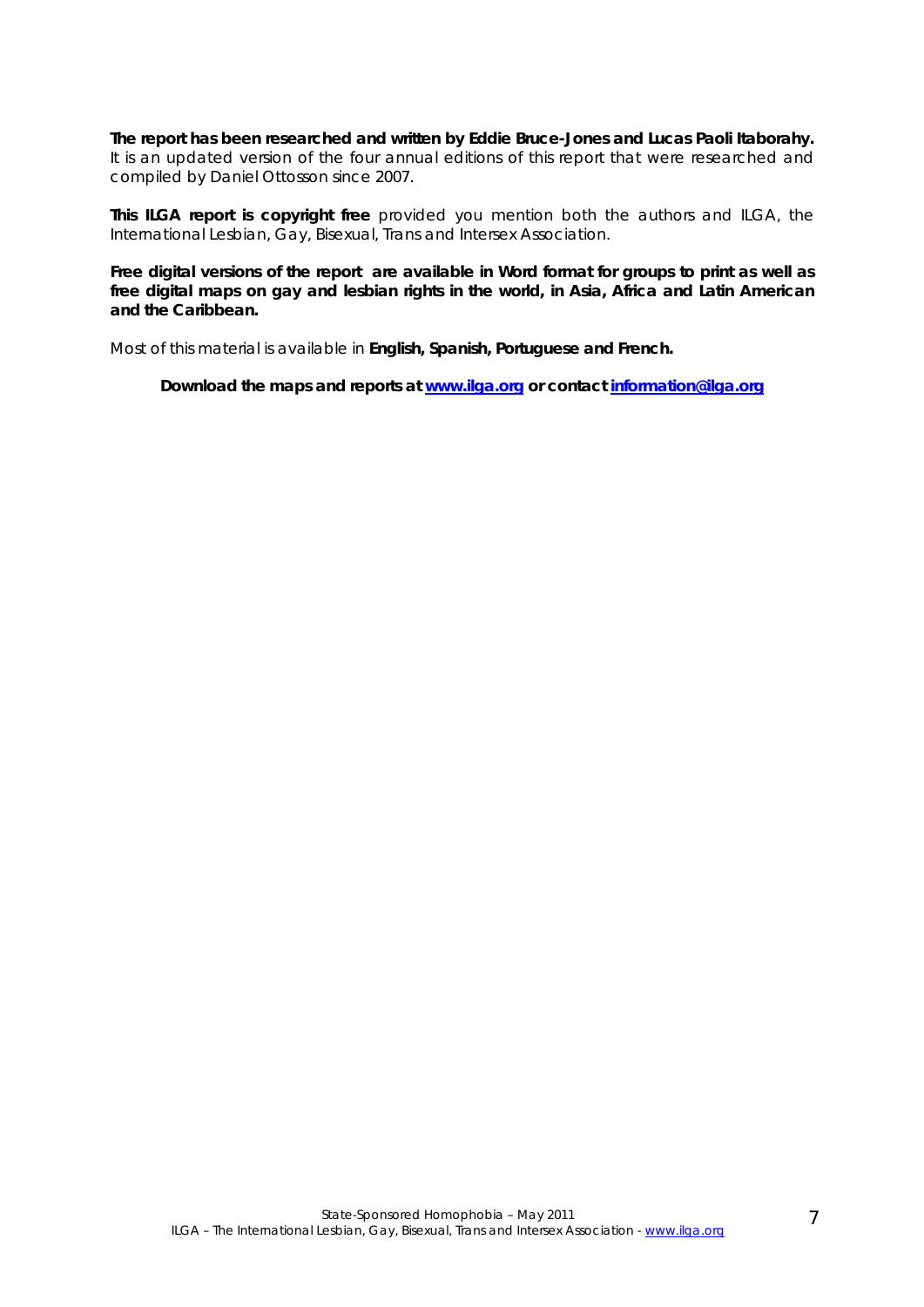**The report has been researched and written by Eddie Bruce-Jones and Lucas Paoli Itaborahy.** It is an updated version of the four annual editions of this report that were researched and compiled by Daniel Ottosson since 2007.

**This ILGA report is copyright free** provided you mention both the authors and ILGA, the International Lesbian, Gay, Bisexual, Trans and Intersex Association.

**Free digital versions of the report are available in Word format for groups to print as well as free digital maps on gay and lesbian rights in the world, in Asia, Africa and Latin American and the Caribbean.**

Most of this material is available in **English, Spanish, Portuguese and French.**

**Download the maps and reports at [www.ilga.org](http://www.ilga.org) or contact [information@ilga.org](mailto:information@ilga.org)**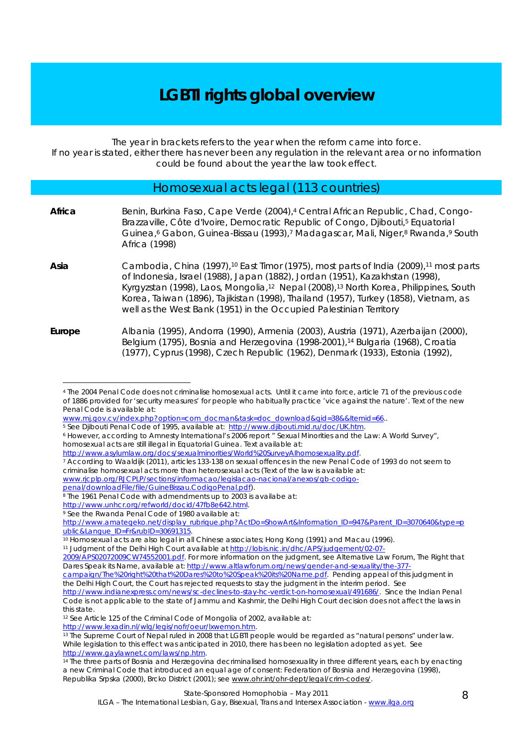# LGBTI rights global overview

The year in brackets refers to the year when the reform came into force.
If no year is stated, either there has never been any regulation in the relevant area or no information could be found about the year the law took effect.

## Homosexual acts legal (113 countries)

**Africa** Benin, Burkina Faso, Cape Verde (2004),[4] Central African Republic, Chad, Congo-Brazzaville, Côte d'Ivoire, Democratic Republic of Congo, Djibouti,[5] Equatorial Guinea,[6] Gabon, Guinea-Bissau (1993),[7] Madagascar, Mali, Niger,[8] Rwanda,[9] South Africa (1998)

**Asia** Cambodia, China (1997),[10] East Timor (1975), most parts of India (2009),[11] most parts of Indonesia, Israel (1988), Japan (1882), Jordan (1951), Kazakhstan (1998), Kyrgyzstan (1998), Laos, Mongolia,[12] Nepal (2008),[13] North Korea, Philippines, South Korea, Taiwan (1896), Tajikistan (1998), Thailand (1957), Turkey (1858), Vietnam, as well as the West Bank (1951) in the Occupied Palestinian Territory

**Europe** Albania (1995), Andorra (1990), Armenia (2003), Austria (1971), Azerbaijan (2000), Belgium (1795), Bosnia and Herzegovina (1998-2001),[14] Bulgaria (1968), Croatia (1977), Cyprus (1998), Czech Republic (1962), Denmark (1933), Estonia (1992),

---

[4] The 2004 Penal Code does not criminalise homosexual acts. Until it came into force, article 71 of the previous code of 1886 provided for 'security measures' for people who habitually practice 'vice against the nature'. Text of the new Penal Code is available at: www.mj.gov.cv/index.php?option=com_docman&task=doc_download&gid=38&&Itemid=66..

[5] See Djibouti Penal Code of 1995, available at: http://www.djibouti.mid.ru/doc/UK.htm.

[6] However, according to Amnesty International's 2006 report " Sexual Minorities and the Law: A World Survey", homosexual acts are still illegal in Equatorial Guinea. Text available at: http://www.asylumlaw.org/docs/sexualminorities/World%20SurveyAIhomosexuality.pdf.

[7] According to Waaldijk (2011), articles 133-138 on sexual offences in the new Penal Code of 1993 do not seem to criminalise homosexual acts more than heterosexual acts (Text of the law is available at: www.rjcplp.org/RJCPLP/sections/informacao/legislacao-nacional/anexos/gb-codigo-penal/downloadFile/file/GuineBissau.CodigoPenal.pdf).

[8] The 1961 Penal Code with admendments up to 2003 is availabe at: http://www.unhcr.org/refworld/docid/47fb8e642.html.

[9] See the Rwanda Penal Code of 1980 available at: http://www.amategeko.net/display_rubrique.php?ActDo=ShowArt&Information_ID=947&Parent_ID=3070640&type=public&Langue_ID=Fr&rubID=30691315.

[10] Homosexual acts are also legal in all Chinese associates; Hong Kong (1991) and Macau (1996).

[11] Judgment of the Delhi High Court available at http://lobis.nic.in/dhc/APS/judgement/02-07-2009/APS02072009CW74552001.pdf. For more information on the judgment, see Alternative Law Forum, The Right that Dares Speak its Name, available at: http://www.altlawforum.org/news/gender-and-sexuality/the-377-campaign/The%20right%20that%20Dares%20to%20Speak%20its%20Name.pdf. Pending appeal of this judgment in the Delhi High Court, the Court has rejected requests to stay the judgment in the interim period. See http://www.indianexpress.com/news/sc-declines-to-stay-hc-verdict-on-homosexual/491686/. Since the Indian Penal Code is not applicable to the state of Jammu and Kashmir, the Delhi High Court decision does not affect the laws in this state.

[12] See Article 125 of the Criminal Code of Mongolia of 2002, available at: http://www.lexadin.nl/wlg/legis/nofr/oeur/lxwemon.htm.

[13] The Supreme Court of Nepal ruled in 2008 that LGBTI people would be regarded as "natural persons" under law. While legislation to this effect was anticipated in 2010, there has been no legislation adopted as yet. See http://www.gaylawnet.com/laws/np.htm.

[14] The three parts of Bosnia and Herzegovina decriminalised homosexuality in three different years, each by enacting a new Criminal Code that introduced an equal age of consent: Federation of Bosnia and Herzegovina (1998), Republika Srpska (2000), Brcko District (2001); see www.ohr.int/ohr-dept/legal/crim-codes/.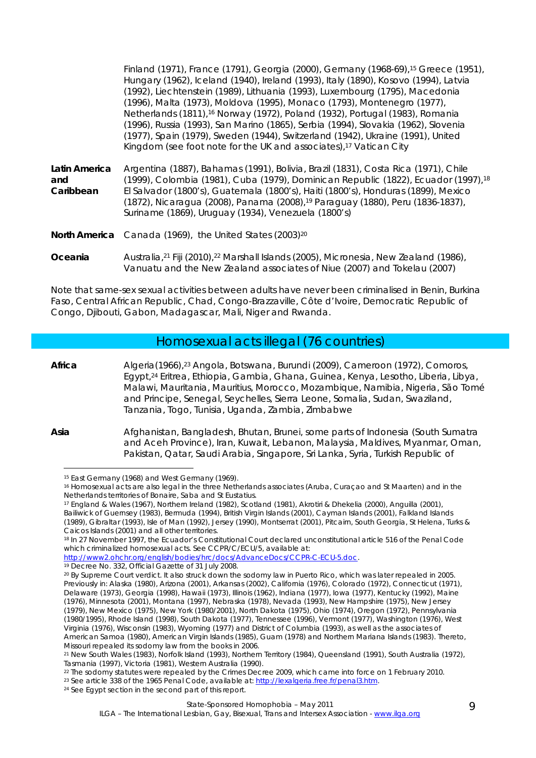| | |
|---|---|
| | Finland (1971), France (1791), Georgia (2000), Germany (1968-69),[15] Greece (1951), Hungary (1962), Iceland (1940), Ireland (1993), Italy (1890), Kosovo (1994), Latvia (1992), Liechtenstein (1989), Lithuania (1993), Luxembourg (1795), Macedonia (1996), Malta (1973), Moldova (1995), Monaco (1793), Montenegro (1977), Netherlands (1811),[16] Norway (1972), Poland (1932), Portugal (1983), Romania (1996), Russia (1993), San Marino (1865), Serbia (1994), Slovakia (1962), Slovenia (1977), Spain (1979), Sweden (1944), Switzerland (1942), Ukraine (1991), United Kingdom (see foot note for the UK and associates),[17] Vatican City |
| **Latin America and Caribbean** | Argentina (1887), Bahamas (1991), Bolivia, Brazil (1831), Costa Rica (1971), Chile (1999), Colombia (1981), Cuba (1979), Dominican Republic (1822), Ecuador (1997),[18] El Salvador (1800's), Guatemala (1800's), Haiti (1800's), Honduras (1899), Mexico (1872), Nicaragua (2008), Panama (2008),[19] Paraguay (1880), Peru (1836-1837), Suriname (1869), Uruguay (1934), Venezuela (1800's) |
| **North America** | Canada (1969), the United States (2003)[20] |
| **Oceania** | Australia,[21] Fiji (2010),[22] Marshall Islands (2005), Micronesia, New Zealand (1986), Vanuatu and the New Zealand associates of Niue (2007) and Tokelau (2007) |

Note that same-sex sexual activities between adults have never been criminalised in Benin, Burkina Faso, Central African Republic, Chad, Congo-Brazzaville, Côte d'Ivoire, Democratic Republic of Congo, Djibouti, Gabon, Madagascar, Mali, Niger and Rwanda.

## Homosexual acts illegal (76 countries)

| | |
|---|---|
| **Africa** | Algeria (1966),[23] Angola, Botswana, Burundi (2009), Cameroon (1972), Comoros, Egypt,[24] Eritrea, Ethiopia, Gambia, Ghana, Guinea, Kenya, Lesotho, Liberia, Libya, Malawi, Mauritania, Mauritius, Morocco, Mozambique, Namibia, Nigeria, São Tomé and Principe, Senegal, Seychelles, Sierra Leone, Somalia, Sudan, Swaziland, Tanzania, Togo, Tunisia, Uganda, Zambia, Zimbabwe |
| **Asia** | Afghanistan, Bangladesh, Bhutan, Brunei, some parts of Indonesia (South Sumatra and Aceh Province), Iran, Kuwait, Lebanon, Malaysia, Maldives, Myanmar, Oman, Pakistan, Qatar, Saudi Arabia, Singapore, Sri Lanka, Syria, Turkish Republic of |

---

[15] East Germany (1968) and West Germany (1969).

[16] Homosexual acts are also legal in the three Netherlands associates (Aruba, Curaçao and St Maarten) and in the Netherlands territories of Bonaire, Saba and St Eustatius.

[17] England & Wales (1967), Northern Ireland (1982), Scotland (1981), Akrotiri & Dhekelia (2000), Anguilla (2001), Bailiwick of Guernsey (1983), Bermuda (1994), British Virgin Islands (2001), Cayman Islands (2001), Falkland Islands (1989), Gibraltar (1993), Isle of Man (1992), Jersey (1990), Montserrat (2001), Pitcairn, South Georgia, St Helena, Turks & Caicos Islands (2001) and all other territories.

[18] In 27 November 1997, the Ecuador's Constitutional Court declared unconstitutional article 516 of the Penal Code which criminalized homosexual acts. See CCPR/C/ECU/5, available at: http://www2.ohchr.org/english/bodies/hrc/docs/AdvanceDocs/CCPR-C-ECU-5.doc.

[19] Decree No. 332, Official Gazette of 31 July 2008.

[20] By Supreme Court verdict. It also struck down the sodomy law in Puerto Rico, which was later repealed in 2005. Previously in: Alaska (1980), Arizona (2001), Arkansas (2002), California (1976), Colorado (1972), Connecticut (1971), Delaware (1973), Georgia (1998), Hawaii (1973), Illinois (1962), Indiana (1977), Iowa (1977), Kentucky (1992), Maine (1976), Minnesota (2001), Montana (1997), Nebraska (1978), Nevada (1993), New Hampshire (1975), New Jersey (1979), New Mexico (1975), New York (1980/2001), North Dakota (1975), Ohio (1974), Oregon (1972), Pennsylvania (1980/1995), Rhode Island (1998), South Dakota (1977), Tennessee (1996), Vermont (1977), Washington (1976), West Virginia (1976), Wisconsin (1983), Wyoming (1977) and District of Columbia (1993), as well as the associates of American Samoa (1980), American Virgin Islands (1985), Guam (1978) and Northern Mariana Islands (1983). Thereto, Missouri repealed its sodomy law from the books in 2006.

[21] New South Wales (1983), Norfolk Island (1993), Northern Territory (1984), Queensland (1991), South Australia (1972), Tasmania (1997), Victoria (1981), Western Australia (1990).

[22] The sodomy statutes were repealed by the Crimes Decree 2009, which came into force on 1 February 2010.

[23] See article 338 of the 1965 Penal Code, available at: http://lexalgeria.free.fr/penal3.htm.

[24] See Egypt section in the second part of this report.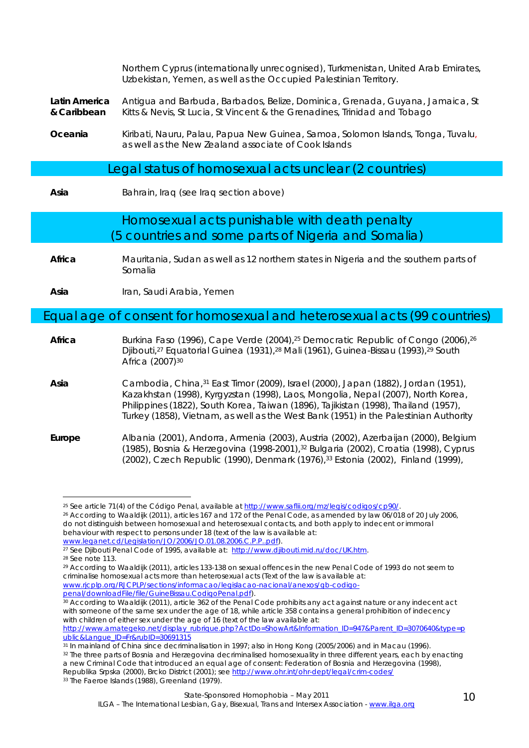| | |
|---|---|
| | Northern Cyprus (internationally unrecognised), Turkmenistan, United Arab Emirates, Uzbekistan, Yemen, as well as the Occupied Palestinian Territory. |
| **Latin America & Caribbean** | Antigua and Barbuda, Barbados, Belize, Dominica, Grenada, Guyana, Jamaica, St Kitts & Nevis, St Lucia, St Vincent & the Grenadines, Trinidad and Tobago |
| **Oceania** | Kiribati, Nauru, Palau, Papua New Guinea, Samoa, Solomon Islands, Tonga, Tuvalu, as well as the New Zealand associate of Cook Islands |

## Legal status of homosexual acts unclear (2 countries)

| | |
|---|---|
| **Asia** | Bahrain, Iraq (see Iraq section above) |

## Homosexual acts punishable with death penalty (5 countries and some parts of Nigeria and Somalia)

| | |
|---|---|
| **Africa** | Mauritania, Sudan as well as 12 northern states in Nigeria and the southern parts of Somalia |
| **Asia** | Iran, Saudi Arabia, Yemen |

## Equal age of consent for homosexual and heterosexual acts (99 countries)

| | |
|---|---|
| **Africa** | Burkina Faso (1996), Cape Verde (2004),[25] Democratic Republic of Congo (2006),[26] Djibouti,[27] Equatorial Guinea (1931),[28] Mali (1961), Guinea-Bissau (1993),[29] South Africa (2007)[30] |
| **Asia** | Cambodia, China,[31] East Timor (2009), Israel (2000), Japan (1882), Jordan (1951), Kazakhstan (1998), Kyrgyzstan (1998), Laos, Mongolia, Nepal (2007), North Korea, Philippines (1822), South Korea, Taiwan (1896), Tajikistan (1998), Thailand (1957), Turkey (1858), Vietnam, as well as the West Bank (1951) in the Palestinian Authority |
| **Europe** | Albania (2001), Andorra, Armenia (2003), Austria (2002), Azerbaijan (2000), Belgium (1985), Bosnia & Herzegovina (1998-2001),[32] Bulgaria (2002), Croatia (1998), Cyprus (2002), Czech Republic (1990), Denmark (1976),[33] Estonia (2002), Finland (1999), |

---

[25] See article 71(4) of the Código Penal, available at http://www.saflii.org/mz/legis/codigos/cp90/.

[26] According to Waaldijk (2011), articles 167 and 172 of the Penal Code, as amended by law 06/018 of 20 July 2006, do not distinguish between homosexual and heterosexual contacts, and both apply to indecent or immoral behaviour with respect to persons under 18 (text of the law is available at: www.leganet.cd/Legislation/JO/2006/JO.01.08.2006.C.P.P..pdf).

[27] See Djibouti Penal Code of 1995, available at: http://www.djibouti.mid.ru/doc/UK.htm.

[28] See note 113.

[29] According to Waaldijk (2011), articles 133-138 on sexual offences in the new Penal Code of 1993 do not seem to criminalise homosexual acts more than heterosexual acts (Text of the law is available at: www.rjcplp.org/RJCPLP/sections/informacao/legislacao-nacional/anexos/gb-codigo-penal/downloadFile/file/GuineBissau.CodigoPenal.pdf).

[30] According to Waaldijk (2011), article 362 of the Penal Code prohibits any act against nature or any indecent act with someone of the same sex under the age of 18, while article 358 contains a general prohibition of indecency with children of either sex under the age of 16 (text of the law available at: http://www.amategeko.net/display_rubrique.php?ActDo=ShowArt&Information_ID=947&Parent_ID=3070640&type=public&Langue_ID=Fr&rubID=30691315

[31] In mainland of China since decriminalisation in 1997; also in Hong Kong (2005/2006) and in Macau (1996).

[32] The three parts of Bosnia and Herzegovina decriminalised homosexuality in three different years, each by enacting a new Criminal Code that introduced an equal age of consent: Federation of Bosnia and Herzegovina (1998), Republika Srpska (2000), Brcko District (2001); see http://www.ohr.int/ohr-dept/legal/crim-codes/

[33] The Faeroe Islands (1988), Greenland (1979).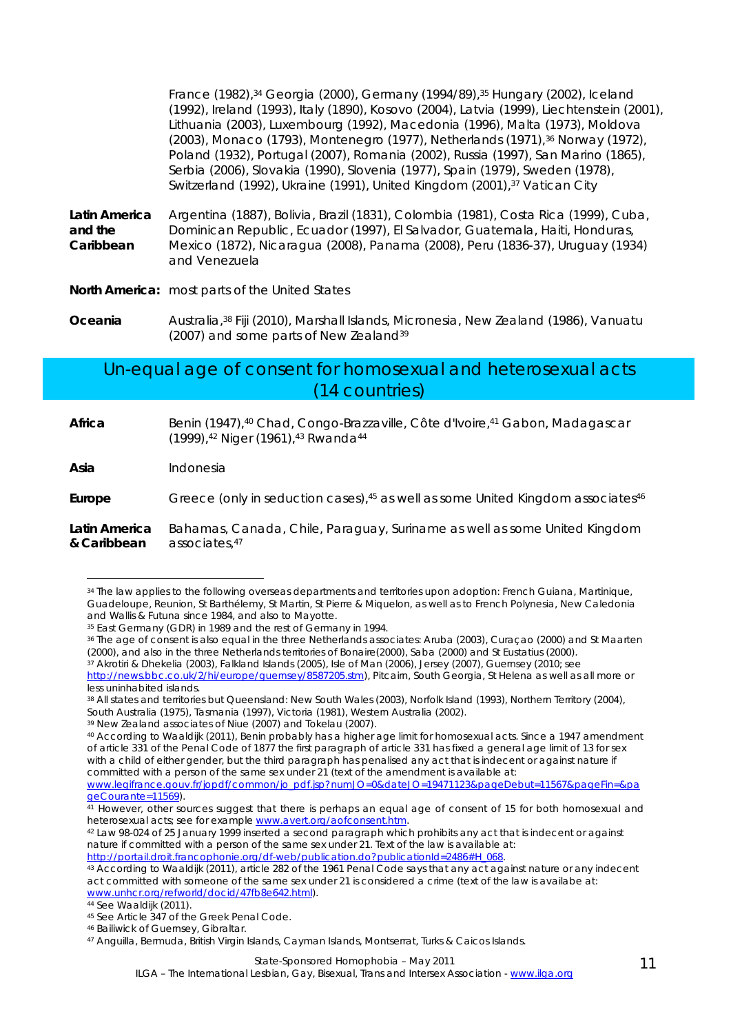France (1982),[34] Georgia (2000), Germany (1994/89),[35] Hungary (2002), Iceland (1992), Ireland (1993), Italy (1890), Kosovo (2004), Latvia (1999), Liechtenstein (2001), Lithuania (2003), Luxembourg (1992), Macedonia (1996), Malta (1973), Moldova (2003), Monaco (1793), Montenegro (1977), Netherlands (1971),[36] Norway (1972), Poland (1932), Portugal (2007), Romania (2002), Russia (1997), San Marino (1865), Serbia (2006), Slovakia (1990), Slovenia (1977), Spain (1979), Sweden (1978), Switzerland (1992), Ukraine (1991), United Kingdom (2001),[37] Vatican City

**Latin America and the Caribbean** Argentina (1887), Bolivia, Brazil (1831), Colombia (1981), Costa Rica (1999), Cuba, Dominican Republic, Ecuador (1997), El Salvador, Guatemala, Haiti, Honduras, Mexico (1872), Nicaragua (2008), Panama (2008), Peru (1836-37), Uruguay (1934) and Venezuela

**North America:** most parts of the United States

**Oceania** Australia,[38] Fiji (2010), Marshall Islands, Micronesia, New Zealand (1986), Vanuatu (2007) and some parts of New Zealand[39]

## Un-equal age of consent for homosexual and heterosexual acts (14 countries)

**Africa** Benin (1947),[40] Chad, Congo-Brazzaville, Côte d'Ivoire,[41] Gabon, Madagascar (1999),[42] Niger (1961),[43] Rwanda[44]

**Asia** Indonesia

**Europe** Greece (only in seduction cases),[45] as well as some United Kingdom associates[46]

**Latin America & Caribbean** Bahamas, Canada, Chile, Paraguay, Suriname as well as some United Kingdom associates,[47]

---

[34] The law applies to the following overseas departments and territories upon adoption: French Guiana, Martinique, Guadeloupe, Reunion, St Barthélemy, St Martin, St Pierre & Miquelon, as well as to French Polynesia, New Caledonia and Wallis & Futuna since 1984, and also to Mayotte.

[35] East Germany (GDR) in 1989 and the rest of Germany in 1994.

[36] The age of consent is also equal in the three Netherlands associates: Aruba (2003), Curaçao (2000) and St Maarten (2000), and also in the three Netherlands territories of Bonaire(2000), Saba (2000) and St Eustatius (2000).

[37] Akrotiri & Dhekelia (2003), Falkland Islands (2005), Isle of Man (2006), Jersey (2007), Guernsey (2010; see http://news.bbc.co.uk/2/hi/europe/guernsey/8587205.stm), Pitcairn, South Georgia, St Helena as well as all more or less uninhabited islands.

[38] All states and territories but Queensland: New South Wales (2003), Norfolk Island (1993), Northern Territory (2004), South Australia (1975), Tasmania (1997), Victoria (1981), Western Australia (2002).

[39] New Zealand associates of Niue (2007) and Tokelau (2007).

[40] According to Waaldijk (2011), Benin probably has a higher age limit for homosexual acts. Since a 1947 amendment of article 331 of the Penal Code of 1877 the first paragraph of article 331 has fixed a general age limit of 13 for sex with a child of either gender, but the third paragraph has penalised any act that is indecent or against nature if committed with a person of the same sex under 21 (text of the amendment is available at: www.legifrance.gouv.fr/jopdf/common/jo_pdf.jsp?numJO=0&dateJO=19471123&pageDebut=11567&pageFin=&pageCourante=11569).

[41] However, other sources suggest that there is perhaps an equal age of consent of 15 for both homosexual and heterosexual acts; see for example www.avert.org/aofconsent.htm.

[42] Law 98-024 of 25 January 1999 inserted a second paragraph which prohibits any act that is indecent or against nature if committed with a person of the same sex under 21. Text of the law is available at: http://portail.droit.francophonie.org/df-web/publication.do?publicationId=2486#H_068.

[43] According to Waaldijk (2011), article 282 of the 1961 Penal Code says that any act against nature or any indecent act committed with someone of the same sex under 21 is considered a crime (text of the law is availabe at: www.unhcr.org/refworld/docid/47fb8e642.html).

[44] See Waaldijk (2011).

[45] See Article 347 of the Greek Penal Code.

[46] Bailiwick of Guernsey, Gibraltar.

[47] Anguilla, Bermuda, British Virgin Islands, Cayman Islands, Montserrat, Turks & Caicos Islands.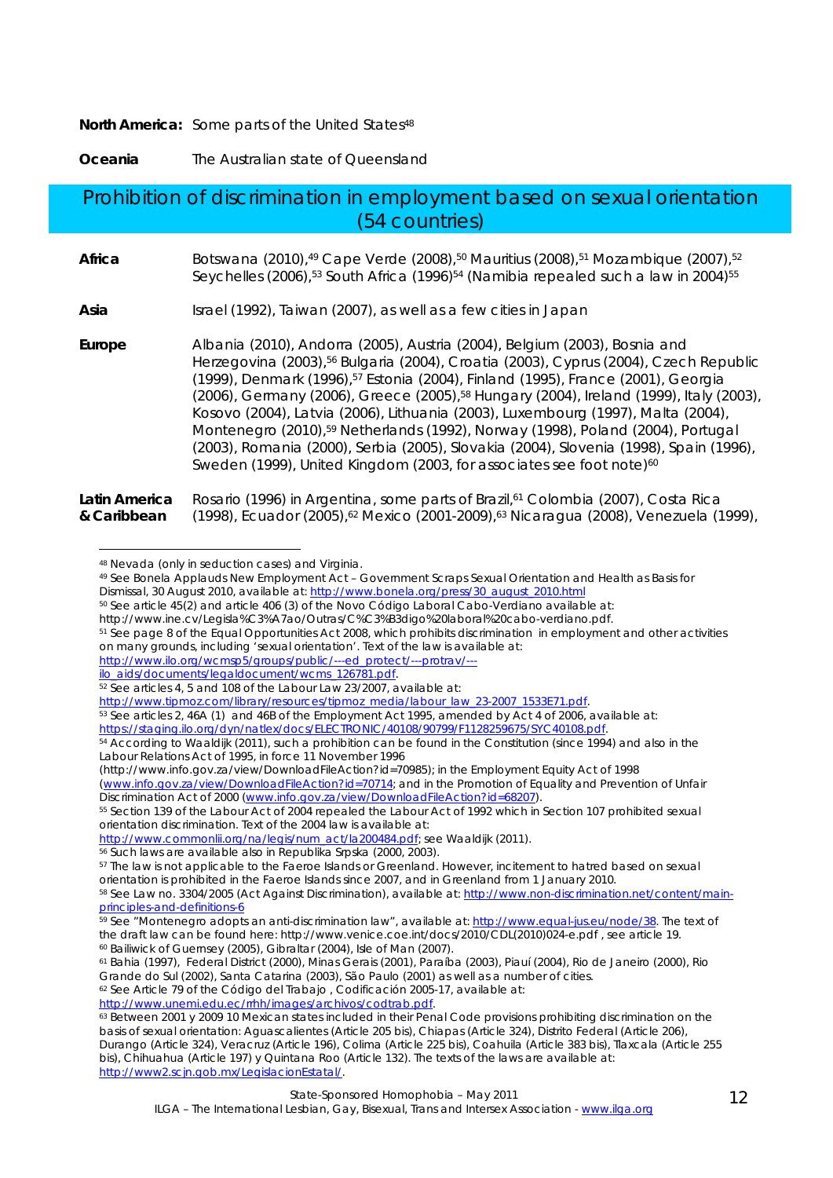**North America:** Some parts of the United States[48]

**Oceania** The Australian state of Queensland

## Prohibition of discrimination in employment based on sexual orientation (54 countries)

**Africa** Botswana (2010),[49] Cape Verde (2008),[50] Mauritius (2008),[51] Mozambique (2007),[52] Seychelles (2006),[53] South Africa (1996)[54] (Namibia repealed such a law in 2004)[55]

**Asia** Israel (1992), Taiwan (2007), as well as a few cities in Japan

**Europe** Albania (2010), Andorra (2005), Austria (2004), Belgium (2003), Bosnia and Herzegovina (2003),[56] Bulgaria (2004), Croatia (2003), Cyprus (2004), Czech Republic (1999), Denmark (1996),[57] Estonia (2004), Finland (1995), France (2001), Georgia (2006), Germany (2006), Greece (2005),[58] Hungary (2004), Ireland (1999), Italy (2003), Kosovo (2004), Latvia (2006), Lithuania (2003), Luxembourg (1997), Malta (2004), Montenegro (2010),[59] Netherlands (1992), Norway (1998), Poland (2004), Portugal (2003), Romania (2000), Serbia (2005), Slovakia (2004), Slovenia (1998), Spain (1996), Sweden (1999), United Kingdom (2003, for associates see foot note)[60]

**Latin America & Caribbean** Rosario (1996) in Argentina, some parts of Brazil,[61] Colombia (2007), Costa Rica (1998), Ecuador (2005),[62] Mexico (2001-2009),[63] Nicaragua (2008), Venezuela (1999),

---

[48] Nevada (only in seduction cases) and Virginia.

[49] See Bonela Applauds New Employment Act – Government Scraps Sexual Orientation and Health as Basis for Dismissal, 30 August 2010, available at: http://www.bonela.org/press/30_august_2010.html

[50] See article 45(2) and article 406 (3) of the Novo Código Laboral Cabo-Verdiano available at: http://www.ine.cv/Legisla%C3%A7ao/Outras/C%C3%B3digo%20laboral%20cabo-verdiano.pdf.

[51] See page 8 of the Equal Opportunities Act 2008, which prohibits discrimination in employment and other activities on many grounds, including 'sexual orientation'. Text of the law is available at: http://www.ilo.org/wcmsp5/groups/public/---ed_protect/---protrav/---ilo_aids/documents/legaldocument/wcms_126781.pdf.

[52] See articles 4, 5 and 108 of the Labour Law 23/2007, available at: http://www.tipmoz.com/library/resources/tipmoz_media/labour_law_23-2007_1533E71.pdf.

[53] See articles 2, 46A (1) and 46B of the Employment Act 1995, amended by Act 4 of 2006, available at: https://staging.ilo.org/dyn/natlex/docs/ELECTRONIC/40108/90799/F1128259675/SYC40108.pdf.

[54] According to Waaldijk (2011), such a prohibition can be found in the Constitution (since 1994) and also in the Labour Relations Act of 1995, in force 11 November 1996 (http://www.info.gov.za/view/DownloadFileAction?id=70985); in the Employment Equity Act of 1998 (www.info.gov.za/view/DownloadFileAction?id=70714; and in the Promotion of Equality and Prevention of Unfair Discrimination Act of 2000 (www.info.gov.za/view/DownloadFileAction?id=68207).

[55] Section 139 of the Labour Act of 2004 repealed the Labour Act of 1992 which in Section 107 prohibited sexual orientation discrimination. Text of the 2004 law is available at: http://www.commonlii.org/na/legis/num_act/la200484.pdf; see Waaldijk (2011).

[56] Such laws are available also in Republika Srpska (2000, 2003).

[57] The law is not applicable to the Faeroe Islands or Greenland. However, incitement to hatred based on sexual orientation is prohibited in the Faeroe Islands since 2007, and in Greenland from 1 January 2010.

[58] See Law no. 3304/2005 (Act Against Discrimination), available at: http://www.non-discrimination.net/content/main-principles-and-definitions-6

[59] See "Montenegro adopts an anti-discrimination law", available at: http://www.equal-jus.eu/node/38. The text of the draft law can be found here: http://www.venice.coe.int/docs/2010/CDL(2010)024-e.pdf , see article 19.

[60] Bailiwick of Guernsey (2005), Gibraltar (2004), Isle of Man (2007).

[61] Bahia (1997), Federal District (2000), Minas Gerais (2001), Paraíba (2003), Piauí (2004), Rio de Janeiro (2000), Rio Grande do Sul (2002), Santa Catarina (2003), São Paulo (2001) as well as a number of cities.

[62] See Article 79 of the Código del Trabajo , Codificación 2005-17, available at: http://www.unemi.edu.ec/rrhh/images/archivos/codtrab.pdf.

[63] Between 2001 y 2009 10 Mexican states included in their Penal Code provisions prohibiting discrimination on the basis of sexual orientation: Aguascalientes (Article 205 bis), Chiapas (Article 324), Distrito Federal (Article 206), Durango (Article 324), Veracruz (Article 196), Colima (Article 225 bis), Coahuila (Article 383 bis), Tlaxcala (Article 255 bis), Chihuahua (Article 197) y Quintana Roo (Article 132). The texts of the laws are available at: http://www2.scjn.gob.mx/LegislacionEstatal/.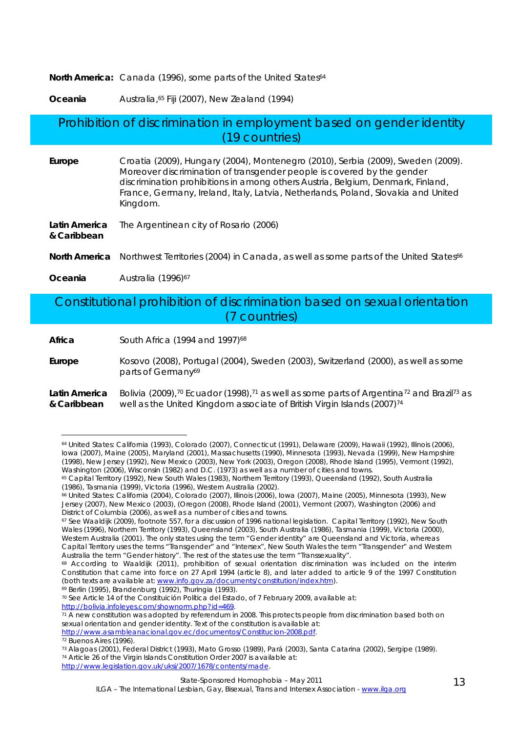**North America:** Canada (1996), some parts of the United States[64]

**Oceania** Australia,[65] Fiji (2007), New Zealand (1994)

## Prohibition of discrimination in employment based on gender identity (19 countries)

**Europe** Croatia (2009), Hungary (2004), Montenegro (2010), Serbia (2009), Sweden (2009). Moreover discrimination of transgender people is covered by the gender discrimination prohibitions in among others Austria, Belgium, Denmark, Finland, France, Germany, Ireland, Italy, Latvia, Netherlands, Poland, Slovakia and United Kingdom.

**Latin America & Caribbean** The Argentinean city of Rosario (2006)

**North America** Northwest Territories (2004) in Canada, as well as some parts of the United States[66]

**Oceania** Australia (1996)[67]

## Constitutional prohibition of discrimination based on sexual orientation (7 countries)

**Africa** South Africa (1994 and 1997)[68]

**Europe** Kosovo (2008), Portugal (2004), Sweden (2003), Switzerland (2000), as well as some parts of Germany[69]

**Latin America & Caribbean** Bolivia (2009),[70] Ecuador (1998),[71] as well as some parts of Argentina[72] and Brazil[73] as well as the United Kingdom associate of British Virgin Islands (2007)[74]

---

[64] United States: California (1993), Colorado (2007), Connecticut (1991), Delaware (2009), Hawaii (1992), Illinois (2006), Iowa (2007), Maine (2005), Maryland (2001), Massachusetts (1990), Minnesota (1993), Nevada (1999), New Hampshire (1998), New Jersey (1992), New Mexico (2003), New York (2003), Oregon (2008), Rhode Island (1995), Vermont (1992), Washington (2006), Wisconsin (1982) and D.C. (1973) as well as a number of cities and towns.

[65] Capital Territory (1992), New South Wales (1983), Northern Territory (1993), Queensland (1992), South Australia (1986), Tasmania (1999), Victoria (1996), Western Australia (2002).

[66] United States: California (2004), Colorado (2007), Illinois (2006), Iowa (2007), Maine (2005), Minnesota (1993), New Jersey (2007), New Mexico (2003), (Oregon (2008), Rhode Island (2001), Vermont (2007), Washington (2006) and District of Columbia (2006), as well as a number of cities and towns.

[67] See Waaldijk (2009), footnote 557, for a discussion of 1996 national legislation. Capital Territory (1992), New South Wales (1996), Northern Territory (1993), Queensland (2003), South Australia (1986), Tasmania (1999), Victoria (2000), Western Australia (2001). The only states using the term "Gender identity" are Queensland and Victoria, whereas Capital Territory uses the terms "Transgender" and "Intersex", New South Wales the term "Transgender" and Western Australia the term "Gender history". The rest of the states use the term "Transsexuality".

[68] According to Waaldijk (2011), prohibition of sexual orientation discrimination was included on the interim Constitution that came into force on 27 April 1994 (article 8), and later added to article 9 of the 1997 Constitution (both texts are available at: www.info.gov.za/documents/constitution/index.htm).

[69] Berlin (1995), Brandenburg (1992), Thuringia (1993).

[70] See Article 14 of the Constituición Política del Estado, of 7 February 2009, available at: http://bolivia.infoleyes.com/shownorm.php?id=469.

[71] A new constitution was adopted by referendum in 2008. This protects people from discrimination based both on sexual orientation and gender identity. Text of the constitution is available at: http://www.asambleanacional.gov.ec/documentos/Constitucion-2008.pdf.

[72] Buenos Aires (1996).

[73] Alagoas (2001), Federal District (1993), Mato Grosso (1989), Pará (2003), Santa Catarina (2002), Sergipe (1989).

[74] Article 26 of the Virgin Islands Constitution Order 2007 is available at: http://www.legislation.gov.uk/uksi/2007/1678/contents/made.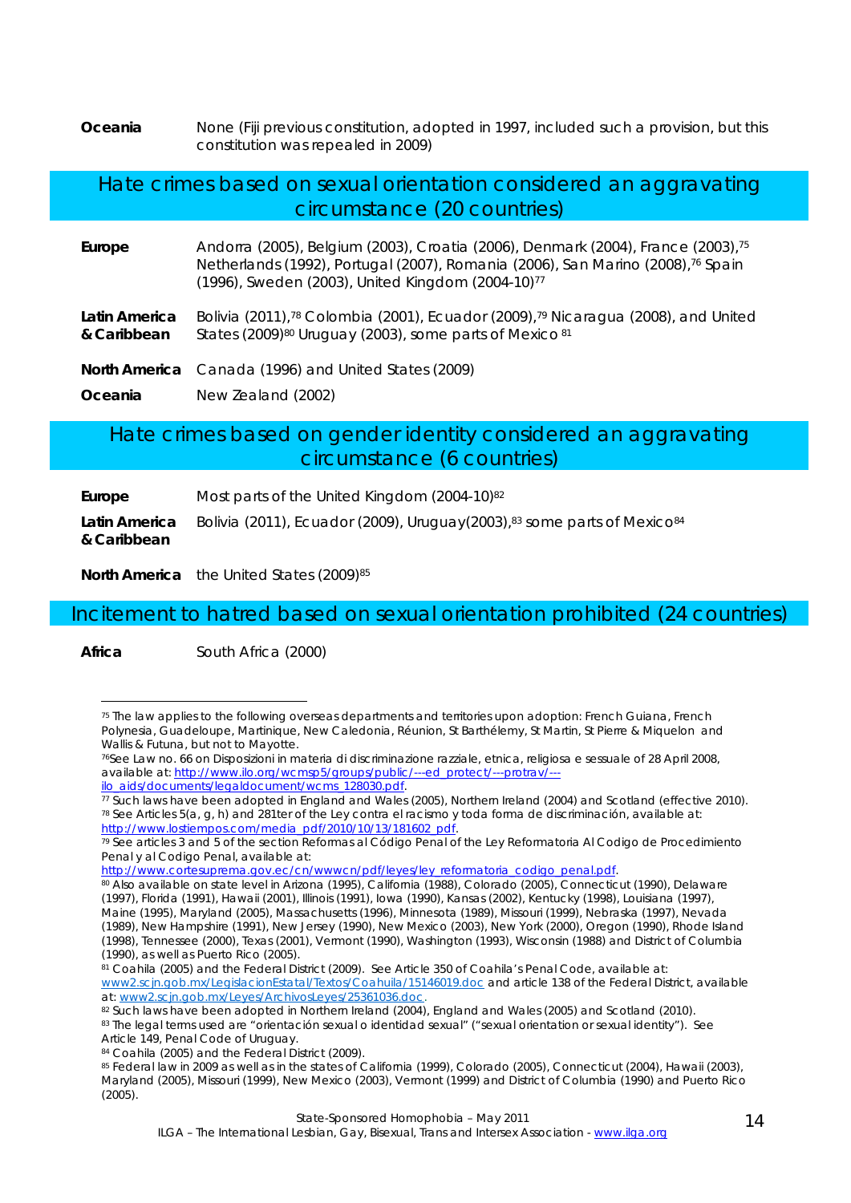**Oceania** None (Fiji previous constitution, adopted in 1997, included such a provision, but this constitution was repealed in 2009)

## Hate crimes based on sexual orientation considered an aggravating circumstance (20 countries)

**Europe** Andorra (2005), Belgium (2003), Croatia (2006), Denmark (2004), France (2003),[75] Netherlands (1992), Portugal (2007), Romania (2006), San Marino (2008),[76] Spain (1996), Sweden (2003), United Kingdom (2004-10)[77]

**Latin America & Caribbean** Bolivia (2011),[78] Colombia (2001), Ecuador (2009),[79] Nicaragua (2008), and United States (2009)[80] Uruguay (2003), some parts of Mexico [81]

**North America** Canada (1996) and United States (2009)

**Oceania** New Zealand (2002)

## Hate crimes based on gender identity considered an aggravating circumstance (6 countries)

**Europe** Most parts of the United Kingdom (2004-10)[82]

**Latin America & Caribbean** Bolivia (2011), Ecuador (2009), Uruguay(2003),[83] some parts of Mexico[84]

**North America** the United States (2009)[85]

## Incitement to hatred based on sexual orientation prohibited (24 countries)

**Africa** South Africa (2000)

---

[75] The law applies to the following overseas departments and territories upon adoption: French Guiana, French Polynesia, Guadeloupe, Martinique, New Caledonia, Réunion, St Barthélemy, St Martin, St Pierre & Miquelon and Wallis & Futuna, but not to Mayotte.

[76] See Law no. 66 on Disposizioni in materia di discriminazione razziale, etnica, religiosa e sessuale of 28 April 2008, available at: http://www.ilo.org/wcmsp5/groups/public/---ed_protect/---protrav/---ilo_aids/documents/legaldocument/wcms_128030.pdf.

[77] Such laws have been adopted in England and Wales (2005), Northern Ireland (2004) and Scotland (effective 2010).

[78] See Articles 5(a, g, h) and 281ter of the Ley contra el racismo y toda forma de discriminación, available at: http://www.lostiempos.com/media_pdf/2010/10/13/181602_pdf.

[79] See articles 3 and 5 of the section Reformas al Código Penal of the Ley Reformatoria Al Codigo de Procedimiento Penal y al Codigo Penal, available at: http://www.cortesuprema.gov.ec/cn/wwwcn/pdf/leyes/ley_reformatoria_codigo_penal.pdf.

[80] Also available on state level in Arizona (1995), California (1988), Colorado (2005), Connecticut (1990), Delaware (1997), Florida (1991), Hawaii (2001), Illinois (1991), Iowa (1990), Kansas (2002), Kentucky (1998), Louisiana (1997), Maine (1995), Maryland (2005), Massachusetts (1996), Minnesota (1989), Missouri (1999), Nebraska (1997), Nevada (1989), New Hampshire (1991), New Jersey (1990), New Mexico (2003), New York (2000), Oregon (1990), Rhode Island (1998), Tennessee (2000), Texas (2001), Vermont (1990), Washington (1993), Wisconsin (1988) and District of Columbia (1990), as well as Puerto Rico (2005).

[81] Coahila (2005) and the Federal District (2009). See Article 350 of Coahila's Penal Code, available at: www2.scjn.gob.mx/LegislacionEstatal/Textos/Coahuila/15146019.doc and article 138 of the Federal District, available at: www2.scjn.gob.mx/Leyes/ArchivosLeyes/25361036.doc.

[82] Such laws have been adopted in Northern Ireland (2004), England and Wales (2005) and Scotland (2010).

[83] The legal terms used are "orientación sexual o identidad sexual" ("sexual orientation or sexual identity"). See Article 149, Penal Code of Uruguay.

[84] Coahila (2005) and the Federal District (2009).

[85] Federal law in 2009 as well as in the states of California (1999), Colorado (2005), Connecticut (2004), Hawaii (2003), Maryland (2005), Missouri (1999), New Mexico (2003), Vermont (1999) and District of Columbia (1990) and Puerto Rico (2005).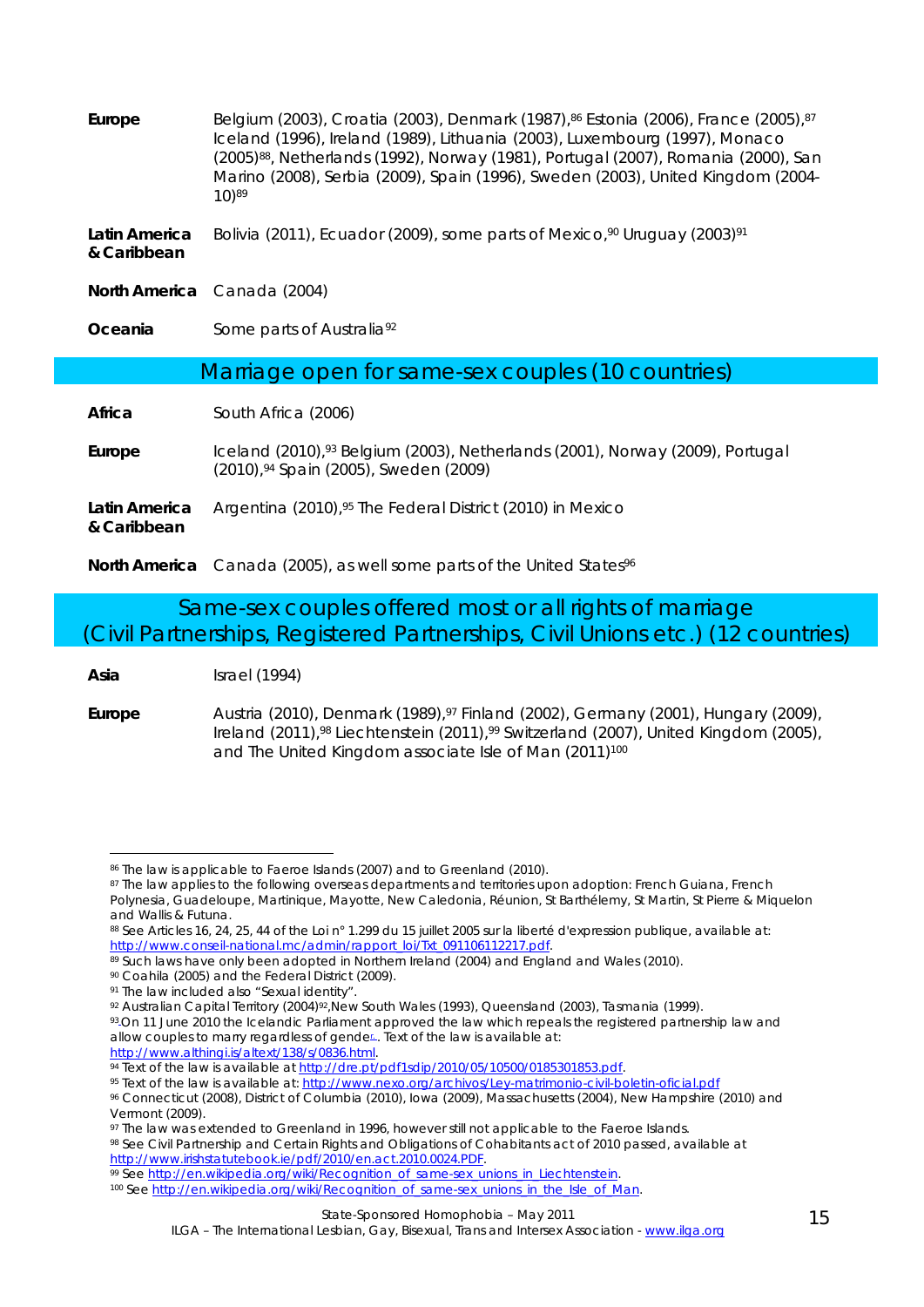**Europe** Belgium (2003), Croatia (2003), Denmark (1987),[86] Estonia (2006), France (2005),[87] Iceland (1996), Ireland (1989), Lithuania (2003), Luxembourg (1997), Monaco (2005)[88], Netherlands (1992), Norway (1981), Portugal (2007), Romania (2000), San Marino (2008), Serbia (2009), Spain (1996), Sweden (2003), United Kingdom (2004-10)[89]

**Latin America & Caribbean** Bolivia (2011), Ecuador (2009), some parts of Mexico,[90] Uruguay (2003)[91]

**North America** Canada (2004)

**Oceania** Some parts of Australia[92]

## Marriage open for same-sex couples (10 countries)

**Africa** South Africa (2006)

**Europe** Iceland (2010),[93] Belgium (2003), Netherlands (2001), Norway (2009), Portugal (2010),[94] Spain (2005), Sweden (2009)

**Latin America & Caribbean** Argentina (2010),[95] The Federal District (2010) in Mexico

**North America** Canada (2005), as well some parts of the United States[96]

## Same-sex couples offered most or all rights of marriage (Civil Partnerships, Registered Partnerships, Civil Unions etc.) (12 countries)

**Asia** Israel (1994)

**Europe** Austria (2010), Denmark (1989),[97] Finland (2002), Germany (2001), Hungary (2009), Ireland (2011),[98] Liechtenstein (2011),[99] Switzerland (2007), United Kingdom (2005), and The United Kingdom associate Isle of Man (2011)[100]

---

[86] The law is applicable to Faeroe Islands (2007) and to Greenland (2010).

[87] The law applies to the following overseas departments and territories upon adoption: French Guiana, French Polynesia, Guadeloupe, Martinique, Mayotte, New Caledonia, Réunion, St Barthélemy, St Martin, St Pierre & Miquelon and Wallis & Futuna.

[88] See Articles 16, 24, 25, 44 of the Loi n° 1.299 du 15 juillet 2005 sur la liberté d'expression publique, available at: http://www.conseil-national.mc/admin/rapport_loi/Txt_091106112217.pdf.

[89] Such laws have only been adopted in Northern Ireland (2004) and England and Wales (2010).

[90] Coahila (2005) and the Federal District (2009).

[91] The law included also "Sexual identity".

[92] Australian Capital Territory (2004)[92],New South Wales (1993), Queensland (2003), Tasmania (1999).

[93] On 11 June 2010 the Icelandic Parliament approved the law which repeals the registered partnership law and allow couples to marry regardless of gender. Text of the law is available at: http://www.althingi.is/altext/138/s/0836.html.

[94] Text of the law is available at http://dre.pt/pdf1sdip/2010/05/10500/0185301853.pdf.

[95] Text of the law is available at: http://www.nexo.org/archivos/Ley-matrimonio-civil-boletin-oficial.pdf

[96] Connecticut (2008), District of Columbia (2010), Iowa (2009), Massachusetts (2004), New Hampshire (2010) and Vermont (2009).

[97] The law was extended to Greenland in 1996, however still not applicable to the Faeroe Islands.

[98] See Civil Partnership and Certain Rights and Obligations of Cohabitants act of 2010 passed, available at http://www.irishstatutebook.ie/pdf/2010/en.act.2010.0024.PDF.

[99] See http://en.wikipedia.org/wiki/Recognition_of_same-sex_unions_in_Liechtenstein.

[100] See http://en.wikipedia.org/wiki/Recognition_of_same-sex_unions_in_the_Isle_of_Man.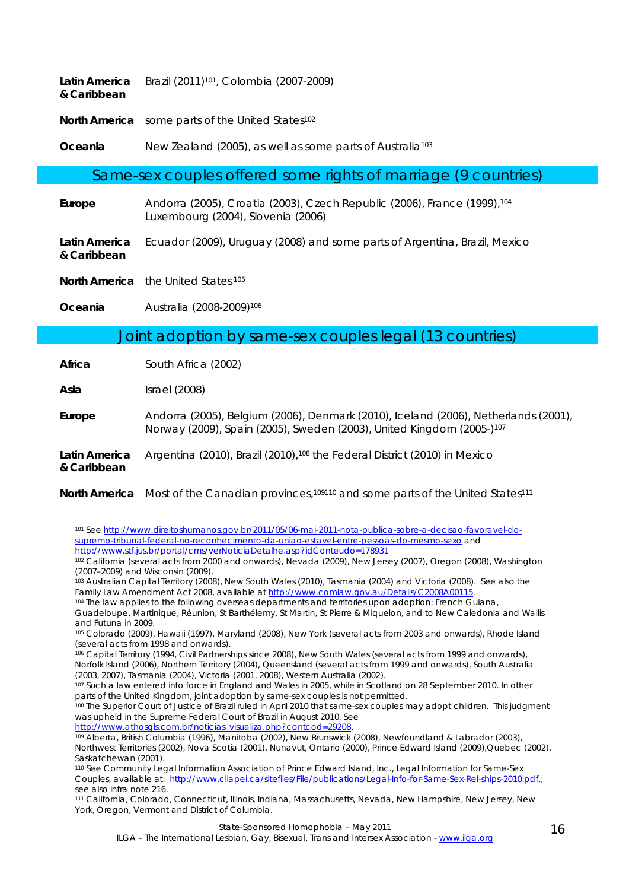**Latin America & Caribbean** Brazil (2011)[101], Colombia (2007-2009)

**North America** some parts of the United States[102]

**Oceania** New Zealand (2005), as well as some parts of Australia[103]

## Same-sex couples offered some rights of marriage (9 countries)

**Europe** Andorra (2005), Croatia (2003), Czech Republic (2006), France (1999),[104] Luxembourg (2004), Slovenia (2006)

**Latin America & Caribbean** Ecuador (2009), Uruguay (2008) and some parts of Argentina, Brazil, Mexico

**North America** the United States[105]

**Oceania** Australia (2008-2009)[106]

## Joint adoption by same-sex couples legal (13 countries)

**Africa** South Africa (2002)

**Asia** Israel (2008)

**Europe** Andorra (2005), Belgium (2006), Denmark (2010), Iceland (2006), Netherlands (2001), Norway (2009), Spain (2005), Sweden (2003), United Kingdom (2005-)[107]

**Latin America & Caribbean** Argentina (2010), Brazil (2010),[108] the Federal District (2010) in Mexico

**North America** Most of the Canadian provinces,[109][110] and some parts of the United States[111]

---

[101] See http://www.direitoshumanos.gov.br/2011/05/06-mai-2011-nota-publica-sobre-a-decisao-favoravel-do-supremo-tribunal-federal-no-reconhecimento-da-uniao-estavel-entre-pessoas-do-mesmo-sexo and http://www.stf.jus.br/portal/cms/verNoticiaDetalhe.asp?idConteudo=178931

[102] California (several acts from 2000 and onwards), Nevada (2009), New Jersey (2007), Oregon (2008), Washington (2007–2009) and Wisconsin (2009).

[103] Australian Capital Territory (2008), New South Wales (2010), Tasmania (2004) and Victoria (2008). See also the Family Law Amendment Act 2008, available at http://www.comlaw.gov.au/Details/C2008A00115.

[104] The law applies to the following overseas departments and territories upon adoption: French Guiana, Guadeloupe, Martinique, Réunion, St Barthélemy, St Martin, St Pierre & Miquelon, and to New Caledonia and Wallis and Futuna in 2009.

[105] Colorado (2009), Hawaii (1997), Maryland (2008), New York (several acts from 2003 and onwards), Rhode Island (several acts from 1998 and onwards).

[106] Capital Territory (1994, Civil Partnerships since 2008), New South Wales (several acts from 1999 and onwards), Norfolk Island (2006), Northern Territory (2004), Queensland (several acts from 1999 and onwards), South Australia (2003, 2007), Tasmania (2004), Victoria (2001, 2008), Western Australia (2002).

[107] Such a law entered into force in England and Wales in 2005, while in Scotland on 28 September 2010. In other parts of the United Kingdom, joint adoption by same-sex couples is not permitted.

[108] The Superior Court of Justice of Brazil ruled in April 2010 that same-sex couples may adopt children. This judgment was upheld in the Supreme Federal Court of Brazil in August 2010. See http://www.athosgls.com.br/noticias_visualiza.php?contcod=29208.

[109] Alberta, British Columbia (1996), Manitoba (2002), New Brunswick (2008), Newfoundland & Labrador (2003), Northwest Territories (2002), Nova Scotia (2001), Nunavut, Ontario (2000), Prince Edward Island (2009),Quebec (2002), Saskatchewan (2001).

[110] See Community Legal Information Association of Prince Edward Island, Inc., Legal Information for Same-Sex Couples, available at: http://www.cliapei.ca/sitefiles/File/publications/Legal-Info-for-Same-Sex-Rel-ships-2010.pdf.; see also infra note 216.

[111] California, Colorado, Connecticut, Illinois, Indiana, Massachusetts, Nevada, New Hampshire, New Jersey, New York, Oregon, Vermont and District of Columbia.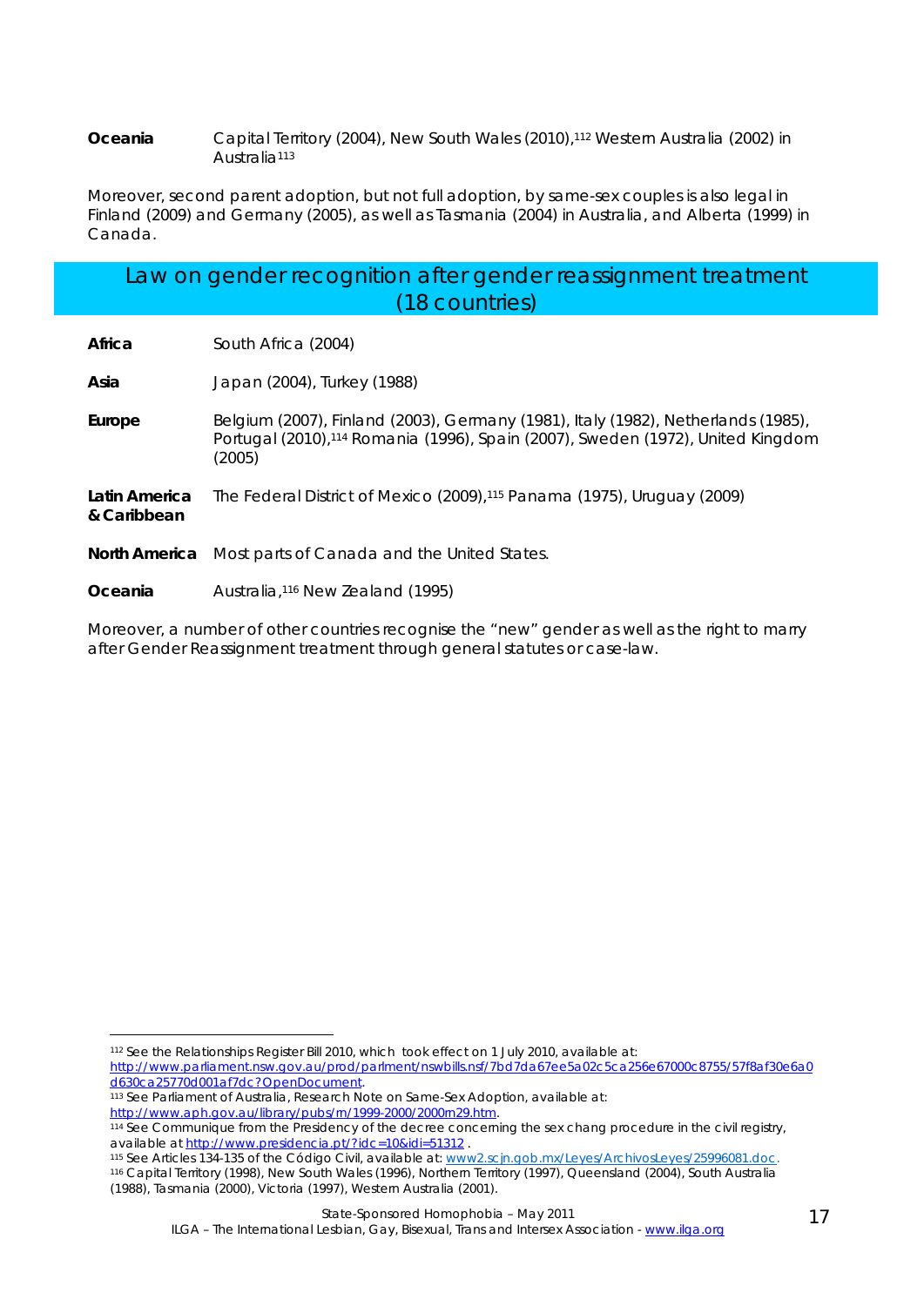| | |
|---|---|
| **Oceania** | Capital Territory (2004), New South Wales (2010),[112] Western Australia (2002) in Australia[113] |

Moreover, second parent adoption, but not full adoption, by same-sex couples is also legal in Finland (2009) and Germany (2005), as well as Tasmania (2004) in Australia, and Alberta (1999) in Canada.

## Law on gender recognition after gender reassignment treatment (18 countries)

| | |
|---|---|
| **Africa** | South Africa (2004) |
| **Asia** | Japan (2004), Turkey (1988) |
| **Europe** | Belgium (2007), Finland (2003), Germany (1981), Italy (1982), Netherlands (1985), Portugal (2010),[114] Romania (1996), Spain (2007), Sweden (1972), United Kingdom (2005) |
| **Latin America & Caribbean** | The Federal District of Mexico (2009),[115] Panama (1975), Uruguay (2009) |
| **North America** | Most parts of Canada and the United States. |
| **Oceania** | Australia,[116] New Zealand (1995) |

Moreover, a number of other countries recognise the "new" gender as well as the right to marry after Gender Reassignment treatment through general statutes or case-law.

---

[112] See the Relationships Register Bill 2010, which took effect on 1 July 2010, available at: http://www.parliament.nsw.gov.au/prod/parlment/nswbills.nsf/7bd7da67ee5a02c5ca256e67000c8755/57f8af30e6a0d630ca25770d001af7dc?OpenDocument.

[113] See Parliament of Australia, Research Note on Same-Sex Adoption, available at: http://www.aph.gov.au/library/pubs/rn/1999-2000/2000rn29.htm.

[114] See Communique from the Presidency of the decree concerning the sex chang procedure in the civil registry, available at http://www.presidencia.pt/?idc=10&idi=51312 .

[115] See Articles 134-135 of the Código Civil, available at: www2.scjn.gob.mx/Leyes/ArchivosLeyes/25996081.doc.

[116] Capital Territory (1998), New South Wales (1996), Northern Territory (1997), Queensland (2004), South Australia (1988), Tasmania (2000), Victoria (1997), Western Australia (2001).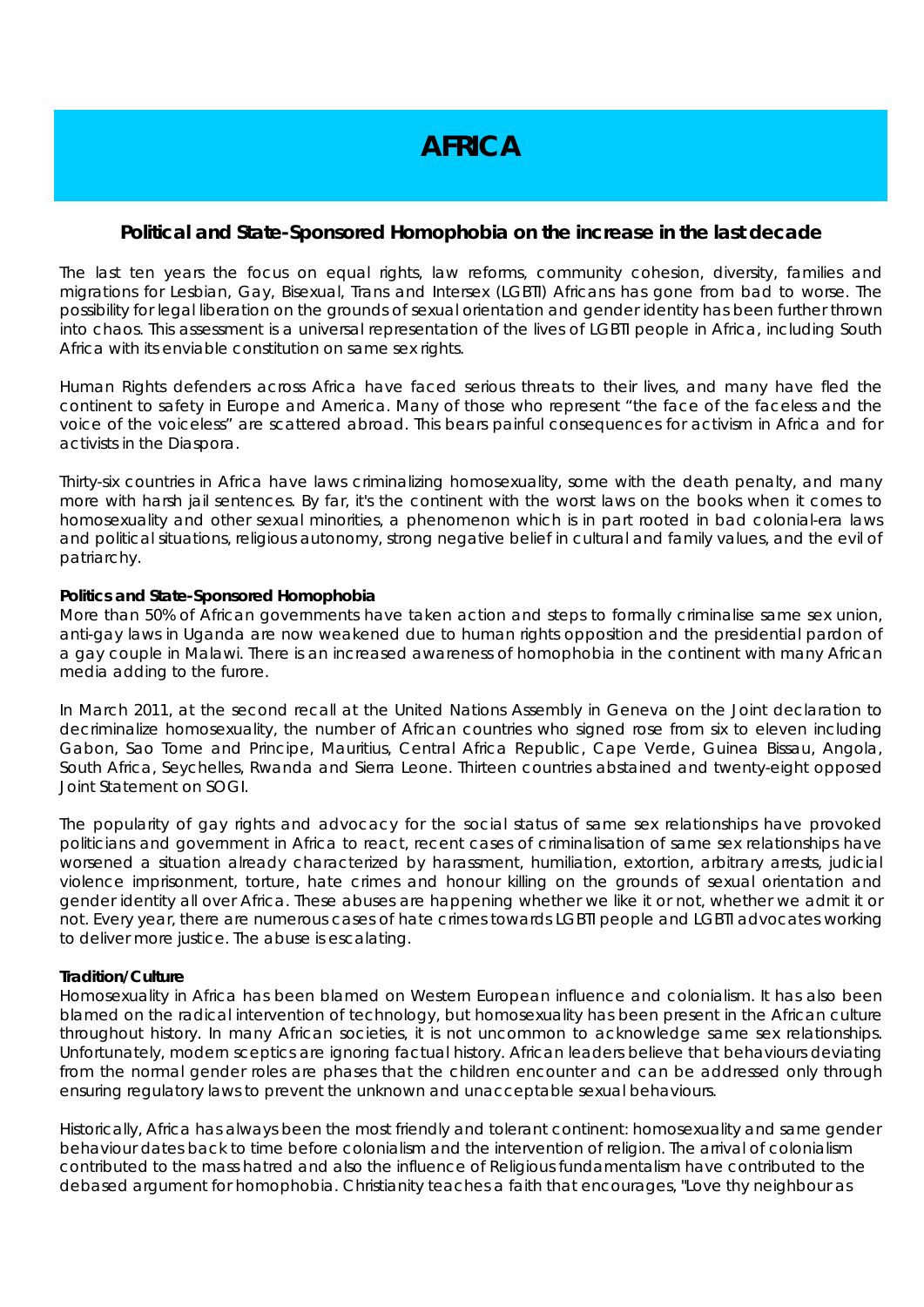# AFRICA

## Political and State-Sponsored Homophobia on the increase in the last decade

The last ten years the focus on equal rights, law reforms, community cohesion, diversity, families and migrations for Lesbian, Gay, Bisexual, Trans and Intersex (LGBTI) Africans has gone from bad to worse. The possibility for legal liberation on the grounds of sexual orientation and gender identity has been further thrown into chaos. This assessment is a universal representation of the lives of LGBTI people in Africa, including South Africa with its enviable constitution on same sex rights.

Human Rights defenders across Africa have faced serious threats to their lives, and many have fled the continent to safety in Europe and America. Many of those who represent "the face of the faceless and the voice of the voiceless" are scattered abroad. This bears painful consequences for activism in Africa and for activists in the Diaspora.

Thirty-six countries in Africa have laws criminalizing homosexuality, some with the death penalty, and many more with harsh jail sentences. By far, it's the continent with the worst laws on the books when it comes to homosexuality and other sexual minorities, a phenomenon which is in part rooted in bad colonial-era laws and political situations, religious autonomy, strong negative belief in cultural and family values, and the evil of patriarchy.

**Politics and State-Sponsored Homophobia**
More than 50% of African governments have taken action and steps to formally criminalise same sex union, anti-gay laws in Uganda are now weakened due to human rights opposition and the presidential pardon of a gay couple in Malawi. There is an increased awareness of homophobia in the continent with many African media adding to the furore.

In March 2011, at the second recall at the United Nations Assembly in Geneva on the Joint declaration to decriminalize homosexuality, the number of African countries who signed rose from six to eleven including Gabon, Sao Tome and Principe, Mauritius, Central Africa Republic, Cape Verde, Guinea Bissau, Angola, South Africa, Seychelles, Rwanda and Sierra Leone. Thirteen countries abstained and twenty-eight opposed Joint Statement on SOGI.

The popularity of gay rights and advocacy for the social status of same sex relationships have provoked politicians and government in Africa to react, recent cases of criminalisation of same sex relationships have worsened a situation already characterized by harassment, humiliation, extortion, arbitrary arrests, judicial violence imprisonment, torture, hate crimes and honour killing on the grounds of sexual orientation and gender identity all over Africa. These abuses are happening whether we like it or not, whether we admit it or not. Every year, there are numerous cases of hate crimes towards LGBTI people and LGBTI advocates working to deliver more justice. The abuse is escalating.

**Tradition/Culture**
Homosexuality in Africa has been blamed on Western European influence and colonialism. It has also been blamed on the radical intervention of technology, but homosexuality has been present in the African culture throughout history. In many African societies, it is not uncommon to acknowledge same sex relationships. Unfortunately, modern sceptics are ignoring factual history. African leaders believe that behaviours deviating from the normal gender roles are phases that the children encounter and can be addressed only through ensuring regulatory laws to prevent the unknown and unacceptable sexual behaviours.

Historically, Africa has always been the most friendly and tolerant continent: homosexuality and same gender behaviour dates back to time before colonialism and the intervention of religion. The arrival of colonialism contributed to the mass hatred and also the influence of Religious fundamentalism have contributed to the debased argument for homophobia. Christianity teaches a faith that encourages, "Love thy neighbour as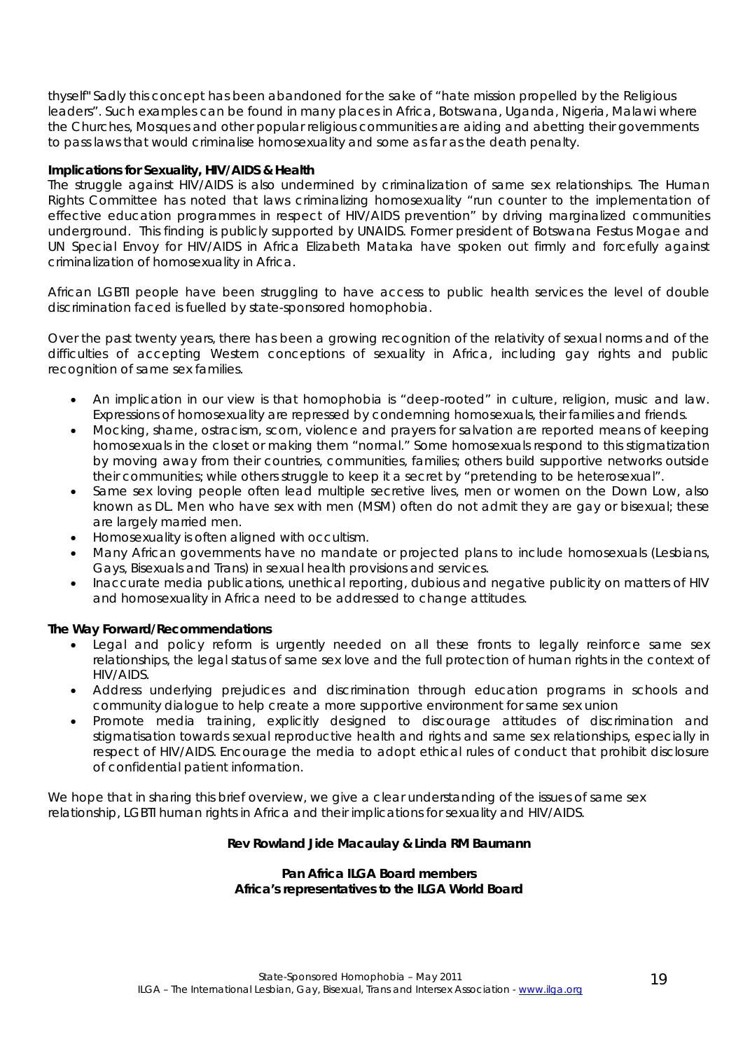thyself" Sadly this concept has been abandoned for the sake of "hate mission propelled by the Religious leaders". Such examples can be found in many places in Africa, Botswana, Uganda, Nigeria, Malawi where the Churches, Mosques and other popular religious communities are aiding and abetting their governments to pass laws that would criminalise homosexuality and some as far as the death penalty.

**Implications for Sexuality, HIV/AIDS & Health**

The struggle against HIV/AIDS is also undermined by criminalization of same sex relationships. The Human Rights Committee has noted that laws criminalizing homosexuality "run counter to the implementation of effective education programmes in respect of HIV/AIDS prevention" by driving marginalized communities underground. This finding is publicly supported by UNAIDS. Former president of Botswana Festus Mogae and UN Special Envoy for HIV/AIDS in Africa Elizabeth Mataka have spoken out firmly and forcefully against criminalization of homosexuality in Africa.

African LGBTI people have been struggling to have access to public health services the level of double discrimination faced is fuelled by state-sponsored homophobia.

Over the past twenty years, there has been a growing recognition of the relativity of sexual norms and of the difficulties of accepting Western conceptions of sexuality in Africa, including gay rights and public recognition of same sex families.

- An implication in our view is that homophobia is "deep-rooted" in culture, religion, music and law. Expressions of homosexuality are repressed by condemning homosexuals, their families and friends.
- Mocking, shame, ostracism, scorn, violence and prayers for salvation are reported means of keeping homosexuals in the closet or making them "normal." Some homosexuals respond to this stigmatization by moving away from their countries, communities, families; others build supportive networks outside their communities; while others struggle to keep it a secret by "pretending to be heterosexual".
- Same sex loving people often lead multiple secretive lives, men or women on the Down Low, also known as DL. Men who have sex with men (MSM) often do not admit they are gay or bisexual; these are largely married men.
- Homosexuality is often aligned with occultism.
- Many African governments have no mandate or projected plans to include homosexuals (Lesbians, Gays, Bisexuals and Trans) in sexual health provisions and services.
- Inaccurate media publications, unethical reporting, dubious and negative publicity on matters of HIV and homosexuality in Africa need to be addressed to change attitudes.

**The Way Forward/Recommendations**

- Legal and policy reform is urgently needed on all these fronts to legally reinforce same sex relationships, the legal status of same sex love and the full protection of human rights in the context of HIV/AIDS.
- Address underlying prejudices and discrimination through education programs in schools and community dialogue to help create a more supportive environment for same sex union
- Promote media training, explicitly designed to discourage attitudes of discrimination and stigmatisation towards sexual reproductive health and rights and same sex relationships, especially in respect of HIV/AIDS. Encourage the media to adopt ethical rules of conduct that prohibit disclosure of confidential patient information.

We hope that in sharing this brief overview, we give a clear understanding of the issues of same sex relationship, LGBTI human rights in Africa and their implications for sexuality and HIV/AIDS.

**Rev Rowland Jide Macaulay & Linda RM Baumann**

**Pan Africa ILGA Board members**
**Africa's representatives to the ILGA World Board**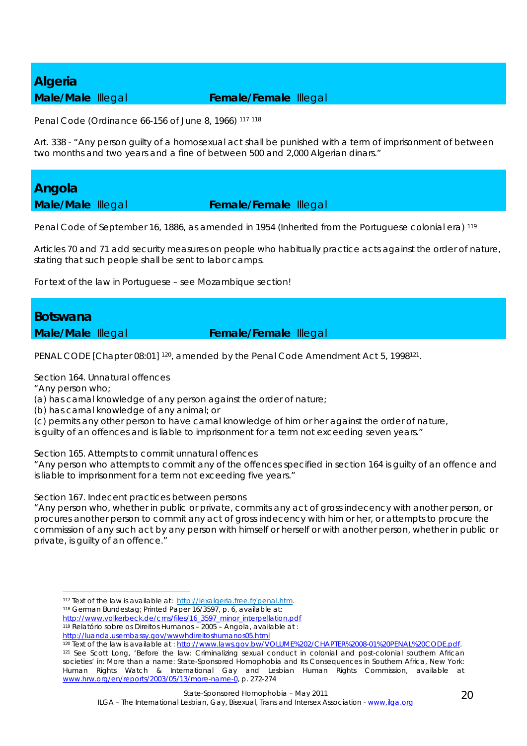## Algeria

**Male/Male** Illegal **Female/Female** Illegal

Penal Code (Ordinance 66-156 of June 8, 1966) [117] [118]

Art. 338 - "Any person guilty of a homosexual act shall be punished with a term of imprisonment of between two months and two years and a fine of between 500 and 2,000 Algerian dinars."

## Angola

**Male/Male** Illegal **Female/Female** Illegal

Penal Code of September 16, 1886, as amended in 1954 (Inherited from the Portuguese colonial era) [119]

Articles 70 and 71 add security measures on people who habitually practice acts against the order of nature, stating that such people shall be sent to labor camps.

For text of the law in Portuguese – see Mozambique section!

## Botswana

**Male/Male** Illegal **Female/Female** Illegal

PENAL CODE [Chapter 08:01] [120], amended by the Penal Code Amendment Act 5, 1998[121].

Section 164. Unnatural offences

"Any person who;

(a) has carnal knowledge of any person against the order of nature;

(b) has carnal knowledge of any animal; or

(c) permits any other person to have carnal knowledge of him or her against the order of nature,

is guilty of an offences and is liable to imprisonment for a term not exceeding seven years."

Section 165. Attempts to commit unnatural offences

"Any person who attempts to commit any of the offences specified in section 164 is guilty of an offence and is liable to imprisonment for a term not exceeding five years."

Section 167. Indecent practices between persons

"Any person who, whether in public or private, commits any act of gross indecency with another person, or procures another person to commit any act of gross indecency with him or her, or attempts to procure the commission of any such act by any person with himself or herself or with another person, whether in public or private, is guilty of an offence."

---

[117] Text of the law is available at: http://lexalgeria.free.fr/penal.htm.

[118] German Bundestag; Printed Paper 16/3597, p. 6, available at: http://www.volkerbeck.de/cms/files/16_3597_minor_interpellation.pdf

[119] Relatório sobre os Direitos Humanos – 2005 – Angola, available at : http://luanda.usembassy.gov/wwwhdireitoshumanos05.html

[120] Text of the law is available at : http://www.laws.gov.bw/VOLUME%202/CHAPTER%2008-01%20PENAL%20CODE.pdf.

[121] See Scott Long, 'Before the law: Criminalizing sexual conduct in colonial and post-colonial southern African societies' in: More than a name: State-Sponsored Homophobia and Its Consequences in Southern Africa, New York: Human Rights Watch & International Gay and Lesbian Human Rights Commission, available at www.hrw.org/en/reports/2003/05/13/more-name-0, p. 272-274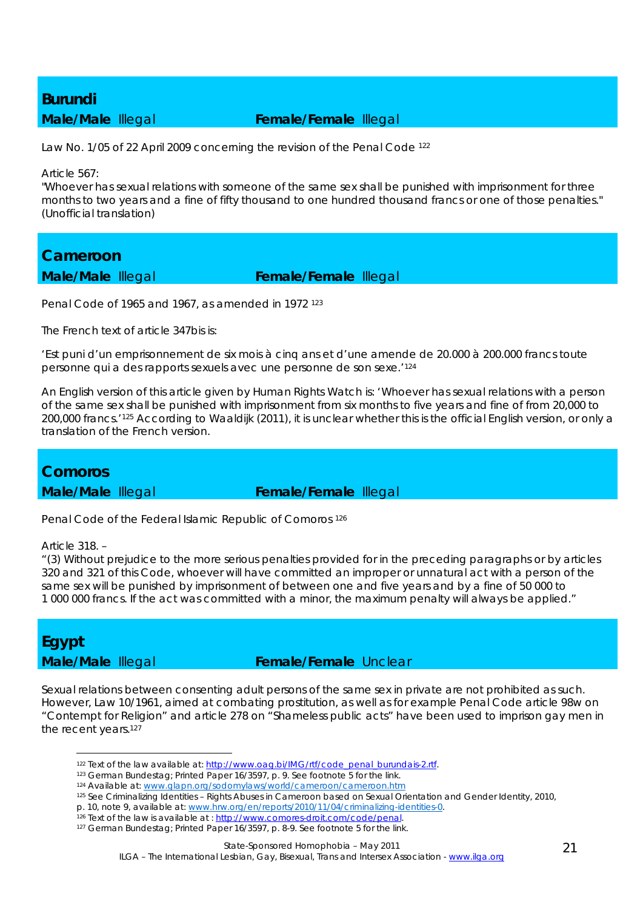## Burundi

**Male/Male** Illegal **Female/Female** Illegal

Law No. 1/05 of 22 April 2009 concerning the revision of the Penal Code [122]

Article 567:
"Whoever has sexual relations with someone of the same sex shall be punished with imprisonment for three months to two years and a fine of fifty thousand to one hundred thousand francs or one of those penalties." (Unofficial translation)

## Cameroon

**Male/Male** Illegal **Female/Female** Illegal

Penal Code of 1965 and 1967, as amended in 1972 [123]

The French text of article 347bis is:

'Est puni d'un emprisonnement de six mois à cinq ans et d'une amende de 20.000 à 200.000 francs toute personne qui a des rapports sexuels avec une personne de son sexe.'[124]

An English version of this article given by Human Rights Watch is: 'Whoever has sexual relations with a person of the same sex shall be punished with imprisonment from six months to five years and fine of from 20,000 to 200,000 francs.'[125] According to Waaldijk (2011), it is unclear whether this is the official English version, or only a translation of the French version.

## Comoros

**Male/Male** Illegal **Female/Female** Illegal

Penal Code of the Federal Islamic Republic of Comoros [126]

Article 318. –
"(3) Without prejudice to the more serious penalties provided for in the preceding paragraphs or by articles 320 and 321 of this Code, whoever will have committed an improper or unnatural act with a person of the same sex will be punished by imprisonment of between one and five years and by a fine of 50 000 to 1 000 000 francs. If the act was committed with a minor, the maximum penalty will always be applied."

## Egypt

**Male/Male** Illegal **Female/Female** Unclear

Sexual relations between consenting adult persons of the same sex in private are not prohibited as such. However, Law 10/1961, aimed at combating prostitution, as well as for example Penal Code article 98w on "Contempt for Religion" and article 278 on "Shameless public acts" have been used to imprison gay men in the recent years.[127]

---

[122] Text of the law available at: http://www.oag.bi/IMG/rtf/code_penal_burundais-2.rtf.

[123] German Bundestag; Printed Paper 16/3597, p. 9. See footnote 5 for the link.

[124] Available at: www.glapn.org/sodomylaws/world/cameroon/cameroon.htm

[125] See Criminalizing Identities – Rights Abuses in Cameroon based on Sexual Orientation and Gender Identity, 2010, p. 10, note 9, available at: www.hrw.org/en/reports/2010/11/04/criminalizing-identities-0.

[126] Text of the law is available at : http://www.comores-droit.com/code/penal.

[127] German Bundestag; Printed Paper 16/3597, p. 8-9. See footnote 5 for the link.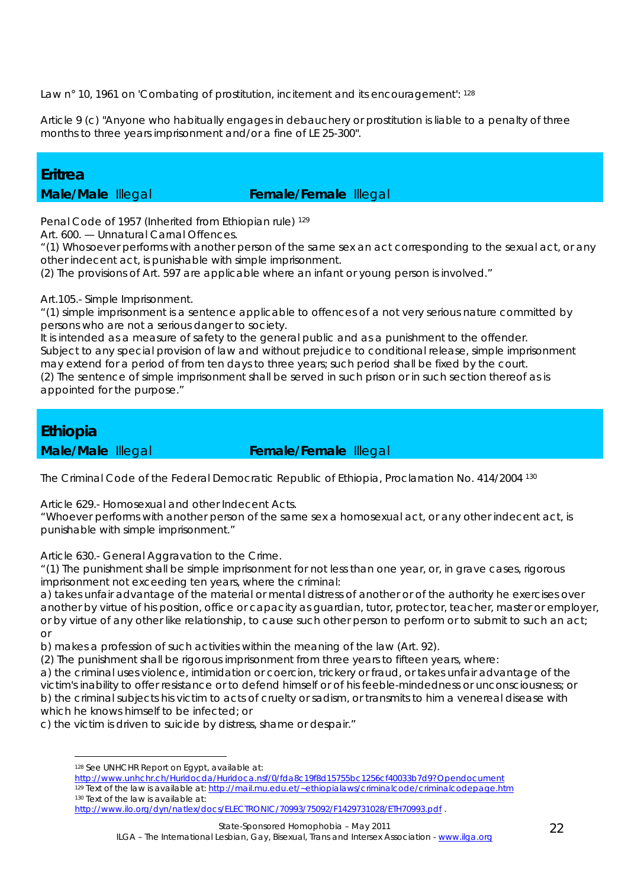Law n° 10, 1961 on 'Combating of prostitution, incitement and its encouragement': [128]

Article 9 (c) "Anyone who habitually engages in debauchery or prostitution is liable to a penalty of three months to three years imprisonment and/or a fine of LE 25-300".

## Eritrea

**Male/Male** Illegal **Female/Female** Illegal

Penal Code of 1957 (Inherited from Ethiopian rule) [129]

Art. 600. — Unnatural Carnal Offences.

"(1) Whosoever performs with another person of the same sex an act corresponding to the sexual act, or any other indecent act, is punishable with simple imprisonment.

(2) The provisions of Art. 597 are applicable where an infant or young person is involved."

Art.105.- Simple Imprisonment.

"(1) simple imprisonment is a sentence applicable to offences of a not very serious nature committed by persons who are not a serious danger to society.

It is intended as a measure of safety to the general public and as a punishment to the offender.

Subject to any special provision of law and without prejudice to conditional release, simple imprisonment may extend for a period of from ten days to three years; such period shall be fixed by the court.

(2) The sentence of simple imprisonment shall be served in such prison or in such section thereof as is appointed for the purpose."

## Ethiopia

**Male/Male** Illegal **Female/Female** Illegal

The Criminal Code of the Federal Democratic Republic of Ethiopia, Proclamation No. 414/2004 [130]

Article 629.- Homosexual and other Indecent Acts.

"Whoever performs with another person of the same sex a homosexual act, or any other indecent act, is punishable with simple imprisonment."

Article 630.- General Aggravation to the Crime.

"(1) The punishment shall be simple imprisonment for not less than one year, or, in grave cases, rigorous imprisonment not exceeding ten years, where the criminal:

a) takes unfair advantage of the material or mental distress of another or of the authority he exercises over another by virtue of his position, office or capacity as guardian, tutor, protector, teacher, master or employer, or by virtue of any other like relationship, to cause such other person to perform or to submit to such an act; or

b) makes a profession of such activities within the meaning of the law (Art. 92).

(2) The punishment shall be rigorous imprisonment from three years to fifteen years, where:

a) the criminal uses violence, intimidation or coercion, trickery or fraud, or takes unfair advantage of the victim's inability to offer resistance or to defend himself or of his feeble-mindedness or unconsciousness; or

b) the criminal subjects his victim to acts of cruelty or sadism, or transmits to him a venereal disease with which he knows himself to be infected; or

c) the victim is driven to suicide by distress, shame or despair."

---

[128] See UNHCHR Report on Egypt, available at: http://www.unhchr.ch/Huridocda/Huridoca.nsf/0/fda8c19f8d15755bc1256cf40033b7d9?Opendocument

[129] Text of the law is available at: http://mail.mu.edu.et/~ethiopialaws/criminalcode/criminalcodepage.htm

[130] Text of the law is available at: http://www.ilo.org/dyn/natlex/docs/ELECTRONIC/70993/75092/F1429731028/ETH70993.pdf .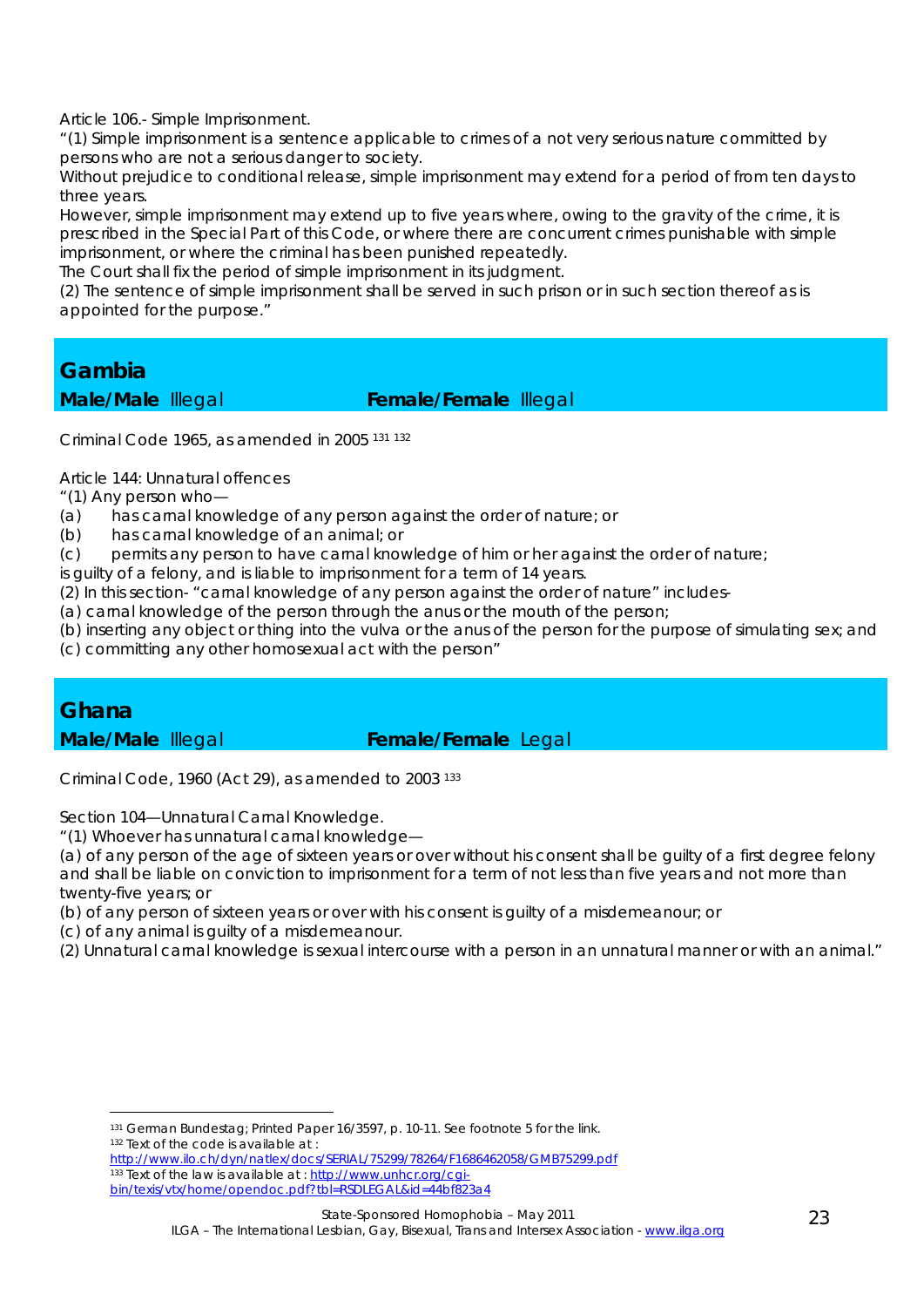Article 106.- Simple Imprisonment.

"(1) Simple imprisonment is a sentence applicable to crimes of a not very serious nature committed by persons who are not a serious danger to society.

Without prejudice to conditional release, simple imprisonment may extend for a period of from ten days to three years.

However, simple imprisonment may extend up to five years where, owing to the gravity of the crime, it is prescribed in the Special Part of this Code, or where there are concurrent crimes punishable with simple imprisonment, or where the criminal has been punished repeatedly.

The Court shall fix the period of simple imprisonment in its judgment.

(2) The sentence of simple imprisonment shall be served in such prison or in such section thereof as is appointed for the purpose."

## Gambia

**Male/Male** Illegal **Female/Female** Illegal

Criminal Code 1965, as amended in 2005 [131] [132]

Article 144: Unnatural offences

"(1) Any person who—

(a) has carnal knowledge of any person against the order of nature; or

(b) has carnal knowledge of an animal; or

(c) permits any person to have carnal knowledge of him or her against the order of nature;

is guilty of a felony, and is liable to imprisonment for a term of 14 years.

(2) In this section- "carnal knowledge of any person against the order of nature" includes-

(a) carnal knowledge of the person through the anus or the mouth of the person;

(b) inserting any object or thing into the vulva or the anus of the person for the purpose of simulating sex; and

(c) committing any other homosexual act with the person"

## Ghana

**Male/Male** Illegal **Female/Female** Legal

Criminal Code, 1960 (Act 29), as amended to 2003 [133]

Section 104—Unnatural Carnal Knowledge.

"(1) Whoever has unnatural carnal knowledge—

(a) of any person of the age of sixteen years or over without his consent shall be guilty of a first degree felony and shall be liable on conviction to imprisonment for a term of not less than five years and not more than twenty-five years; or

(b) of any person of sixteen years or over with his consent is guilty of a misdemeanour; or

(c) of any animal is guilty of a misdemeanour.

(2) Unnatural carnal knowledge is sexual intercourse with a person in an unnatural manner or with an animal."

---

[131] German Bundestag; Printed Paper 16/3597, p. 10-11. See footnote 5 for the link.

[132] Text of the code is available at : http://www.ilo.ch/dyn/natlex/docs/SERIAL/75299/78264/F1686462058/GMB75299.pdf

[133] Text of the law is available at : http://www.unhcr.org/cgi-bin/texis/vtx/home/opendoc.pdf?tbl=RSDLEGAL&id=44bf823a4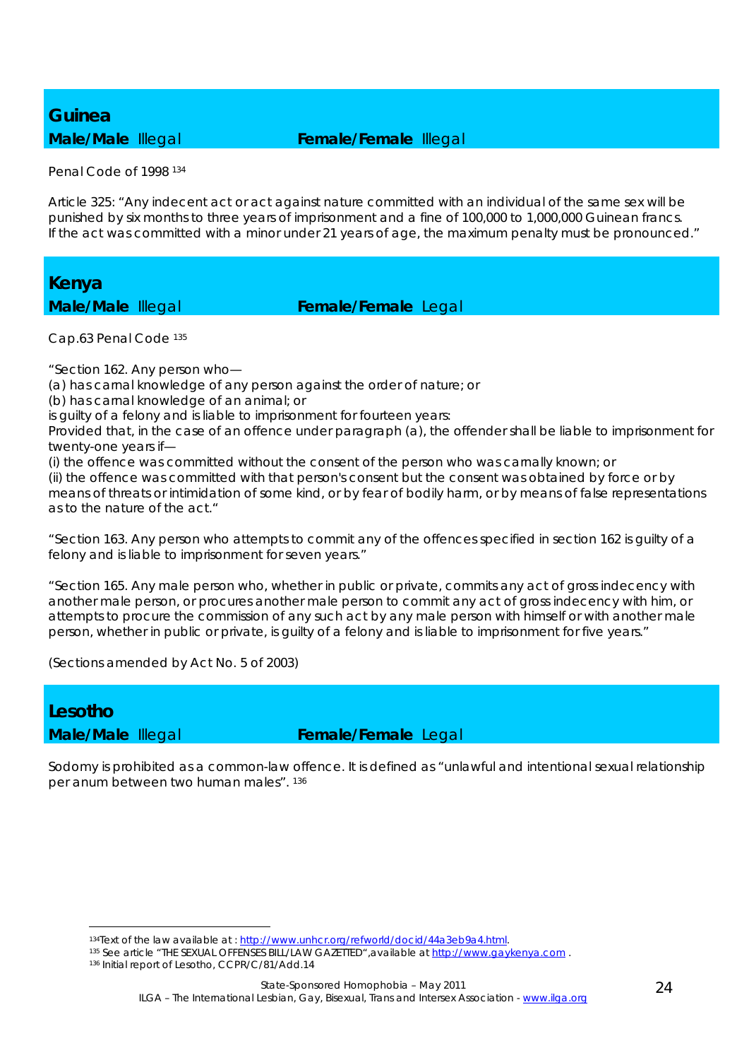## Guinea

**Male/Male** Illegal **Female/Female** Illegal

Penal Code of 1998 [134]

Article 325: "Any indecent act or act against nature committed with an individual of the same sex will be punished by six months to three years of imprisonment and a fine of 100,000 to 1,000,000 Guinean francs. If the act was committed with a minor under 21 years of age, the maximum penalty must be pronounced."

## Kenya

**Male/Male** Illegal **Female/Female** Legal

Cap.63 Penal Code [135]

"Section 162. Any person who—
(a) has carnal knowledge of any person against the order of nature; or
(b) has carnal knowledge of an animal; or
is guilty of a felony and is liable to imprisonment for fourteen years:
Provided that, in the case of an offence under paragraph (a), the offender shall be liable to imprisonment for twenty-one years if—
(i) the offence was committed without the consent of the person who was carnally known; or
(ii) the offence was committed with that person's consent but the consent was obtained by force or by means of threats or intimidation of some kind, or by fear of bodily harm, or by means of false representations as to the nature of the act."

"Section 163. Any person who attempts to commit any of the offences specified in section 162 is guilty of a felony and is liable to imprisonment for seven years."

"Section 165. Any male person who, whether in public or private, commits any act of gross indecency with another male person, or procures another male person to commit any act of gross indecency with him, or attempts to procure the commission of any such act by any male person with himself or with another male person, whether in public or private, is guilty of a felony and is liable to imprisonment for five years."

(Sections amended by Act No. 5 of 2003)

## Lesotho

**Male/Male** Illegal **Female/Female** Legal

Sodomy is prohibited as a common-law offence. It is defined as "unlawful and intentional sexual relationship per anum between two human males". [136]

---

[134] Text of the law available at : http://www.unhcr.org/refworld/docid/44a3eb9a4.html.

[135] See article "THE SEXUAL OFFENSES BILL/LAW GAZETTED",available at http://www.gaykenya.com .

[136] Initial report of Lesotho, CCPR/C/81/Add.14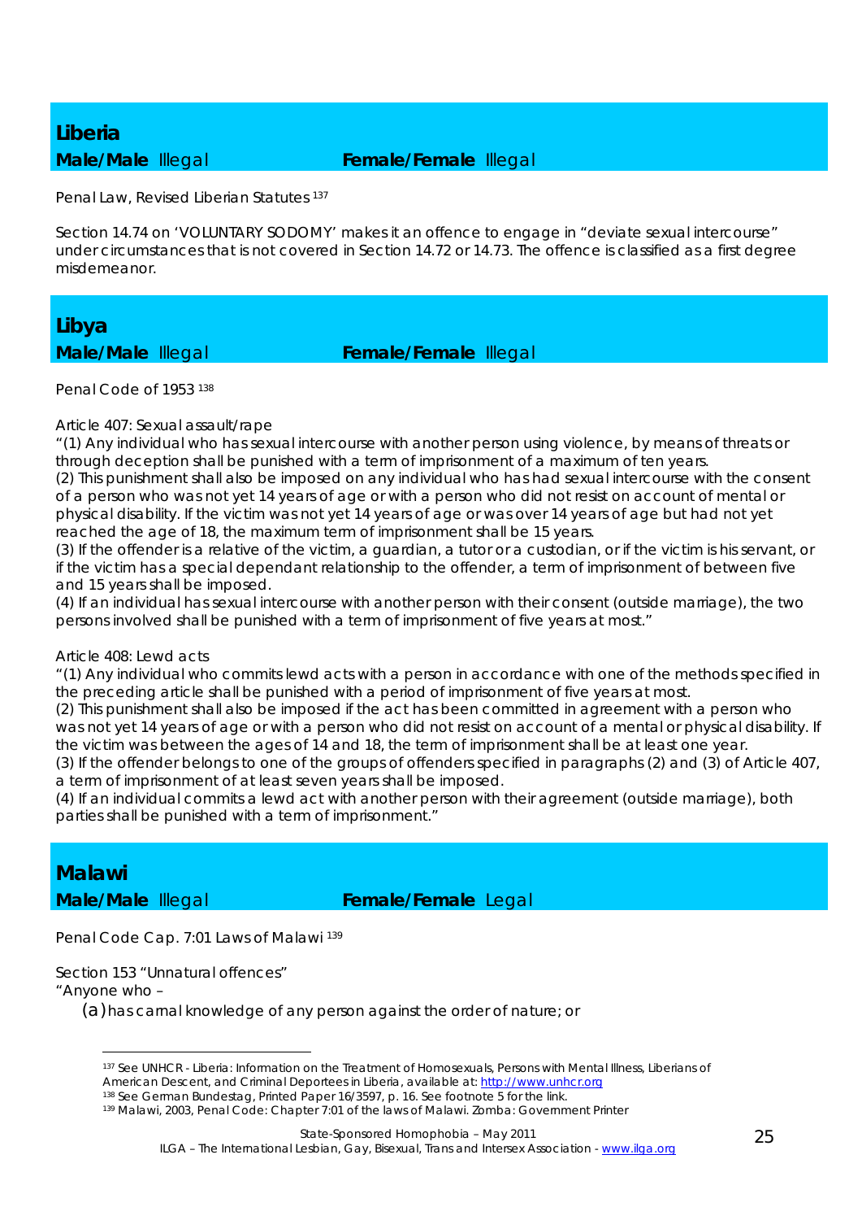## Liberia

**Male/Male** Illegal **Female/Female** Illegal

Penal Law, Revised Liberian Statutes [137]

Section 14.74 on 'VOLUNTARY SODOMY' makes it an offence to engage in "deviate sexual intercourse" under circumstances that is not covered in Section 14.72 or 14.73. The offence is classified as a first degree misdemeanor.

## Libya

**Male/Male** Illegal **Female/Female** Illegal

Penal Code of 1953 [138]

Article 407: Sexual assault/rape

"(1) Any individual who has sexual intercourse with another person using violence, by means of threats or through deception shall be punished with a term of imprisonment of a maximum of ten years.

(2) This punishment shall also be imposed on any individual who has had sexual intercourse with the consent of a person who was not yet 14 years of age or with a person who did not resist on account of mental or physical disability. If the victim was not yet 14 years of age or was over 14 years of age but had not yet reached the age of 18, the maximum term of imprisonment shall be 15 years.

(3) If the offender is a relative of the victim, a guardian, a tutor or a custodian, or if the victim is his servant, or if the victim has a special dependant relationship to the offender, a term of imprisonment of between five and 15 years shall be imposed.

(4) If an individual has sexual intercourse with another person with their consent (outside marriage), the two persons involved shall be punished with a term of imprisonment of five years at most."

Article 408: Lewd acts

"(1) Any individual who commits lewd acts with a person in accordance with one of the methods specified in the preceding article shall be punished with a period of imprisonment of five years at most.

(2) This punishment shall also be imposed if the act has been committed in agreement with a person who was not yet 14 years of age or with a person who did not resist on account of a mental or physical disability. If the victim was between the ages of 14 and 18, the term of imprisonment shall be at least one year.

(3) If the offender belongs to one of the groups of offenders specified in paragraphs (2) and (3) of Article 407, a term of imprisonment of at least seven years shall be imposed.

(4) If an individual commits a lewd act with another person with their agreement (outside marriage), both parties shall be punished with a term of imprisonment."

## Malawi

**Male/Male** Illegal **Female/Female** Legal

Penal Code Cap. 7:01 Laws of Malawi [139]

Section 153 "Unnatural offences"

"Anyone who –

(a) has carnal knowledge of any person against the order of nature; or

---

[137] See UNHCR - Liberia: Information on the Treatment of Homosexuals, Persons with Mental Illness, Liberians of American Descent, and Criminal Deportees in Liberia, available at: http://www.unhcr.org

[138] See German Bundestag, Printed Paper 16/3597, p. 16. See footnote 5 for the link.

[139] Malawi, 2003, Penal Code: Chapter 7:01 of the laws of Malawi. Zomba: Government Printer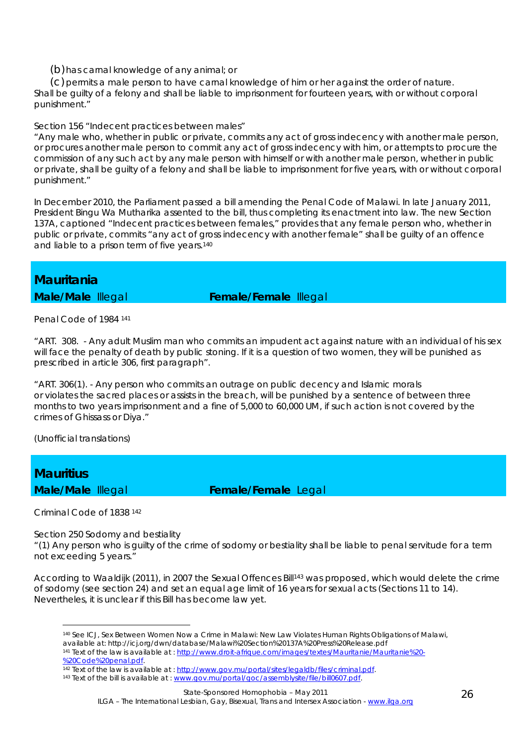(b) has carnal knowledge of any animal; or

(c) permits a male person to have carnal knowledge of him or her against the order of nature.
Shall be guilty of a felony and shall be liable to imprisonment for fourteen years, with or without corporal punishment."

Section 156 "Indecent practices between males"
"Any male who, whether in public or private, commits any act of gross indecency with another male person, or procures another male person to commit any act of gross indecency with him, or attempts to procure the commission of any such act by any male person with himself or with another male person, whether in public or private, shall be guilty of a felony and shall be liable to imprisonment for five years, with or without corporal punishment."

In December 2010, the Parliament passed a bill amending the Penal Code of Malawi. In late January 2011, President Bingu Wa Mutharika assented to the bill, thus completing its enactment into law. The new Section 137A, captioned "Indecent practices between females," provides that any female person who, whether in public or private, commits "any act of gross indecency with another female" shall be guilty of an offence and liable to a prison term of five years.[140]

## Mauritania

**Male/Male** Illegal **Female/Female** Illegal

Penal Code of 1984 [141]

"ART. 308. - Any adult Muslim man who commits an impudent act against nature with an individual of his sex will face the penalty of death by public stoning. If it is a question of two women, they will be punished as prescribed in article 306, first paragraph".

"ART. 306(1). - Any person who commits an outrage on public decency and Islamic morals or violates the sacred places or assists in the breach, will be punished by a sentence of between three months to two years imprisonment and a fine of 5,000 to 60,000 UM, if such action is not covered by the crimes of Ghissass or Diya."

*(Unofficial translations)*

## Mauritius

**Male/Male** Illegal **Female/Female** Legal

Criminal Code of 1838 [142]

Section 250 Sodomy and bestiality
"(1) Any person who is guilty of the crime of sodomy or bestiality shall be liable to penal servitude for a term not exceeding 5 years."

According to Waaldijk (2011), in 2007 the Sexual Offences Bill[143] was proposed, which would delete the crime of sodomy (see section 24) and set an equal age limit of 16 years for sexual acts (Sections 11 to 14). Nevertheles, it is unclear if this Bill has become law yet.

---

[140] See ICJ, Sex Between Women Now a Crime in Malawi: New Law Violates Human Rights Obligations of Malawi, available at: http://icj.org/dwn/database/Malawi%20Section%20137A%20Press%20Release.pdf

[141] Text of the law is available at : http://www.droit-afrique.com/images/textes/Mauritanie/Mauritanie%20-%20Code%20penal.pdf.

[142] Text of the law is available at : http://www.gov.mu/portal/sites/legaldb/files/criminal.pdf.

[143] Text of the bill is available at : www.gov.mu/portal/goc/assemblysite/file/bill0607.pdf.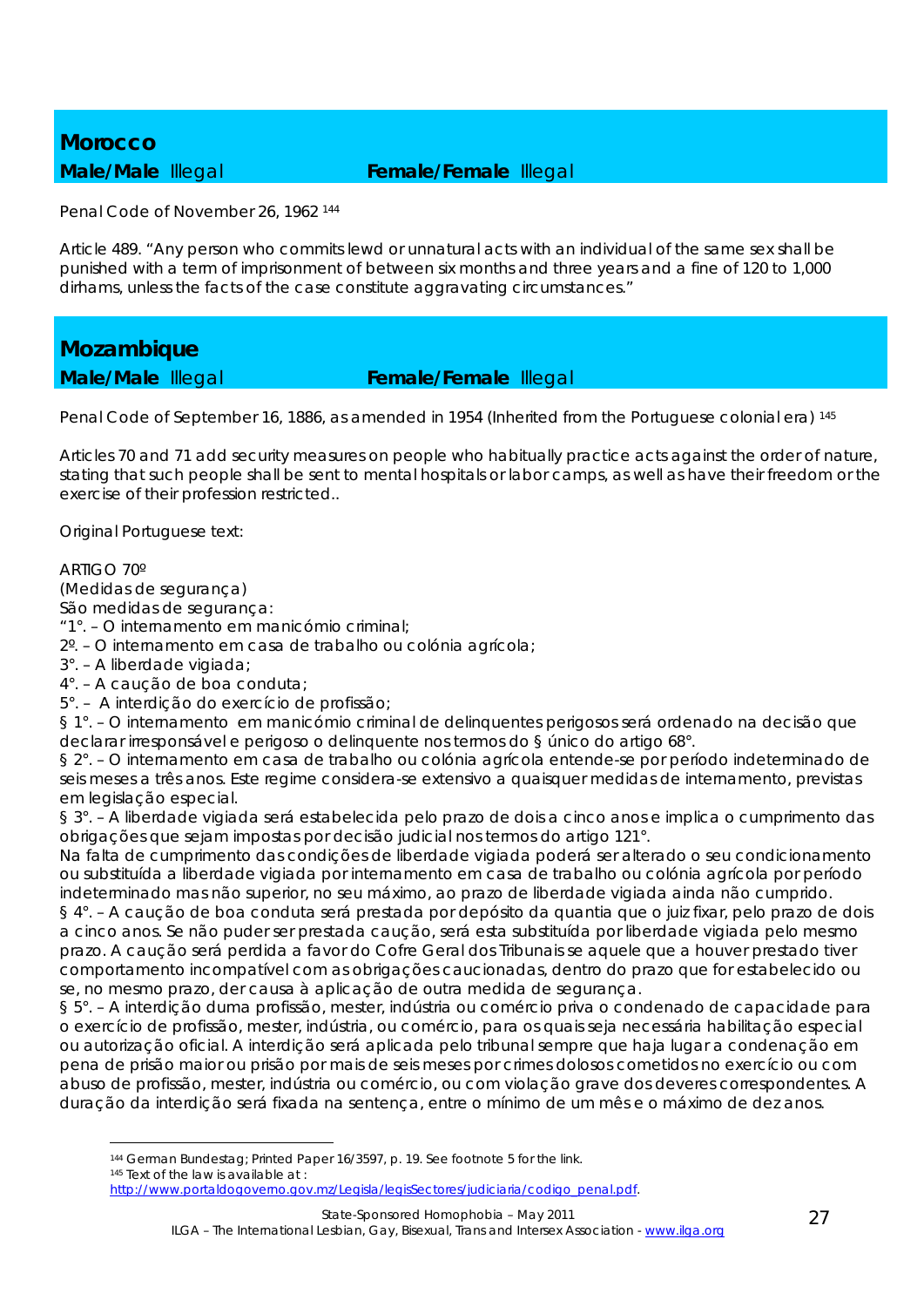## Morocco

**Male/Male** Illegal **Female/Female** Illegal

Penal Code of November 26, 1962 [144]

Article 489. "Any person who commits lewd or unnatural acts with an individual of the same sex shall be punished with a term of imprisonment of between six months and three years and a fine of 120 to 1,000 dirhams, unless the facts of the case constitute aggravating circumstances."

## Mozambique

**Male/Male** Illegal **Female/Female** Illegal

Penal Code of September 16, 1886, as amended in 1954 (Inherited from the Portuguese colonial era) [145]

Articles 70 and 71 add security measures on people who habitually practice acts against the order of nature, stating that such people shall be sent to mental hospitals or labor camps, as well as have their freedom or the exercise of their profession restricted..

Original Portuguese text:

ARTIGO 70º
(Medidas de segurança)
São medidas de segurança:
"1°. – O internamento em manicómio criminal;
2º. – O internamento em casa de trabalho ou colónia agrícola;
3°. – A liberdade vigiada;
4°. – A caução de boa conduta;
5°. – A interdição do exercício de profissão;
§ 1°. – O internamento em manicómio criminal de delinquentes perigosos será ordenado na decisão que declarar irresponsável e perigoso o delinquente nos termos do § único do artigo 68°.
§ 2°. – O internamento em casa de trabalho ou colónia agrícola entende-se por período indeterminado de seis meses a três anos. Este regime considera-se extensivo a quaisquer medidas de internamento, previstas em legislação especial.
§ 3°. – A liberdade vigiada será estabelecida pelo prazo de dois a cinco anos e implica o cumprimento das obrigações que sejam impostas por decisão judicial nos termos do artigo 121°.
Na falta de cumprimento das condições de liberdade vigiada poderá ser alterado o seu condicionamento ou substituída a liberdade vigiada por internamento em casa de trabalho ou colónia agrícola por período indeterminado mas não superior, no seu máximo, ao prazo de liberdade vigiada ainda não cumprido.
§ 4°. – A caução de boa conduta será prestada por depósito da quantia que o juiz fixar, pelo prazo de dois a cinco anos. Se não puder ser prestada caução, será esta substituída por liberdade vigiada pelo mesmo prazo. A caução será perdida a favor do Cofre Geral dos Tribunais se aquele que a houver prestado tiver comportamento incompatível com as obrigações caucionadas, dentro do prazo que for estabelecido ou se, no mesmo prazo, der causa à aplicação de outra medida de segurança.
§ 5°. – A interdição duma profissão, mester, indústria ou comércio priva o condenado de capacidade para o exercício de profissão, mester, indústria, ou comércio, para os quais seja necessária habilitação especial ou autorização oficial. A interdição será aplicada pelo tribunal sempre que haja lugar a condenação em pena de prisão maior ou prisão por mais de seis meses por crimes dolosos cometidos no exercício ou com abuso de profissão, mester, indústria ou comércio, ou com violação grave dos deveres correspondentes. A duração da interdição será fixada na sentença, entre o mínimo de um mês e o máximo de dez anos.

---

[144] German Bundestag; Printed Paper 16/3597, p. 19. See footnote 5 for the link.
[145] Text of the law is available at : http://www.portaldogoverno.gov.mz/Legisla/legisSectores/judiciaria/codigo_penal.pdf.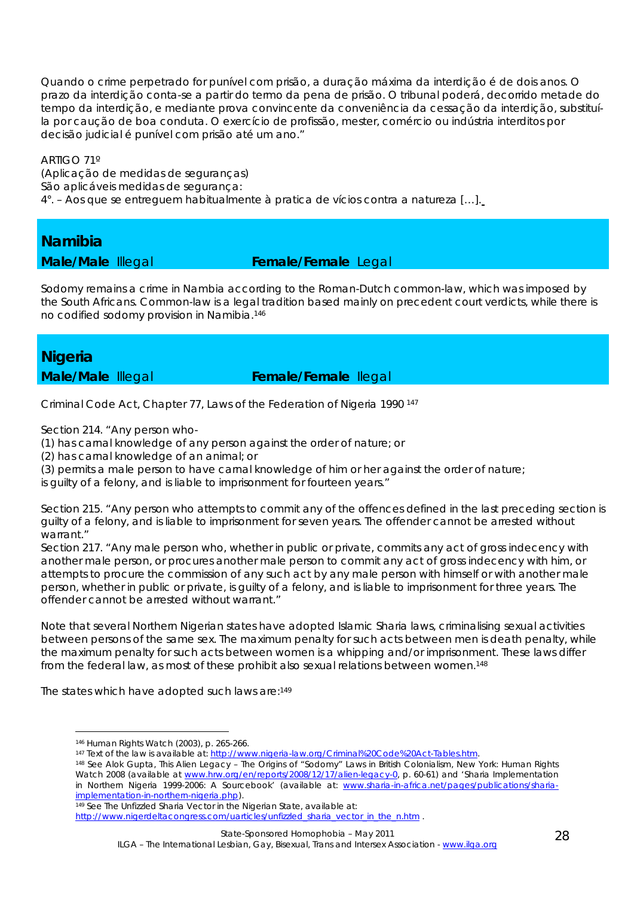Quando o crime perpetrado for punível com prisão, a duração máxima da interdição é de dois anos. O prazo da interdição conta-se a partir do termo da pena de prisão. O tribunal poderá, decorrido metade do tempo da interdição, e mediante prova convincente da conveniência da cessação da interdição, substituí-la por caução de boa conduta. O exercício de profissão, mester, comércio ou indústria interditos por decisão judicial é punível com prisão até um ano."

ARTIGO 71º
(Aplicação de medidas de seguranças)
São aplicáveis medidas de segurança:
4°. – Aos que se entreguem habitualmente à pratica de vícios contra a natureza […].

## Namibia

**Male/Male** Illegal **Female/Female** Legal

Sodomy remains a crime in Nambia according to the Roman-Dutch common-law, which was imposed by the South Africans. Common-law is a legal tradition based mainly on precedent court verdicts, while there is no codified sodomy provision in Namibia.[146]

## Nigeria

**Male/Male** Illegal **Female/Female** Illegal

Criminal Code Act, Chapter 77, Laws of the Federation of Nigeria 1990 [147]

Section 214. "Any person who-
(1) has carnal knowledge of any person against the order of nature; or
(2) has carnal knowledge of an animal; or
(3) permits a male person to have carnal knowledge of him or her against the order of nature;
is guilty of a felony, and is liable to imprisonment for fourteen years."

Section 215. "Any person who attempts to commit any of the offences defined in the last preceding section is guilty of a felony, and is liable to imprisonment for seven years. The offender cannot be arrested without warrant."
Section 217. "Any male person who, whether in public or private, commits any act of gross indecency with another male person, or procures another male person to commit any act of gross indecency with him, or attempts to procure the commission of any such act by any male person with himself or with another male person, whether in public or private, is guilty of a felony, and is liable to imprisonment for three years. The offender cannot be arrested without warrant."

Note that several Northern Nigerian states have adopted Islamic Sharia laws, criminalising sexual activities between persons of the same sex. The maximum penalty for such acts between men is death penalty, while the maximum penalty for such acts between women is a whipping and/or imprisonment. These laws differ from the federal law, as most of these prohibit also sexual relations between women.[148]

The states which have adopted such laws are:[149]

---

[146] Human Rights Watch (2003), p. 265-266.
[147] Text of the law is available at: http://www.nigeria-law.org/Criminal%20Code%20Act-Tables.htm.
[148] See Alok Gupta, This Alien Legacy – The Origins of "Sodomy" Laws in British Colonialism, New York: Human Rights Watch 2008 (available at www.hrw.org/en/reports/2008/12/17/alien-legacy-0, p. 60-61) and 'Sharia Implementation in Northern Nigeria 1999-2006: A Sourcebook' (available at: www.sharia-in-africa.net/pages/publications/sharia-implementation-in-northern-nigeria.php).
[149] See The Unfizzled Sharia Vector in the Nigerian State, available at: http://www.nigerdeltacongress.com/uarticles/unfizzled_sharia_vector_in_the_n.htm .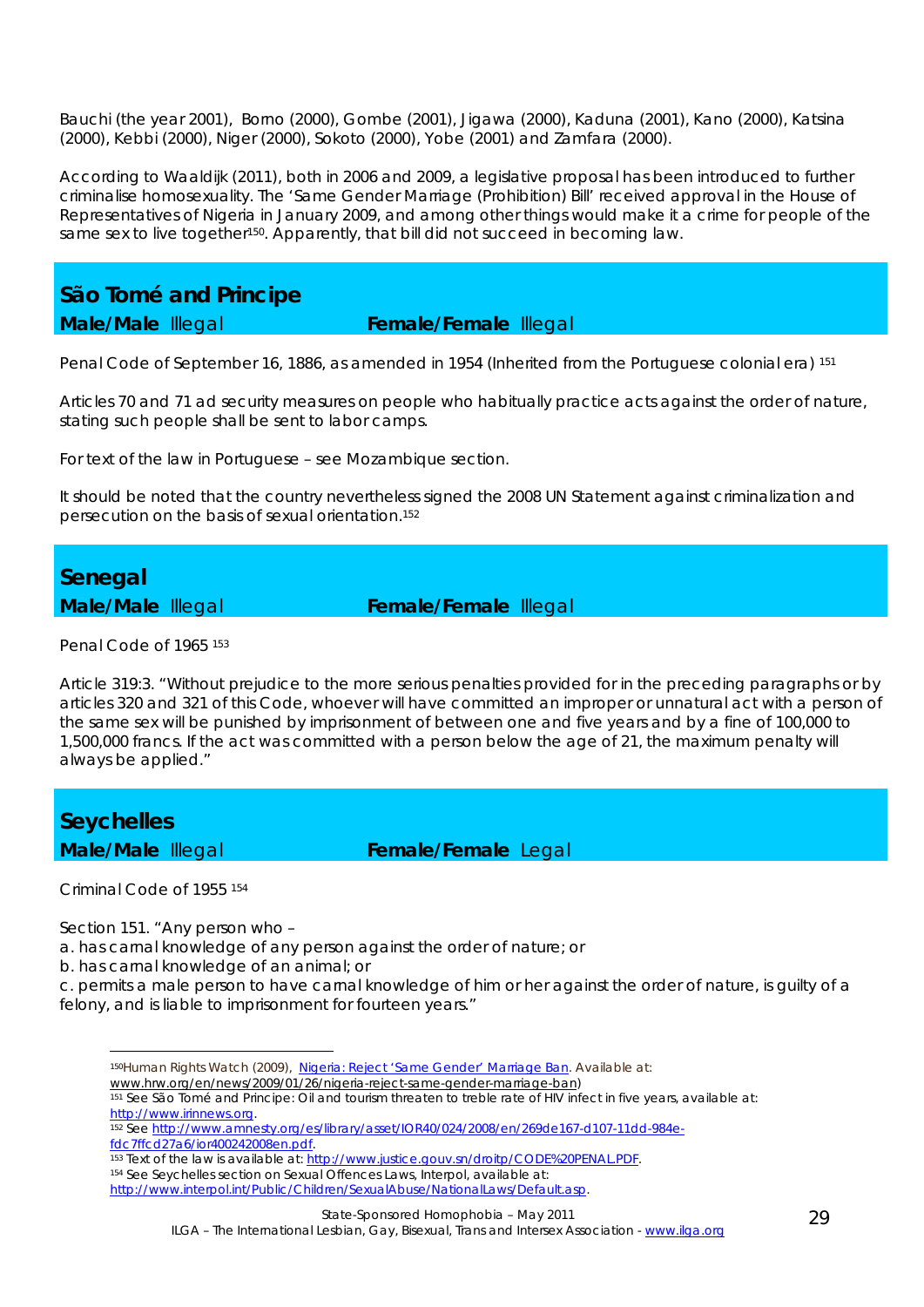Bauchi (the year 2001), Borno (2000), Gombe (2001), Jigawa (2000), Kaduna (2001), Kano (2000), Katsina (2000), Kebbi (2000), Niger (2000), Sokoto (2000), Yobe (2001) and Zamfara (2000).

According to Waaldijk (2011), both in 2006 and 2009, a legislative proposal has been introduced to further criminalise homosexuality. The 'Same Gender Marriage (Prohibition) Bill' received approval in the House of Representatives of Nigeria in January 2009, and among other things would make it a crime for people of the same sex to live together[150]. Apparently, that bill did not succeed in becoming law.

## São Tomé and Principe

**Male/Male** Illegal **Female/Female** Illegal

Penal Code of September 16, 1886, as amended in 1954 (Inherited from the Portuguese colonial era) [151]

Articles 70 and 71 ad security measures on people who habitually practice acts against the order of nature, stating such people shall be sent to labor camps.

For text of the law in Portuguese – see Mozambique section.

It should be noted that the country nevertheless signed the 2008 UN Statement against criminalization and persecution on the basis of sexual orientation.[152]

## Senegal

**Male/Male** Illegal **Female/Female** Illegal

Penal Code of 1965 [153]

Article 319:3. "Without prejudice to the more serious penalties provided for in the preceding paragraphs or by articles 320 and 321 of this Code, whoever will have committed an improper or unnatural act with a person of the same sex will be punished by imprisonment of between one and five years and by a fine of 100,000 to 1,500,000 francs. If the act was committed with a person below the age of 21, the maximum penalty will always be applied."

## Seychelles

**Male/Male** Illegal **Female/Female** Legal

Criminal Code of 1955 [154]

Section 151. "Any person who –
a. has carnal knowledge of any person against the order of nature; or
b. has carnal knowledge of an animal; or
c. permits a male person to have carnal knowledge of him or her against the order of nature, is guilty of a felony, and is liable to imprisonment for fourteen years."

---

[150] Human Rights Watch (2009), Nigeria: Reject 'Same Gender' Marriage Ban. Available at: www.hrw.org/en/news/2009/01/26/nigeria-reject-same-gender-marriage-ban)

[151] See São Tomé and Principe: Oil and tourism threaten to treble rate of HIV infect in five years, available at: http://www.irinnews.org.

[152] See http://www.amnesty.org/es/library/asset/IOR40/024/2008/en/269de167-d107-11dd-984e-fdc7ffcd27a6/ior400242008en.pdf.

[153] Text of the law is available at: http://www.justice.gouv.sn/droitp/CODE%20PENAL.PDF.

[154] See Seychelles section on Sexual Offences Laws, Interpol, available at: http://www.interpol.int/Public/Children/SexualAbuse/NationalLaws/Default.asp.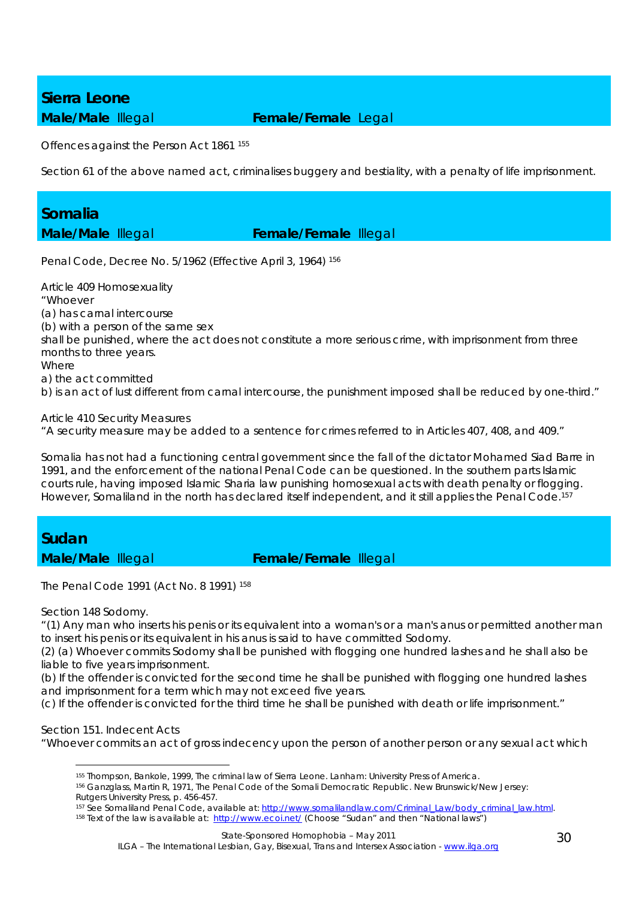## Sierra Leone

**Male/Male** Illegal **Female/Female** Legal

Offences against the Person Act 1861 [155]

Section 61 of the above named act, criminalises buggery and bestiality, with a penalty of life imprisonment.

## Somalia

**Male/Male** Illegal **Female/Female** Illegal

Penal Code, Decree No. 5/1962 (Effective April 3, 1964) [156]

Article 409 Homosexuality
"Whoever
(a) has carnal intercourse
(b) with a person of the same sex
shall be punished, where the act does not constitute a more serious crime, with imprisonment from three months to three years.
Where
a) the act committed
b) is an act of lust different from carnal intercourse, the punishment imposed shall be reduced by one-third."

Article 410 Security Measures
"A security measure may be added to a sentence for crimes referred to in Articles 407, 408, and 409."

Somalia has not had a functioning central government since the fall of the dictator Mohamed Siad Barre in 1991, and the enforcement of the national Penal Code can be questioned. In the southern parts Islamic courts rule, having imposed Islamic Sharia law punishing homosexual acts with death penalty or flogging. However, Somaliland in the north has declared itself independent, and it still applies the Penal Code.[157]

## Sudan

**Male/Male** Illegal **Female/Female** Illegal

The Penal Code 1991 (Act No. 8 1991) [158]

Section 148 Sodomy.
"(1) Any man who inserts his penis or its equivalent into a woman's or a man's anus or permitted another man to insert his penis or its equivalent in his anus is said to have committed Sodomy.
(2) (a) Whoever commits Sodomy shall be punished with flogging one hundred lashes and he shall also be liable to five years imprisonment.
(b) If the offender is convicted for the second time he shall be punished with flogging one hundred lashes and imprisonment for a term which may not exceed five years.
(c) If the offender is convicted for the third time he shall be punished with death or life imprisonment."

Section 151. Indecent Acts
"Whoever commits an act of gross indecency upon the person of another person or any sexual act which

---

[155] Thompson, Bankole, 1999, The criminal law of Sierra Leone. Lanham: University Press of America.
[156] Ganzglass, Martin R, 1971, The Penal Code of the Somali Democratic Republic. New Brunswick/New Jersey: Rutgers University Press, p. 456-457.
[157] See Somaliland Penal Code, available at: http://www.somalilandlaw.com/Criminal_Law/body_criminal_law.html.
[158] Text of the law is available at: http://www.ecoi.net/ (Choose "Sudan" and then "National laws")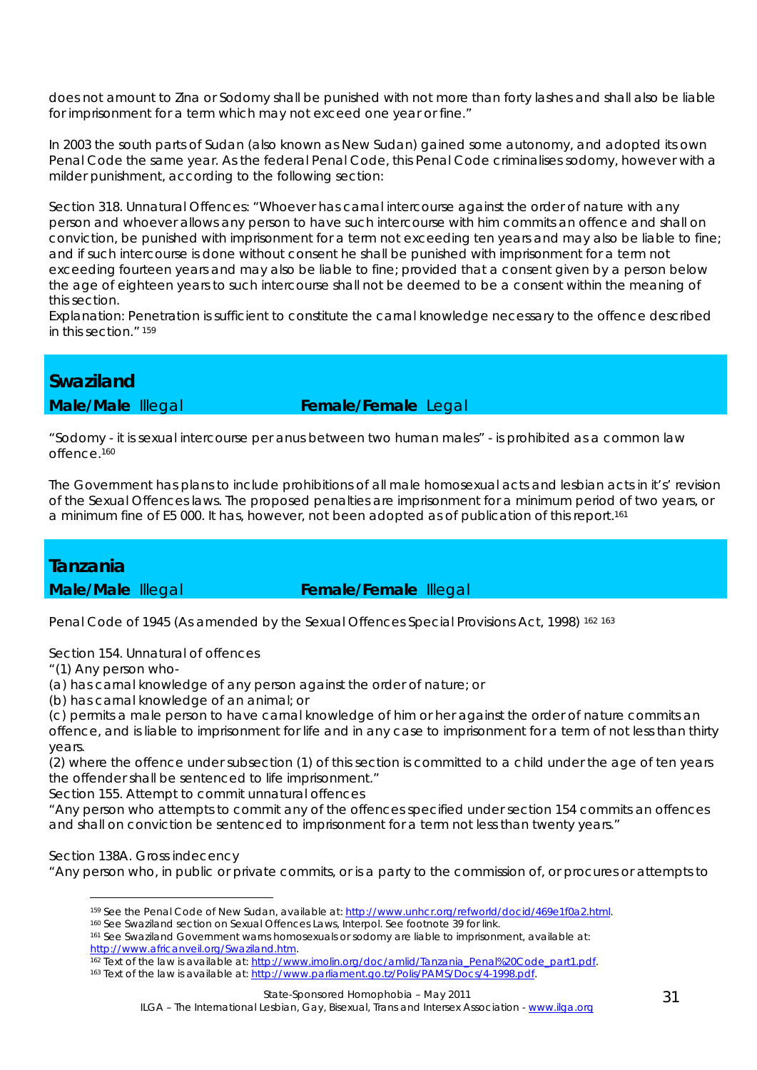does not amount to Zina or Sodomy shall be punished with not more than forty lashes and shall also be liable for imprisonment for a term which may not exceed one year or fine."

In 2003 the south parts of Sudan (also known as New Sudan) gained some autonomy, and adopted its own Penal Code the same year. As the federal Penal Code, this Penal Code criminalises sodomy, however with a milder punishment, according to the following section:

Section 318. Unnatural Offences: "Whoever has carnal intercourse against the order of nature with any person and whoever allows any person to have such intercourse with him commits an offence and shall on conviction, be punished with imprisonment for a term not exceeding ten years and may also be liable to fine; and if such intercourse is done without consent he shall be punished with imprisonment for a term not exceeding fourteen years and may also be liable to fine; provided that a consent given by a person below the age of eighteen years to such intercourse shall not be deemed to be a consent within the meaning of this section.
Explanation: Penetration is sufficient to constitute the carnal knowledge necessary to the offence described in this section."[159]

## Swaziland

**Male/Male** Illegal **Female/Female** Legal

"Sodomy - it is sexual intercourse per anus between two human males" - is prohibited as a common law offence.[160]

The Government has plans to include prohibitions of all male homosexual acts and lesbian acts in it's' revision of the Sexual Offences laws. The proposed penalties are imprisonment for a minimum period of two years, or a minimum fine of E5 000. It has, however, not been adopted as of publication of this report.[161]

## Tanzania

**Male/Male** Illegal **Female/Female** Illegal

Penal Code of 1945 (As amended by the Sexual Offences Special Provisions Act, 1998) [162] [163]

Section 154. Unnatural of offences
"(1) Any person who-
(a) has carnal knowledge of any person against the order of nature; or
(b) has carnal knowledge of an animal; or
(c) permits a male person to have carnal knowledge of him or her against the order of nature commits an offence, and is liable to imprisonment for life and in any case to imprisonment for a term of not less than thirty years.
(2) where the offence under subsection (1) of this section is committed to a child under the age of ten years the offender shall be sentenced to life imprisonment."
Section 155. Attempt to commit unnatural offences
"Any person who attempts to commit any of the offences specified under section 154 commits an offences and shall on conviction be sentenced to imprisonment for a term not less than twenty years."

Section 138A. Gross indecency
"Any person who, in public or private commits, or is a party to the commission of, or procures or attempts to

---

[159] See the Penal Code of New Sudan, available at: http://www.unhcr.org/refworld/docid/469e1f0a2.html.
[160] See Swaziland section on Sexual Offences Laws, Interpol. See footnote 39 for link.
[161] See Swaziland Government warns homosexuals or sodomy are liable to imprisonment, available at: http://www.africanveil.org/Swaziland.htm.
[162] Text of the law is available at: http://www.imolin.org/doc/amlid/Tanzania_Penal%20Code_part1.pdf.
[163] Text of the law is available at: http://www.parliament.go.tz/Polis/PAMS/Docs/4-1998.pdf.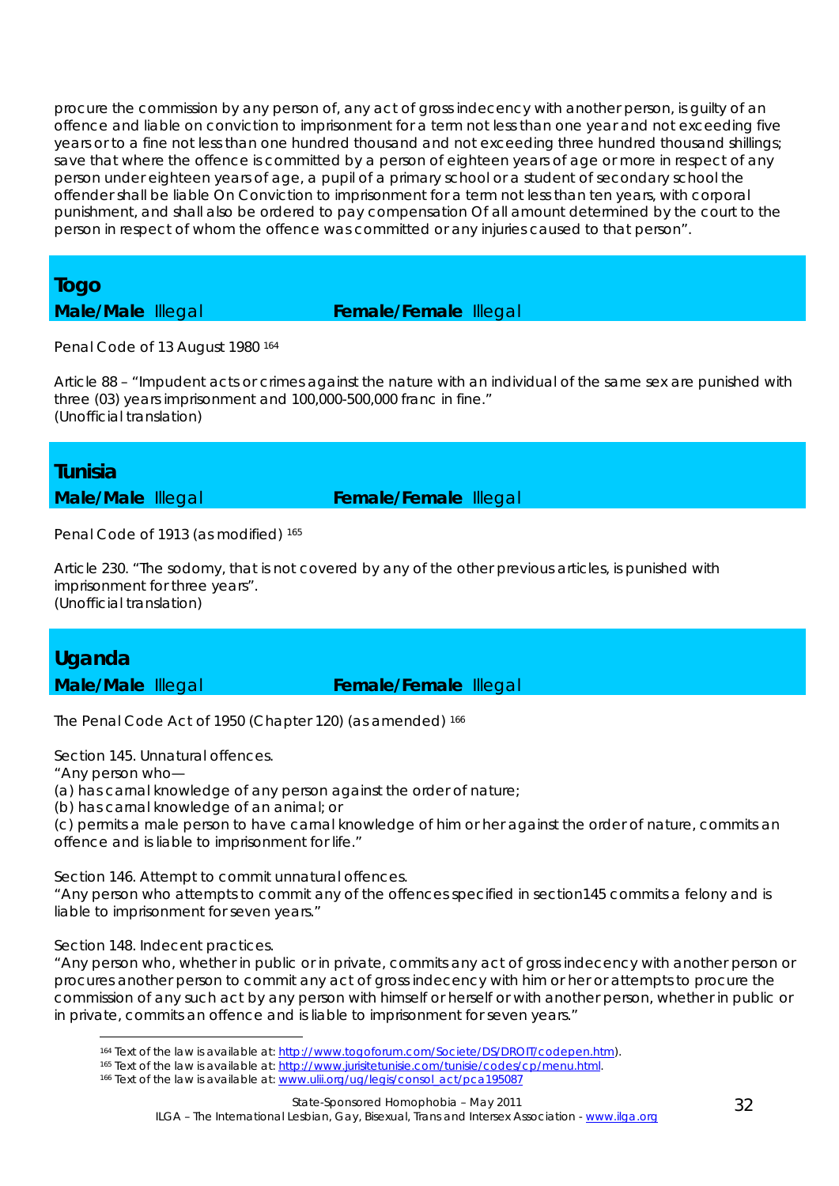procure the commission by any person of, any act of gross indecency with another person, is guilty of an offence and liable on conviction to imprisonment for a term not less than one year and not exceeding five years or to a fine not less than one hundred thousand and not exceeding three hundred thousand shillings; save that where the offence is committed by a person of eighteen years of age or more in respect of any person under eighteen years of age, a pupil of a primary school or a student of secondary school the offender shall be liable On Conviction to imprisonment for a term not less than ten years, with corporal punishment, and shall also be ordered to pay compensation Of all amount determined by the court to the person in respect of whom the offence was committed or any injuries caused to that person".

## Togo

**Male/Male** Illegal **Female/Female** Illegal

Penal Code of 13 August 1980 [164]

Article 88 – "Impudent acts or crimes against the nature with an individual of the same sex are punished with three (03) years imprisonment and 100,000-500,000 franc in fine."
(Unofficial translation)

## Tunisia

**Male/Male** Illegal **Female/Female** Illegal

Penal Code of 1913 (as modified) [165]

Article 230. "The sodomy, that is not covered by any of the other previous articles, is punished with imprisonment for three years".
(Unofficial translation)

## Uganda

**Male/Male** Illegal **Female/Female** Illegal

The Penal Code Act of 1950 (Chapter 120) (as amended) [166]

Section 145. Unnatural offences.
"Any person who—
(a) has carnal knowledge of any person against the order of nature;
(b) has carnal knowledge of an animal; or
(c) permits a male person to have carnal knowledge of him or her against the order of nature, commits an offence and is liable to imprisonment for life."

Section 146. Attempt to commit unnatural offences.
"Any person who attempts to commit any of the offences specified in section145 commits a felony and is liable to imprisonment for seven years."

Section 148. Indecent practices.
"Any person who, whether in public or in private, commits any act of gross indecency with another person or procures another person to commit any act of gross indecency with him or her or attempts to procure the commission of any such act by any person with himself or herself or with another person, whether in public or in private, commits an offence and is liable to imprisonment for seven years."

---

[164] Text of the law is available at: http://www.togoforum.com/Societe/DS/DROIT/codepen.htm).
[165] Text of the law is available at: http://www.jurisitetunisie.com/tunisie/codes/cp/menu.html.
[166] Text of the law is available at: www.ulii.org/ug/legis/consol_act/pca195087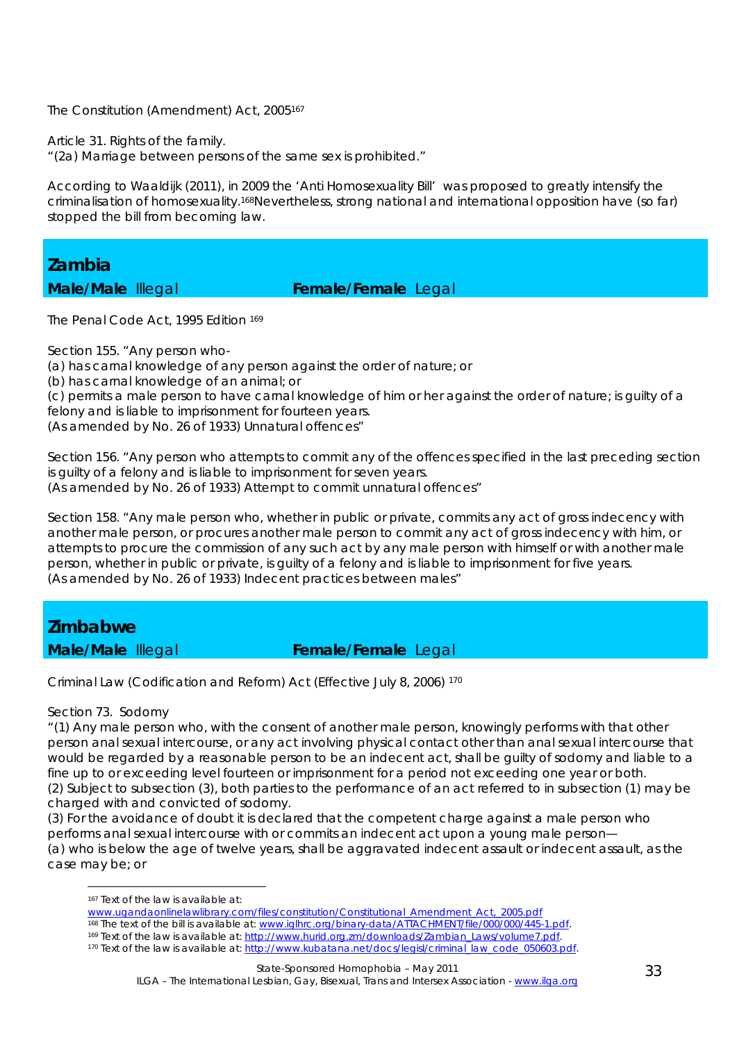The Constitution (Amendment) Act, 2005[167]

Article 31. Rights of the family.
"(2a) Marriage between persons of the same sex is prohibited."

According to Waaldijk (2011), in 2009 the 'Anti Homosexuality Bill' was proposed to greatly intensify the criminalisation of homosexuality.[168] Nevertheless, strong national and international opposition have (so far) stopped the bill from becoming law.

## Zambia

**Male/Male** Illegal **Female/Female** Legal

The Penal Code Act, 1995 Edition [169]

Section 155. "Any person who-
(a) has carnal knowledge of any person against the order of nature; or
(b) has carnal knowledge of an animal; or
(c) permits a male person to have carnal knowledge of him or her against the order of nature; is guilty of a felony and is liable to imprisonment for fourteen years.
(As amended by No. 26 of 1933) Unnatural offences"

Section 156. "Any person who attempts to commit any of the offences specified in the last preceding section is guilty of a felony and is liable to imprisonment for seven years.
(As amended by No. 26 of 1933) Attempt to commit unnatural offences"

Section 158. "Any male person who, whether in public or private, commits any act of gross indecency with another male person, or procures another male person to commit any act of gross indecency with him, or attempts to procure the commission of any such act by any male person with himself or with another male person, whether in public or private, is guilty of a felony and is liable to imprisonment for five years.
(As amended by No. 26 of 1933) Indecent practices between males"

## Zimbabwe

**Male/Male** Illegal **Female/Female** Legal

Criminal Law (Codification and Reform) Act (Effective July 8, 2006) [170]

Section 73. Sodomy
"(1) Any male person who, with the consent of another male person, knowingly performs with that other person anal sexual intercourse, or any act involving physical contact other than anal sexual intercourse that would be regarded by a reasonable person to be an indecent act, shall be guilty of sodomy and liable to a fine up to or exceeding level fourteen or imprisonment for a period not exceeding one year or both.
(2) Subject to subsection (3), both parties to the performance of an act referred to in subsection (1) may be charged with and convicted of sodomy.
(3) For the avoidance of doubt it is declared that the competent charge against a male person who performs anal sexual intercourse with or commits an indecent act upon a young male person—
(a) who is below the age of twelve years, shall be aggravated indecent assault or indecent assault, as the case may be; or

---

[167] Text of the law is available at: www.ugandaonlinelawlibrary.com/files/constitution/Constitutional_Amendment_Act_2005.pdf
[168] The text of the bill is available at: www.iglhrc.org/binary-data/ATTACHMENT/file/000/000/445-1.pdf.
[169] Text of the law is available at: http://www.hurid.org.zm/downloads/Zambian_Laws/volume7.pdf.
[170] Text of the law is available at: http://www.kubatana.net/docs/legisl/criminal_law_code_050603.pdf.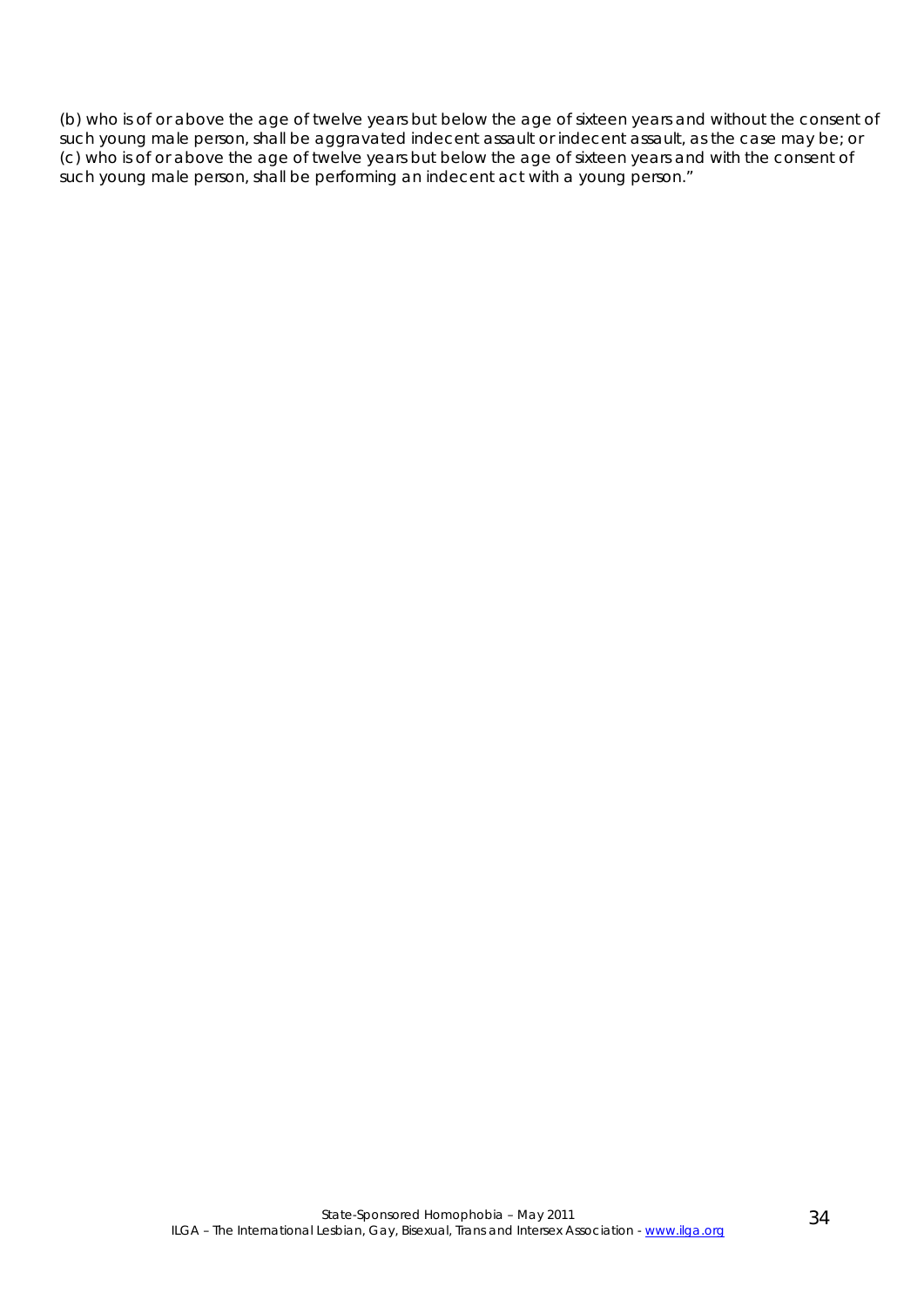(b) who is of or above the age of twelve years but below the age of sixteen years and without the consent of such young male person, shall be aggravated indecent assault or indecent assault, as the case may be; or
(c) who is of or above the age of twelve years but below the age of sixteen years and with the consent of such young male person, shall be performing an indecent act with a young person."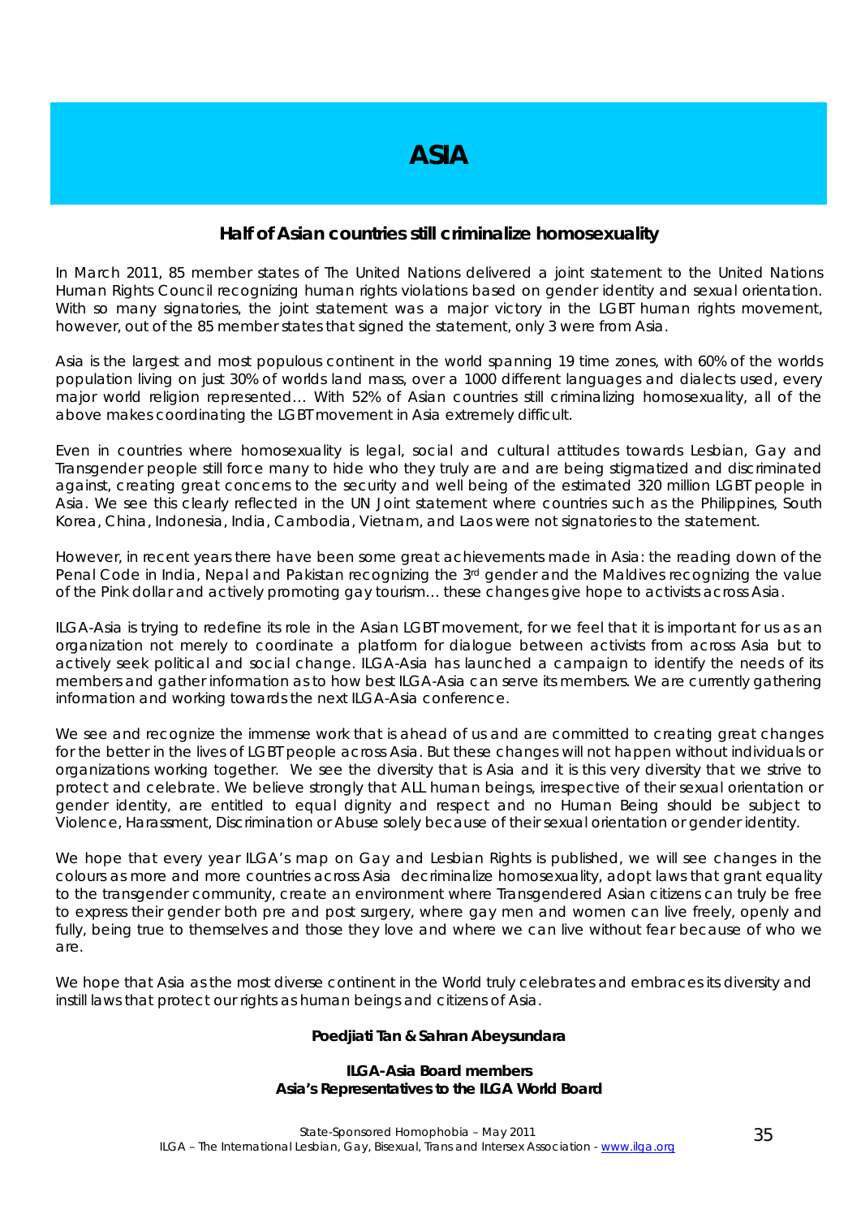# ASIA

## Half of Asian countries still criminalize homosexuality

In March 2011, 85 member states of The United Nations delivered a joint statement to the United Nations Human Rights Council recognizing human rights violations based on gender identity and sexual orientation. With so many signatories, the joint statement was a major victory in the LGBT human rights movement, however, out of the 85 member states that signed the statement, only 3 were from Asia.

Asia is the largest and most populous continent in the world spanning 19 time zones, with 60% of the worlds population living on just 30% of worlds land mass, over a 1000 different languages and dialects used, every major world religion represented… With 52% of Asian countries still criminalizing homosexuality, all of the above makes coordinating the LGBT movement in Asia extremely difficult.

Even in countries where homosexuality is legal, social and cultural attitudes towards Lesbian, Gay and Transgender people still force many to hide who they truly are and are being stigmatized and discriminated against, creating great concerns to the security and well being of the estimated 320 million LGBT people in Asia. We see this clearly reflected in the UN Joint statement where countries such as the Philippines, South Korea, China, Indonesia, India, Cambodia, Vietnam, and Laos were not signatories to the statement.

However, in recent years there have been some great achievements made in Asia: the reading down of the Penal Code in India, Nepal and Pakistan recognizing the 3rd gender and the Maldives recognizing the value of the Pink dollar and actively promoting gay tourism… these changes give hope to activists across Asia.

ILGA-Asia is trying to redefine its role in the Asian LGBT movement, for we feel that it is important for us as an organization not merely to coordinate a platform for dialogue between activists from across Asia but to actively seek political and social change. ILGA-Asia has launched a campaign to identify the needs of its members and gather information as to how best ILGA-Asia can serve its members. We are currently gathering information and working towards the next ILGA-Asia conference.

We see and recognize the immense work that is ahead of us and are committed to creating great changes for the better in the lives of LGBT people across Asia. But these changes will not happen without individuals or organizations working together. We see the diversity that is Asia and it is this very diversity that we strive to protect and celebrate. We believe strongly that ALL human beings, irrespective of their sexual orientation or gender identity, are entitled to equal dignity and respect and no Human Being should be subject to Violence, Harassment, Discrimination or Abuse solely because of their sexual orientation or gender identity.

We hope that every year ILGA's map on Gay and Lesbian Rights is published, we will see changes in the colours as more and more countries across Asia decriminalize homosexuality, adopt laws that grant equality to the transgender community, create an environment where Transgendered Asian citizens can truly be free to express their gender both pre and post surgery, where gay men and women can live freely, openly and fully, being true to themselves and those they love and where we can live without fear because of who we are.

We hope that Asia as the most diverse continent in the World truly celebrates and embraces its diversity and instill laws that protect our rights as human beings and citizens of Asia.

**Poedjiati Tan & Sahran Abeysundara**

**ILGA-Asia Board members**
**Asia's Representatives to the ILGA World Board**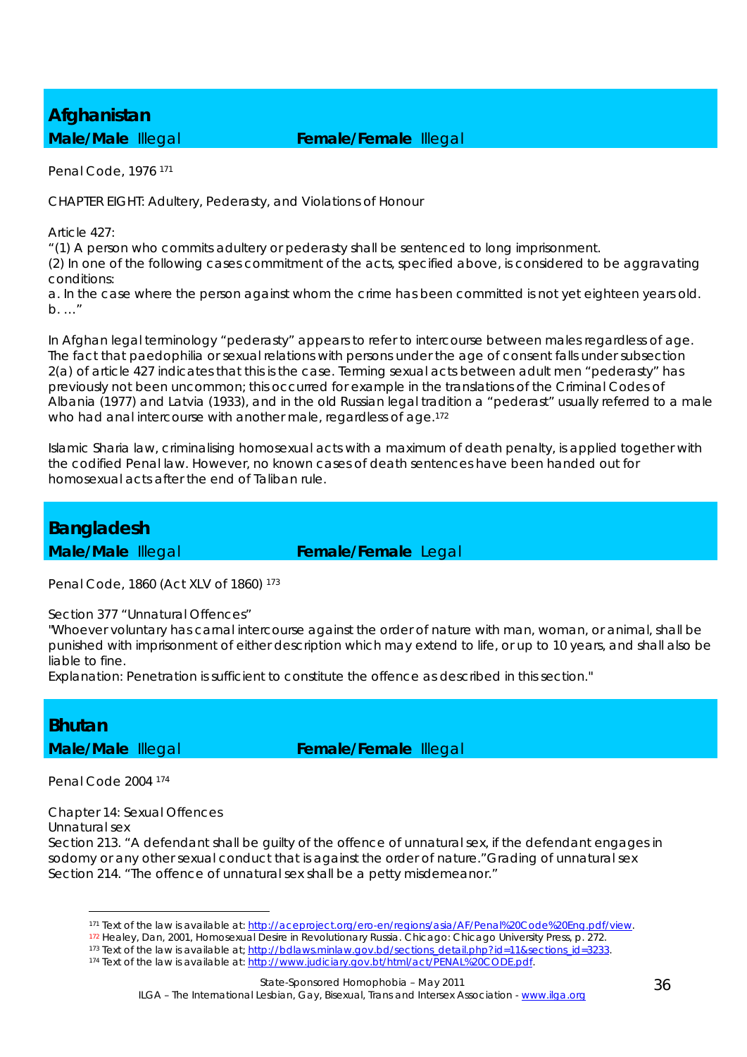## Afghanistan

**Male/Male** Illegal **Female/Female** Illegal

Penal Code, 1976 [171]

CHAPTER EIGHT: Adultery, Pederasty, and Violations of Honour

Article 427:
"(1) A person who commits adultery or pederasty shall be sentenced to long imprisonment.
(2) In one of the following cases commitment of the acts, specified above, is considered to be aggravating conditions:
a. In the case where the person against whom the crime has been committed is not yet eighteen years old.
b. …"

In Afghan legal terminology "pederasty" appears to refer to intercourse between males regardless of age. The fact that paedophilia or sexual relations with persons under the age of consent falls under subsection 2(a) of article 427 indicates that this is the case. Terming sexual acts between adult men "pederasty" has previously not been uncommon; this occurred for example in the translations of the Criminal Codes of Albania (1977) and Latvia (1933), and in the old Russian legal tradition a "pederast" usually referred to a male who had anal intercourse with another male, regardless of age.[172]

Islamic Sharia law, criminalising homosexual acts with a maximum of death penalty, is applied together with the codified Penal law. However, no known cases of death sentences have been handed out for homosexual acts after the end of Taliban rule.

## Bangladesh

**Male/Male** Illegal **Female/Female** Legal

Penal Code, 1860 (Act XLV of 1860) [173]

Section 377 "Unnatural Offences"
"Whoever voluntary has carnal intercourse against the order of nature with man, woman, or animal, shall be punished with imprisonment of either description which may extend to life, or up to 10 years, and shall also be liable to fine.
Explanation: Penetration is sufficient to constitute the offence as described in this section."

## Bhutan

**Male/Male** Illegal **Female/Female** Illegal

Penal Code 2004 [174]

Chapter 14: Sexual Offences
Unnatural sex
Section 213. "A defendant shall be guilty of the offence of unnatural sex, if the defendant engages in sodomy or any other sexual conduct that is against the order of nature."Grading of unnatural sex
Section 214. "The offence of unnatural sex shall be a petty misdemeanor."

---

[171] Text of the law is available at: http://aceproject.org/ero-en/regions/asia/AF/Penal%20Code%20Eng.pdf/view.
[172] Healey, Dan, 2001, Homosexual Desire in Revolutionary Russia. Chicago: Chicago University Press, p. 272.
[173] Text of the law is available at; http://bdlaws.minlaw.gov.bd/sections_detail.php?id=11&sections_id=3233.
[174] Text of the law is available at: http://www.judiciary.gov.bt/html/act/PENAL%20CODE.pdf.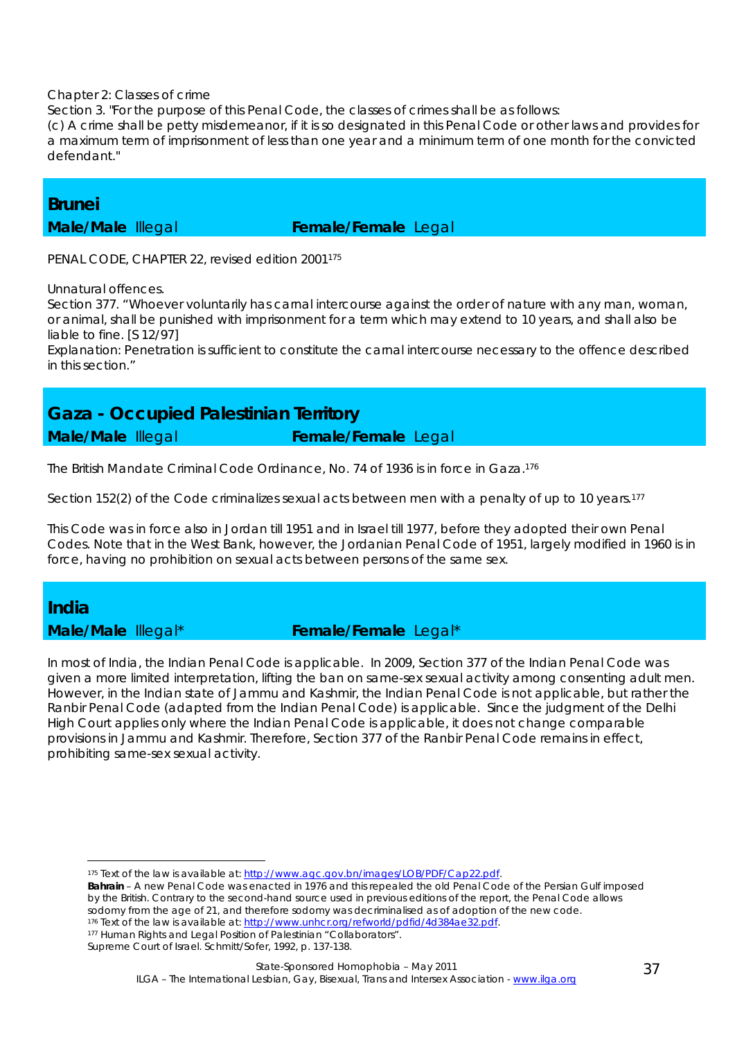Chapter 2: Classes of crime

Section 3. "For the purpose of this Penal Code, the classes of crimes shall be as follows:

(c) A crime shall be petty misdemeanor, if it is so designated in this Penal Code or other laws and provides for a maximum term of imprisonment of less than one year and a minimum term of one month for the convicted defendant."

## Brunei

**Male/Male** Illegal **Female/Female** Legal

PENAL CODE, CHAPTER 22, revised edition 2001[175]

Unnatural offences.

Section 377. "Whoever voluntarily has carnal intercourse against the order of nature with any man, woman, or animal, shall be punished with imprisonment for a term which may extend to 10 years, and shall also be liable to fine. [S 12/97]

Explanation: Penetration is sufficient to constitute the carnal intercourse necessary to the offence described in this section."

## Gaza - Occupied Palestinian Territory

**Male/Male** Illegal **Female/Female** Legal

The British Mandate Criminal Code Ordinance, No. 74 of 1936 is in force in Gaza.[176]

Section 152(2) of the Code criminalizes sexual acts between men with a penalty of up to 10 years.[177]

This Code was in force also in Jordan till 1951 and in Israel till 1977, before they adopted their own Penal Codes. Note that in the West Bank, however, the Jordanian Penal Code of 1951, largely modified in 1960 is in force, having no prohibition on sexual acts between persons of the same sex.

## India

**Male/Male** Illegal* **Female/Female** Legal*

In most of India, the Indian Penal Code is applicable. In 2009, Section 377 of the Indian Penal Code was given a more limited interpretation, lifting the ban on same-sex sexual activity among consenting adult men. However, in the Indian state of Jammu and Kashmir, the Indian Penal Code is not applicable, but rather the Ranbir Penal Code (adapted from the Indian Penal Code) is applicable. Since the judgment of the Delhi High Court applies only where the Indian Penal Code is applicable, it does not change comparable provisions in Jammu and Kashmir. Therefore, Section 377 of the Ranbir Penal Code remains in effect, prohibiting same-sex sexual activity.

---

[175] Text of the law is available at: http://www.agc.gov.bn/images/LOB/PDF/Cap22.pdf.

**Bahrain** – A new Penal Code was enacted in 1976 and this repealed the old Penal Code of the Persian Gulf imposed by the British. Contrary to the second-hand source used in previous editions of the report, the Penal Code allows sodomy from the age of 21, and therefore sodomy was decriminalised as of adoption of the new code.

[176] Text of the law is available at: http://www.unhcr.org/refworld/pdfid/4d384ae32.pdf.

[177] Human Rights and Legal Position of Palestinian "Collaborators".

Supreme Court of Israel. Schmitt/Sofer, 1992, p. 137-138.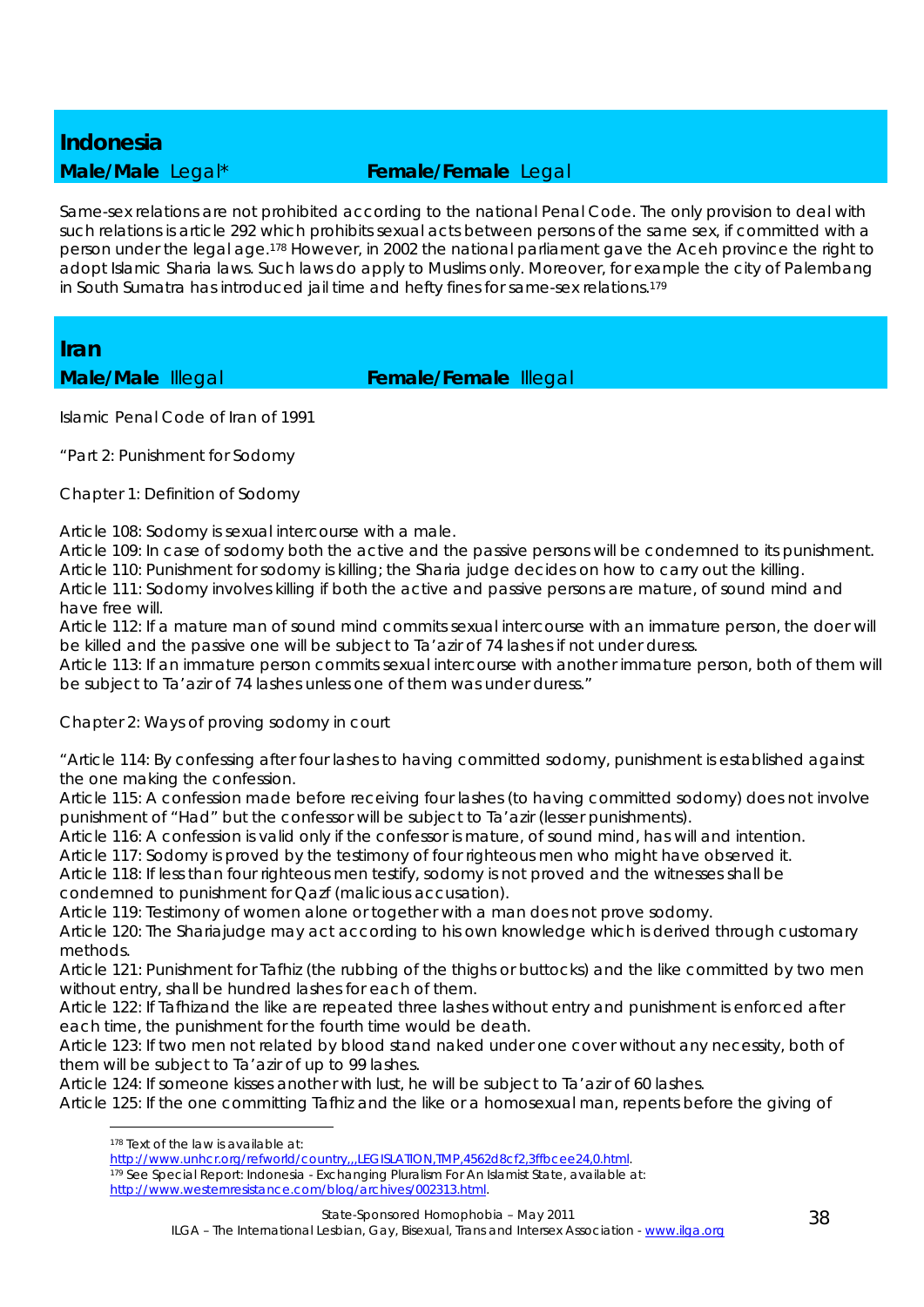## Indonesia

**Male/Male** Legal* **Female/Female** Legal

Same-sex relations are not prohibited according to the national Penal Code. The only provision to deal with such relations is article 292 which prohibits sexual acts between persons of the same sex, if committed with a person under the legal age.[178] However, in 2002 the national parliament gave the Aceh province the right to adopt Islamic Sharia laws. Such laws do apply to Muslims only. Moreover, for example the city of Palembang in South Sumatra has introduced jail time and hefty fines for same-sex relations.[179]

## Iran

**Male/Male** Illegal **Female/Female** Illegal

Islamic Penal Code of Iran of 1991

"Part 2: Punishment for Sodomy

Chapter 1: Definition of Sodomy

Article 108: Sodomy is sexual intercourse with a male.
Article 109: In case of sodomy both the active and the passive persons will be condemned to its punishment.
Article 110: Punishment for sodomy is killing; the Sharia judge decides on how to carry out the killing.
Article 111: Sodomy involves killing if both the active and passive persons are mature, of sound mind and have free will.
Article 112: If a mature man of sound mind commits sexual intercourse with an immature person, the doer will be killed and the passive one will be subject to Ta'azir of 74 lashes if not under duress.
Article 113: If an immature person commits sexual intercourse with another immature person, both of them will be subject to Ta'azir of 74 lashes unless one of them was under duress."

Chapter 2: Ways of proving sodomy in court

"Article 114: By confessing after four lashes to having committed sodomy, punishment is established against the one making the confession.
Article 115: A confession made before receiving four lashes (to having committed sodomy) does not involve punishment of "Had" but the confessor will be subject to Ta'azir (lesser punishments).
Article 116: A confession is valid only if the confessor is mature, of sound mind, has will and intention.
Article 117: Sodomy is proved by the testimony of four righteous men who might have observed it.
Article 118: If less than four righteous men testify, sodomy is not proved and the witnesses shall be condemned to punishment for Qazf (malicious accusation).
Article 119: Testimony of women alone or together with a man does not prove sodomy.
Article 120: The Shariajudge may act according to his own knowledge which is derived through customary methods.
Article 121: Punishment for Tafhiz (the rubbing of the thighs or buttocks) and the like committed by two men without entry, shall be hundred lashes for each of them.
Article 122: If Tafhizand the like are repeated three lashes without entry and punishment is enforced after each time, the punishment for the fourth time would be death.
Article 123: If two men not related by blood stand naked under one cover without any necessity, both of them will be subject to Ta'azir of up to 99 lashes.
Article 124: If someone kisses another with lust, he will be subject to Ta'azir of 60 lashes.
Article 125: If the one committing Tafhiz and the like or a homosexual man, repents before the giving of

---

[178] Text of the law is available at: http://www.unhcr.org/refworld/country,,,LEGISLATION,TMP,4562d8cf2,3ffbcee24,0.html.

[179] See Special Report: Indonesia - Exchanging Pluralism For An Islamist State, available at: http://www.westernresistance.com/blog/archives/002313.html.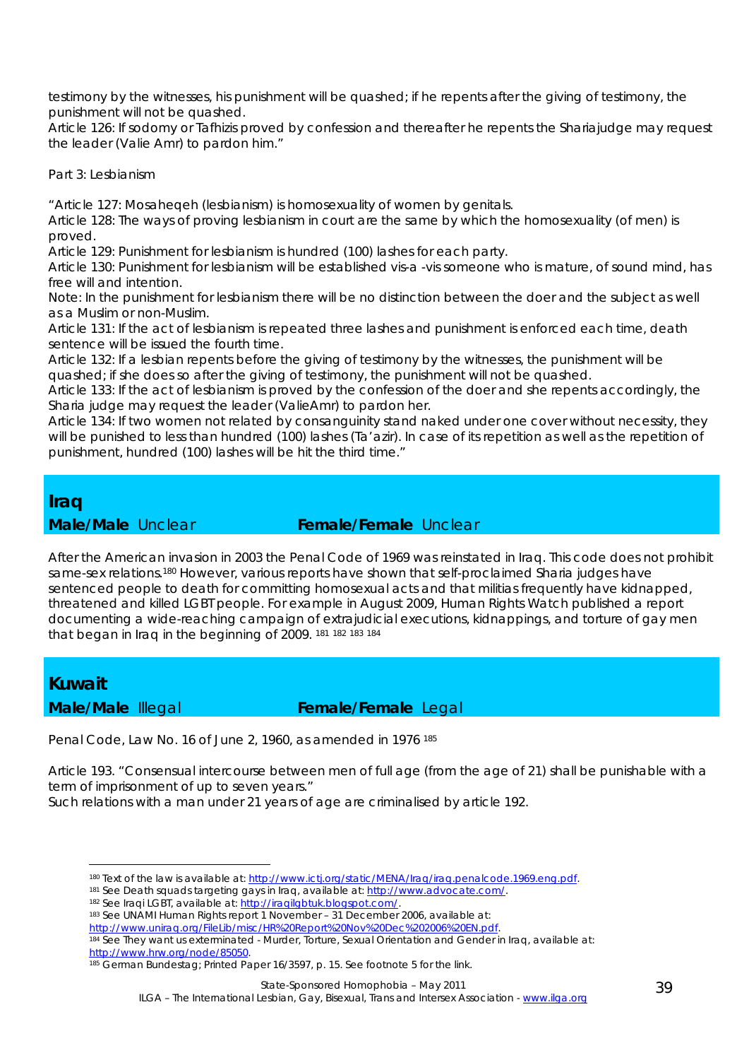testimony by the witnesses, his punishment will be quashed; if he repents after the giving of testimony, the punishment will not be quashed.
Article 126: If sodomy or Tafhizis proved by confession and thereafter he repents the Shariajudge may request the leader (Valie Amr) to pardon him."

Part 3: Lesbianism

"Article 127: Mosaheqeh (lesbianism) is homosexuality of women by genitals.
Article 128: The ways of proving lesbianism in court are the same by which the homosexuality (of men) is proved.
Article 129: Punishment for lesbianism is hundred (100) lashes for each party.
Article 130: Punishment for lesbianism will be established vis-a -vis someone who is mature, of sound mind, has free will and intention.
Note: In the punishment for lesbianism there will be no distinction between the doer and the subject as well as a Muslim or non-Muslim.
Article 131: If the act of lesbianism is repeated three lashes and punishment is enforced each time, death sentence will be issued the fourth time.
Article 132: If a lesbian repents before the giving of testimony by the witnesses, the punishment will be quashed; if she does so after the giving of testimony, the punishment will not be quashed.
Article 133: If the act of lesbianism is proved by the confession of the doer and she repents accordingly, the Sharia judge may request the leader (ValieAmr) to pardon her.
Article 134: If two women not related by consanguinity stand naked under one cover without necessity, they will be punished to less than hundred (100) lashes (Ta'azir). In case of its repetition as well as the repetition of punishment, hundred (100) lashes will be hit the third time."

## Iraq

**Male/Male** Unclear **Female/Female** Unclear

After the American invasion in 2003 the Penal Code of 1969 was reinstated in Iraq. This code does not prohibit same-sex relations.[180] However, various reports have shown that self-proclaimed Sharia judges have sentenced people to death for committing homosexual acts and that militias frequently have kidnapped, threatened and killed LGBT people. For example in August 2009, Human Rights Watch published a report documenting a wide-reaching campaign of extrajudicial executions, kidnappings, and torture of gay men that began in Iraq in the beginning of 2009. [181] [182] [183] [184]

## Kuwait

**Male/Male** Illegal **Female/Female** Legal

Penal Code, Law No. 16 of June 2, 1960, as amended in 1976 [185]

Article 193. "Consensual intercourse between men of full age (from the age of 21) shall be punishable with a term of imprisonment of up to seven years."
Such relations with a man under 21 years of age are criminalised by article 192.

---

[180] Text of the law is available at: http://www.ictj.org/static/MENA/Iraq/iraq.penalcode.1969.eng.pdf.
[181] See Death squads targeting gays in Iraq, available at: http://www.advocate.com/.
[182] See Iraqi LGBT, available at: http://iraqilgbtuk.blogspot.com/.
[183] See UNAMI Human Rights report 1 November – 31 December 2006, available at: http://www.uniraq.org/FileLib/misc/HR%20Report%20Nov%20Dec%202006%20EN.pdf.
[184] See They want us exterminated - Murder, Torture, Sexual Orientation and Gender in Iraq, available at: http://www.hrw.org/node/85050.
[185] German Bundestag; Printed Paper 16/3597, p. 15. See footnote 5 for the link.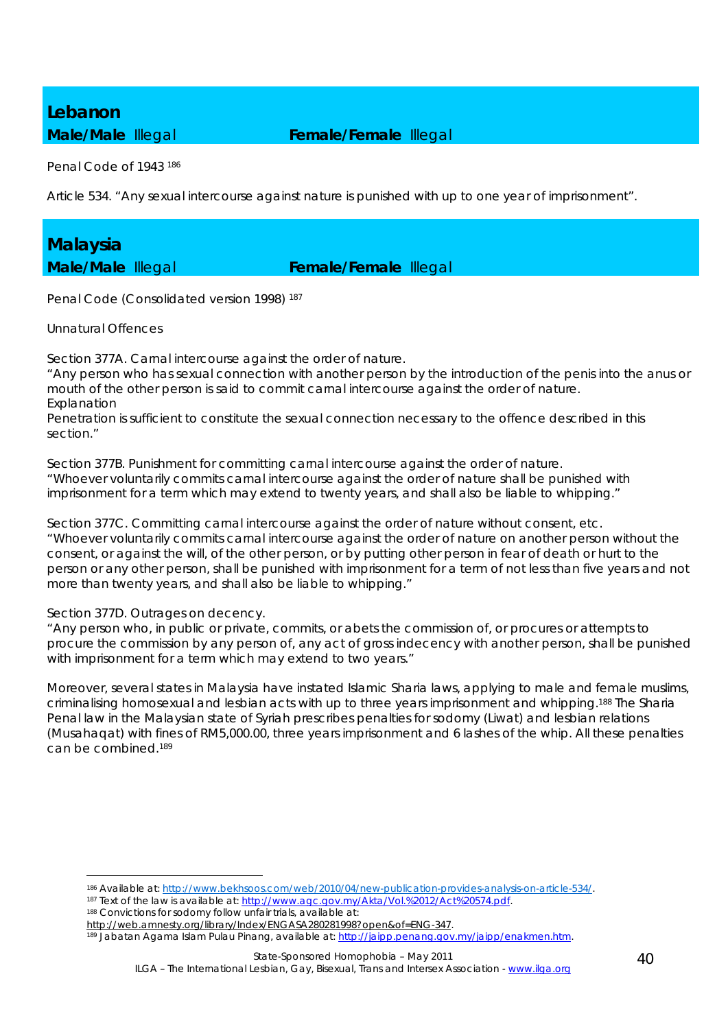## Lebanon

**Male/Male** Illegal **Female/Female** Illegal

Penal Code of 1943 [186]

Article 534. "Any sexual intercourse against nature is punished with up to one year of imprisonment".

## Malaysia

**Male/Male** Illegal **Female/Female** Illegal

Penal Code (Consolidated version 1998) [187]

Unnatural Offences

Section 377A. Carnal intercourse against the order of nature.
"Any person who has sexual connection with another person by the introduction of the penis into the anus or mouth of the other person is said to commit carnal intercourse against the order of nature.
Explanation
Penetration is sufficient to constitute the sexual connection necessary to the offence described in this section."

Section 377B. Punishment for committing carnal intercourse against the order of nature.
"Whoever voluntarily commits carnal intercourse against the order of nature shall be punished with imprisonment for a term which may extend to twenty years, and shall also be liable to whipping."

Section 377C. Committing carnal intercourse against the order of nature without consent, etc.
"Whoever voluntarily commits carnal intercourse against the order of nature on another person without the consent, or against the will, of the other person, or by putting other person in fear of death or hurt to the person or any other person, shall be punished with imprisonment for a term of not less than five years and not more than twenty years, and shall also be liable to whipping."

Section 377D. Outrages on decency.
"Any person who, in public or private, commits, or abets the commission of, or procures or attempts to procure the commission by any person of, any act of gross indecency with another person, shall be punished with imprisonment for a term which may extend to two years."

Moreover, several states in Malaysia have instated Islamic Sharia laws, applying to male and female muslims, criminalising homosexual and lesbian acts with up to three years imprisonment and whipping.[188] The Sharia Penal law in the Malaysian state of Syriah prescribes penalties for sodomy (Liwat) and lesbian relations (Musahaqat) with fines of RM5,000.00, three years imprisonment and 6 lashes of the whip. All these penalties can be combined.[189]

---

[186] Available at: http://www.bekhsoos.com/web/2010/04/new-publication-provides-analysis-on-article-534/.

[187] Text of the law is available at: http://www.agc.gov.my/Akta/Vol.%2012/Act%20574.pdf.

[188] Convictions for sodomy follow unfair trials, available at: http://web.amnesty.org/library/Index/ENGASA280281998?open&of=ENG-347.

[189] Jabatan Agama Islam Pulau Pinang, available at: http://jaipp.penang.gov.my/jaipp/enakmen.htm.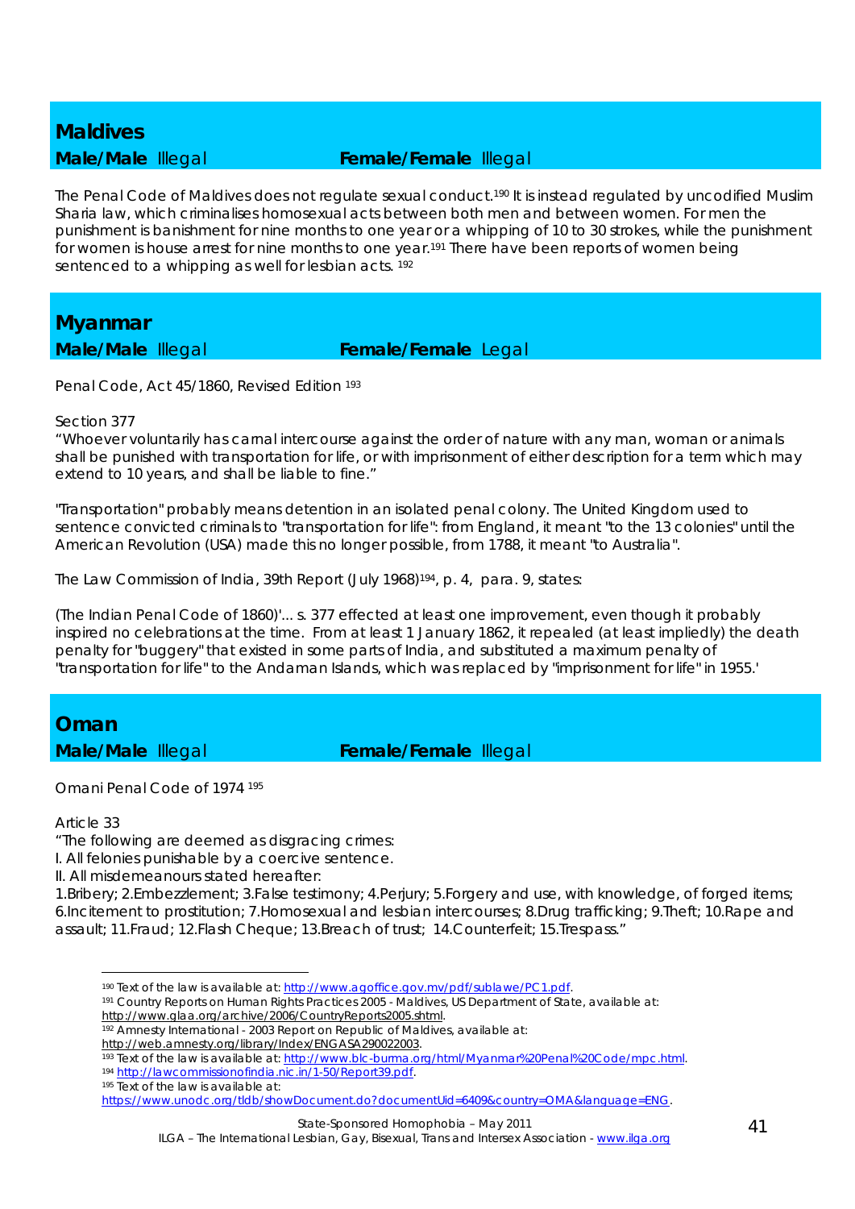## Maldives

**Male/Male** Illegal **Female/Female** Illegal

The Penal Code of Maldives does not regulate sexual conduct.[190] It is instead regulated by uncodified Muslim Sharia law, which criminalises homosexual acts between both men and between women. For men the punishment is banishment for nine months to one year or a whipping of 10 to 30 strokes, while the punishment for women is house arrest for nine months to one year.[191] There have been reports of women being sentenced to a whipping as well for lesbian acts. [192]

## Myanmar

**Male/Male** Illegal **Female/Female** Legal

Penal Code, Act 45/1860, Revised Edition [193]

Section 377
"Whoever voluntarily has carnal intercourse against the order of nature with any man, woman or animals shall be punished with transportation for life, or with imprisonment of either description for a term which may extend to 10 years, and shall be liable to fine."

"Transportation" probably means detention in an isolated penal colony. The United Kingdom used to sentence convicted criminals to "transportation for life": from England, it meant "to the 13 colonies" until the American Revolution (USA) made this no longer possible, from 1788, it meant "to Australia".

The Law Commission of India, 39th Report (July 1968)[194], p. 4, para. 9, states:

(The Indian Penal Code of 1860)'... s. 377 effected at least one improvement, even though it probably inspired no celebrations at the time. From at least 1 January 1862, it repealed (at least impliedly) the death penalty for "buggery" that existed in some parts of India, and substituted a maximum penalty of "transportation for life" to the Andaman Islands, which was replaced by "imprisonment for life" in 1955.'

## Oman

**Male/Male** Illegal **Female/Female** Illegal

Omani Penal Code of 1974 [195]

Article 33
"The following are deemed as disgracing crimes:
I. All felonies punishable by a coercive sentence.
II. All misdemeanours stated hereafter:
1.Bribery; 2.Embezzlement; 3.False testimony; 4.Perjury; 5.Forgery and use, with knowledge, of forged items; 6.Incitement to prostitution; 7.Homosexual and lesbian intercourses; 8.Drug trafficking; 9.Theft; 10.Rape and assault; 11.Fraud; 12.Flash Cheque; 13.Breach of trust; 14.Counterfeit; 15.Trespass."

---

[190] Text of the law is available at: http://www.agoffice.gov.mv/pdf/sublawe/PC1.pdf.
[191] Country Reports on Human Rights Practices 2005 - Maldives, US Department of State, available at: http://www.glaa.org/archive/2006/CountryReports2005.shtml.
[192] Amnesty International - 2003 Report on Republic of Maldives, available at: http://web.amnesty.org/library/Index/ENGASA290022003.
[193] Text of the law is available at: http://www.blc-burma.org/html/Myanmar%20Penal%20Code/mpc.html.
[194] http://lawcommissionofindia.nic.in/1-50/Report39.pdf.
[195] Text of the law is available at: https://www.unodc.org/tldb/showDocument.do?documentUid=6409&country=OMA&language=ENG.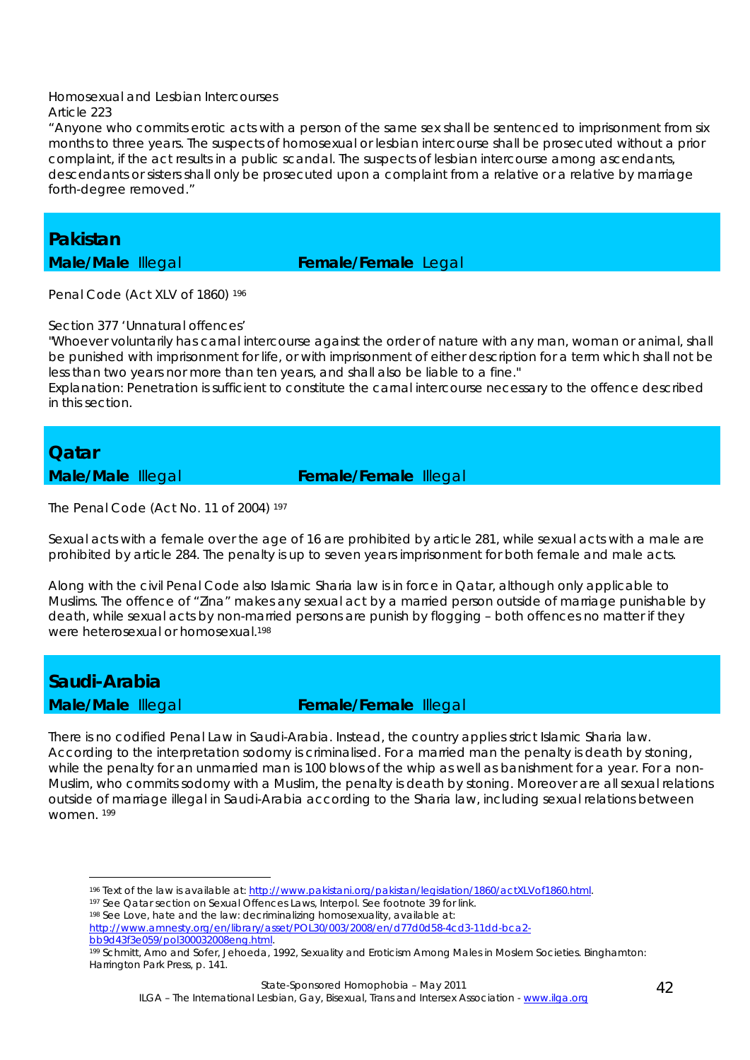Homosexual and Lesbian Intercourses
Article 223
"Anyone who commits erotic acts with a person of the same sex shall be sentenced to imprisonment from six months to three years. The suspects of homosexual or lesbian intercourse shall be prosecuted without a prior complaint, if the act results in a public scandal. The suspects of lesbian intercourse among ascendants, descendants or sisters shall only be prosecuted upon a complaint from a relative or a relative by marriage forth-degree removed."

## Pakistan

**Male/Male** Illegal **Female/Female** Legal

Penal Code (Act XLV of 1860) [196]

Section 377 'Unnatural offences'
"Whoever voluntarily has carnal intercourse against the order of nature with any man, woman or animal, shall be punished with imprisonment for life, or with imprisonment of either description for a term which shall not be less than two years nor more than ten years, and shall also be liable to a fine."
Explanation: Penetration is sufficient to constitute the carnal intercourse necessary to the offence described in this section.

## Qatar

**Male/Male** Illegal **Female/Female** Illegal

The Penal Code (Act No. 11 of 2004) [197]

Sexual acts with a female over the age of 16 are prohibited by article 281, while sexual acts with a male are prohibited by article 284. The penalty is up to seven years imprisonment for both female and male acts.

Along with the civil Penal Code also Islamic Sharia law is in force in Qatar, although only applicable to Muslims. The offence of "Zina" makes any sexual act by a married person outside of marriage punishable by death, while sexual acts by non-married persons are punish by flogging – both offences no matter if they were heterosexual or homosexual.[198]

## Saudi-Arabia

**Male/Male** Illegal **Female/Female** Illegal

There is no codified Penal Law in Saudi-Arabia. Instead, the country applies strict Islamic Sharia law. According to the interpretation sodomy is criminalised. For a married man the penalty is death by stoning, while the penalty for an unmarried man is 100 blows of the whip as well as banishment for a year. For a non-Muslim, who commits sodomy with a Muslim, the penalty is death by stoning. Moreover are all sexual relations outside of marriage illegal in Saudi-Arabia according to the Sharia law, including sexual relations between women. [199]

---

[196] Text of the law is available at: http://www.pakistani.org/pakistan/legislation/1860/actXLVof1860.html.
[197] See Qatar section on Sexual Offences Laws, Interpol. See footnote 39 for link.
[198] See Love, hate and the law: decriminalizing homosexuality, available at: http://www.amnesty.org/en/library/asset/POL30/003/2008/en/d77d0d58-4cd3-11dd-bca2-bb9d43f3e059/pol300032008eng.html.
[199] Schmitt, Arno and Sofer, Jehoeda, 1992, Sexuality and Eroticism Among Males in Moslem Societies. Binghamton: Harrington Park Press, p. 141.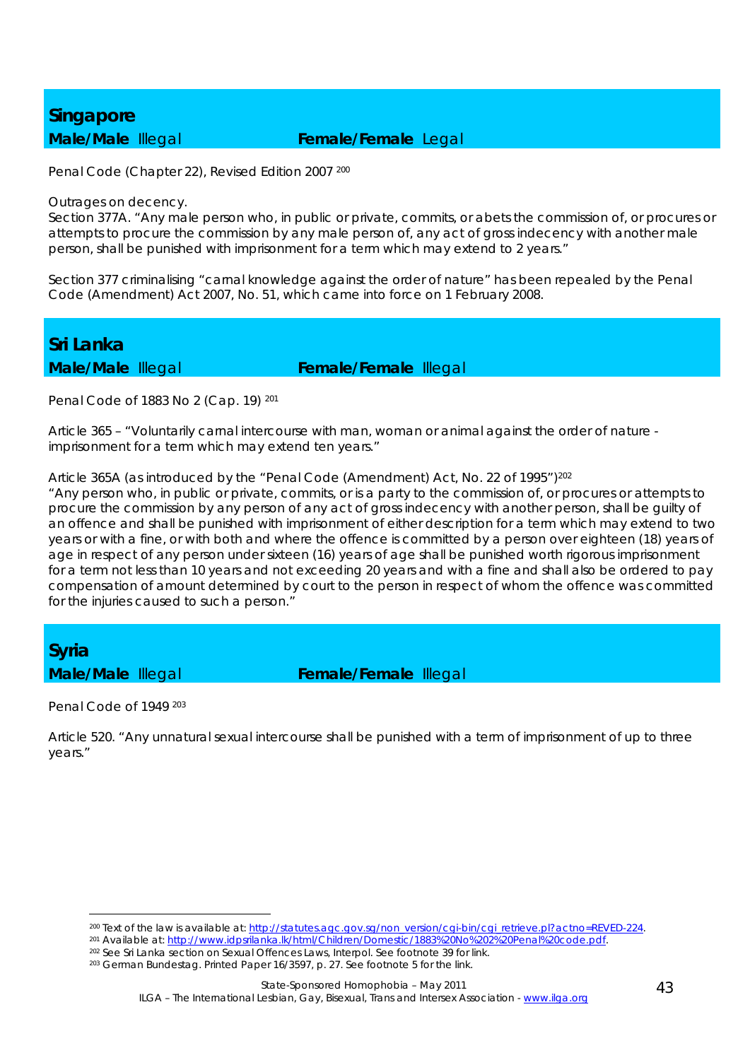## Singapore

**Male/Male** Illegal **Female/Female** Legal

Penal Code (Chapter 22), Revised Edition 2007 [200]

Outrages on decency.

Section 377A. "Any male person who, in public or private, commits, or abets the commission of, or procures or attempts to procure the commission by any male person of, any act of gross indecency with another male person, shall be punished with imprisonment for a term which may extend to 2 years."

Section 377 criminalising "carnal knowledge against the order of nature" has been repealed by the Penal Code (Amendment) Act 2007, No. 51, which came into force on 1 February 2008.

## Sri Lanka

**Male/Male** Illegal **Female/Female** Illegal

Penal Code of 1883 No 2 (Cap. 19) [201]

Article 365 – "Voluntarily carnal intercourse with man, woman or animal against the order of nature - imprisonment for a term which may extend ten years."

Article 365A (as introduced by the "Penal Code (Amendment) Act, No. 22 of 1995")[202]

"Any person who, in public or private, commits, or is a party to the commission of, or procures or attempts to procure the commission by any person of any act of gross indecency with another person, shall be guilty of an offence and shall be punished with imprisonment of either description for a term which may extend to two years or with a fine, or with both and where the offence is committed by a person over eighteen (18) years of age in respect of any person under sixteen (16) years of age shall be punished worth rigorous imprisonment for a term not less than 10 years and not exceeding 20 years and with a fine and shall also be ordered to pay compensation of amount determined by court to the person in respect of whom the offence was committed for the injuries caused to such a person."

## Syria

**Male/Male** Illegal **Female/Female** Illegal

Penal Code of 1949 [203]

Article 520. "Any unnatural sexual intercourse shall be punished with a term of imprisonment of up to three years."

---

[200] Text of the law is available at: http://statutes.agc.gov.sg/non_version/cgi-bin/cgi_retrieve.pl?actno=REVED-224.

[201] Available at: http://www.idpsrilanka.lk/html/Children/Domestic/1883%20No%202%20Penal%20code.pdf.

[202] See Sri Lanka section on Sexual Offences Laws, Interpol. See footnote 39 for link.

[203] German Bundestag. Printed Paper 16/3597, p. 27. See footnote 5 for the link.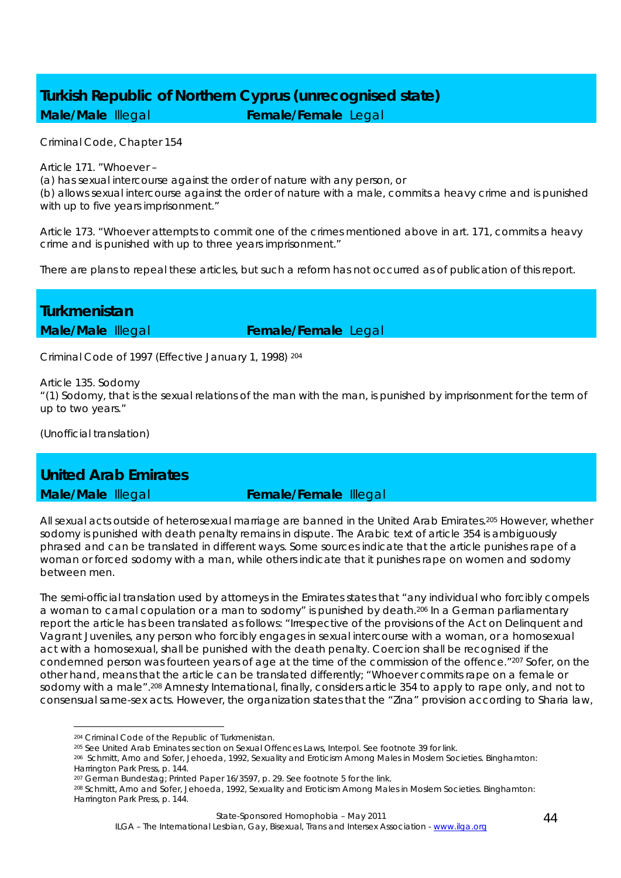## Turkish Republic of Northern Cyprus (unrecognised state)

**Male/Male** Illegal **Female/Female** Legal

Criminal Code, Chapter 154

Article 171. "Whoever –
(a) has sexual intercourse against the order of nature with any person, or
(b) allows sexual intercourse against the order of nature with a male, commits a heavy crime and is punished with up to five years imprisonment."

Article 173. "Whoever attempts to commit one of the crimes mentioned above in art. 171, commits a heavy crime and is punished with up to three years imprisonment."

There are plans to repeal these articles, but such a reform has not occurred as of publication of this report.

## Turkmenistan

**Male/Male** Illegal **Female/Female** Legal

Criminal Code of 1997 (Effective January 1, 1998) [204]

Article 135. Sodomy
"(1) Sodomy, that is the sexual relations of the man with the man, is punished by imprisonment for the term of up to two years."

(Unofficial translation)

## United Arab Emirates

**Male/Male** Illegal **Female/Female** Illegal

All sexual acts outside of heterosexual marriage are banned in the United Arab Emirates.[205] However, whether sodomy is punished with death penalty remains in dispute. The Arabic text of article 354 is ambiguously phrased and can be translated in different ways. Some sources indicate that the article punishes rape of a woman or forced sodomy with a man, while others indicate that it punishes rape on women and sodomy between men.

The semi-official translation used by attorneys in the Emirates states that "any individual who forcibly compels a woman to carnal copulation or a man to sodomy" is punished by death.[206] In a German parliamentary report the article has been translated as follows: "Irrespective of the provisions of the Act on Delinquent and Vagrant Juveniles, any person who forcibly engages in sexual intercourse with a woman, or a homosexual act with a homosexual, shall be punished with the death penalty. Coercion shall be recognised if the condemned person was fourteen years of age at the time of the commission of the offence."[207] Sofer, on the other hand, means that the article can be translated differently; "Whoever commits rape on a female or sodomy with a male".[208] Amnesty International, finally, considers article 354 to apply to rape only, and not to consensual same-sex acts. However, the organization states that the "Zina" provision according to Sharia law,

---

[204] Criminal Code of the Republic of Turkmenistan.
[205] See United Arab Eminates section on Sexual Offences Laws, Interpol. See footnote 39 for link.
[206] Schmitt, Arno and Sofer, Jehoeda, 1992, Sexuality and Eroticism Among Males in Moslem Societies. Binghamton: Harrington Park Press, p. 144.
[207] German Bundestag; Printed Paper 16/3597, p. 29. See footnote 5 for the link.
[208] Schmitt, Arno and Sofer, Jehoeda, 1992, Sexuality and Eroticism Among Males in Moslem Societies. Binghamton: Harrington Park Press, p. 144.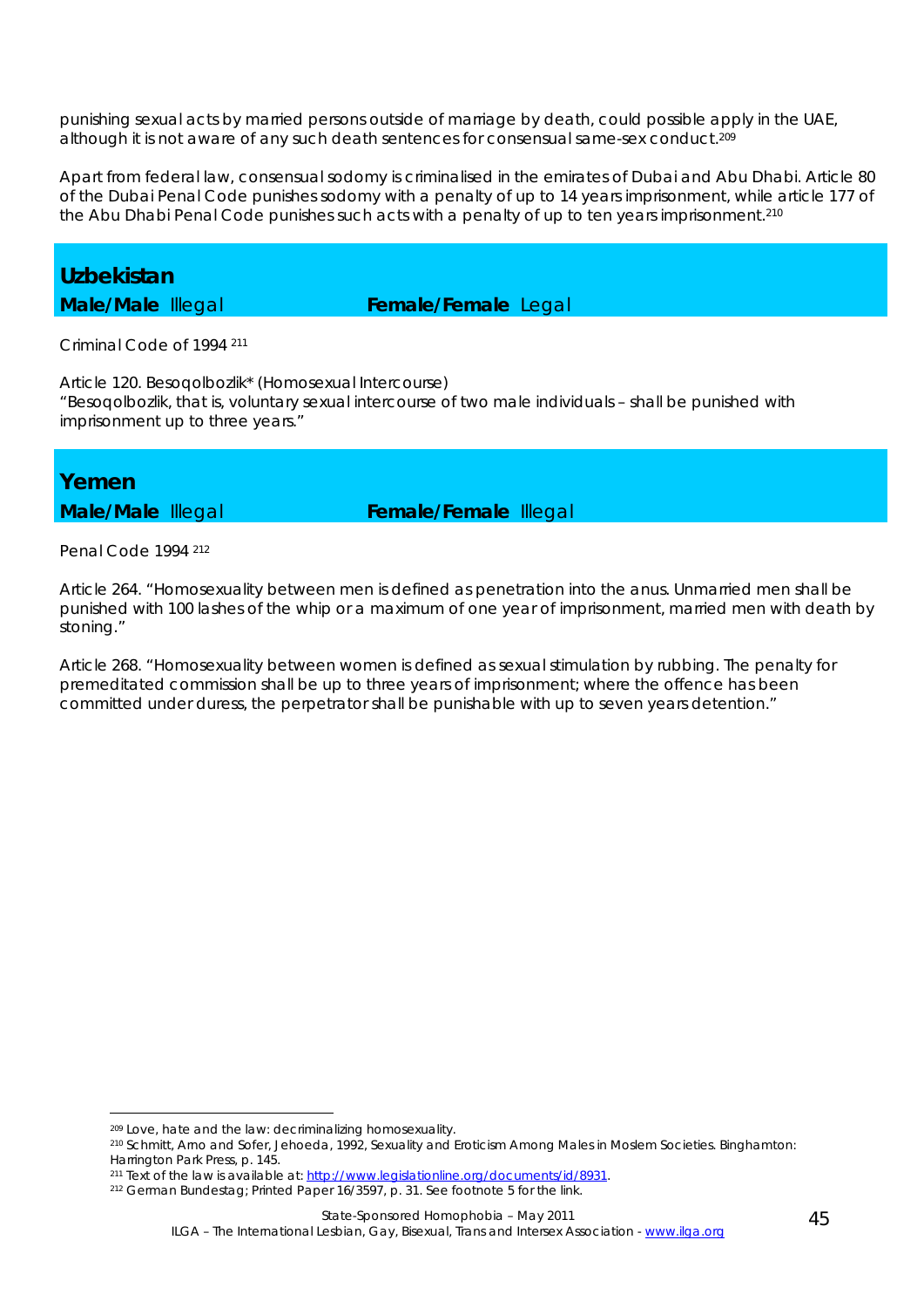punishing sexual acts by married persons outside of marriage by death, could possible apply in the UAE, although it is not aware of any such death sentences for consensual same-sex conduct.[209]

Apart from federal law, consensual sodomy is criminalised in the emirates of Dubai and Abu Dhabi. Article 80 of the Dubai Penal Code punishes sodomy with a penalty of up to 14 years imprisonment, while article 177 of the Abu Dhabi Penal Code punishes such acts with a penalty of up to ten years imprisonment.[210]

## Uzbekistan

**Male/Male** Illegal **Female/Female** Legal

Criminal Code of 1994 [211]

Article 120. Besoqolbozlik* (Homosexual Intercourse)
"Besoqolbozlik, that is, voluntary sexual intercourse of two male individuals – shall be punished with imprisonment up to three years."

## Yemen

**Male/Male** Illegal **Female/Female** Illegal

Penal Code 1994 [212]

Article 264. "Homosexuality between men is defined as penetration into the anus. Unmarried men shall be punished with 100 lashes of the whip or a maximum of one year of imprisonment, married men with death by stoning."

Article 268. "Homosexuality between women is defined as sexual stimulation by rubbing. The penalty for premeditated commission shall be up to three years of imprisonment; where the offence has been committed under duress, the perpetrator shall be punishable with up to seven years detention."

---

[209] Love, hate and the law: decriminalizing homosexuality.
[210] Schmitt, Arno and Sofer, Jehoeda, 1992, Sexuality and Eroticism Among Males in Moslem Societies. Binghamton: Harrington Park Press, p. 145.
[211] Text of the law is available at: http://www.legislationline.org/documents/id/8931.
[212] German Bundestag; Printed Paper 16/3597, p. 31. See footnote 5 for the link.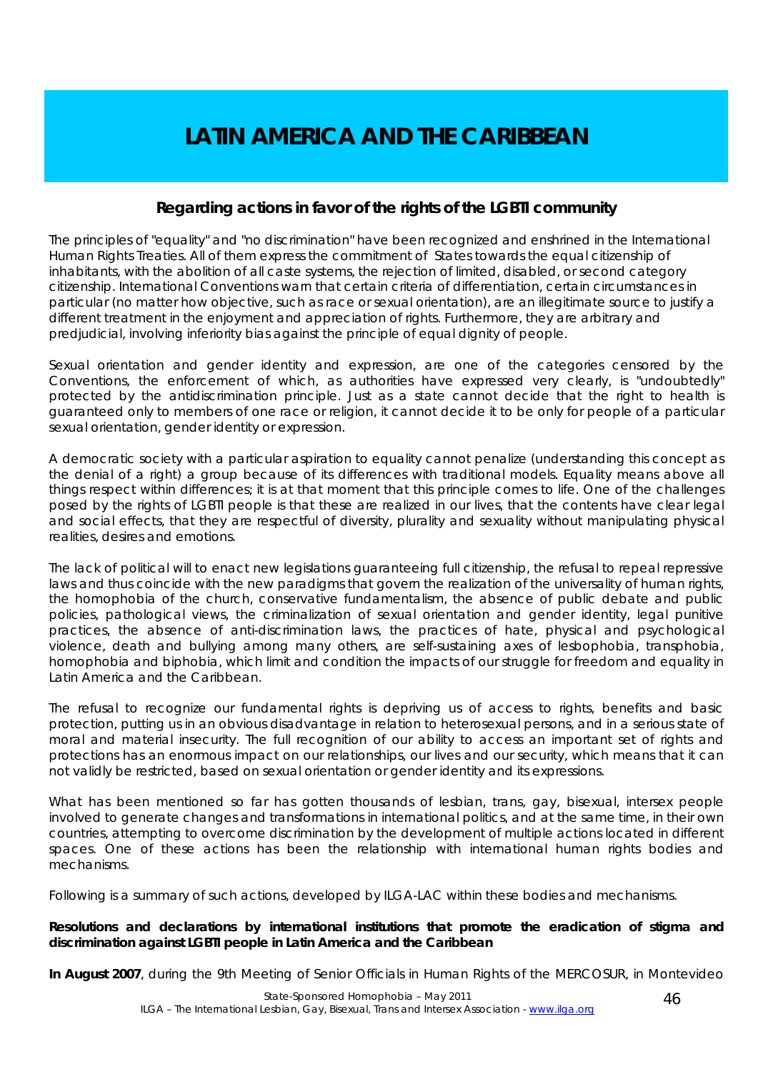# LATIN AMERICA AND THE CARIBBEAN

### Regarding actions in favor of the rights of the LGBTI community

The principles of "equality" and "no discrimination" have been recognized and enshrined in the International Human Rights Treaties. All of them express the commitment of States towards the equal citizenship of inhabitants, with the abolition of all caste systems, the rejection of limited, disabled, or second category citizenship. International Conventions warn that certain criteria of differentiation, certain circumstances in particular (no matter how objective, such as race or sexual orientation), are an illegitimate source to justify a different treatment in the enjoyment and appreciation of rights. Furthermore, they are arbitrary and predjudicial, involving inferiority bias against the principle of equal dignity of people.

Sexual orientation and gender identity and expression, are one of the categories censored by the Conventions, the enforcement of which, as authorities have expressed very clearly, is "undoubtedly" protected by the antidiscrimination principle. Just as a state cannot decide that the right to health is guaranteed only to members of one race or religion, it cannot decide it to be only for people of a particular sexual orientation, gender identity or expression.

A democratic society with a particular aspiration to equality cannot penalize (understanding this concept as the denial of a right) a group because of its differences with traditional models. Equality means above all things respect within differences; it is at that moment that this principle comes to life. One of the challenges posed by the rights of LGBTI people is that these are realized in our lives, that the contents have clear legal and social effects, that they are respectful of diversity, plurality and sexuality without manipulating physical realities, desires and emotions.

The lack of political will to enact new legislations guaranteeing full citizenship, the refusal to repeal repressive laws and thus coincide with the new paradigms that govern the realization of the universality of human rights, the homophobia of the church, conservative fundamentalism, the absence of public debate and public policies, pathological views, the criminalization of sexual orientation and gender identity, legal punitive practices, the absence of anti-discrimination laws, the practices of hate, physical and psychological violence, death and bullying among many others, are self-sustaining axes of lesbophobia, transphobia, homophobia and biphobia, which limit and condition the impacts of our struggle for freedom and equality in Latin America and the Caribbean.

The refusal to recognize our fundamental rights is depriving us of access to rights, benefits and basic protection, putting us in an obvious disadvantage in relation to heterosexual persons, and in a serious state of moral and material insecurity. The full recognition of our ability to access an important set of rights and protections has an enormous impact on our relationships, our lives and our security, which means that it can not validly be restricted, based on sexual orientation or gender identity and its expressions.

What has been mentioned so far has gotten thousands of lesbian, trans, gay, bisexual, intersex people involved to generate changes and transformations in international politics, and at the same time, in their own countries, attempting to overcome discrimination by the development of multiple actions located in different spaces. One of these actions has been the relationship with international human rights bodies and mechanisms.

Following is a summary of such actions, developed by ILGA-LAC within these bodies and mechanisms.

**Resolutions and declarations by international institutions that promote the eradication of stigma and discrimination against LGBTI people in Latin America and the Caribbean**

**In August 2007**, during the 9th Meeting of Senior Officials in Human Rights of the MERCOSUR, in Montevideo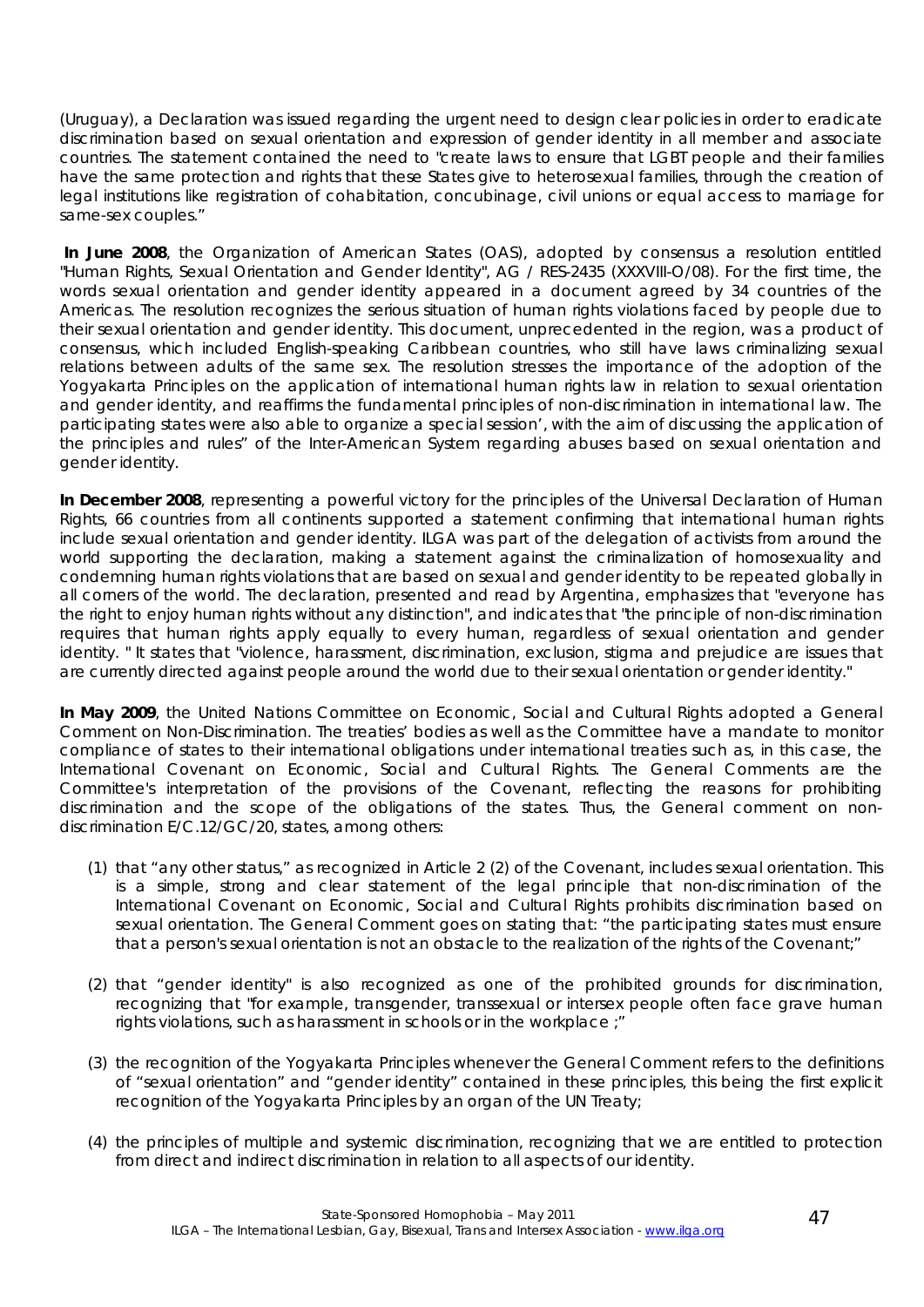(Uruguay), a Declaration was issued regarding the urgent need to design clear policies in order to eradicate discrimination based on sexual orientation and expression of gender identity in all member and associate countries. The statement contained the need to "create laws to ensure that LGBT people and their families have the same protection and rights that these States give to heterosexual families, through the creation of legal institutions like registration of cohabitation, concubinage, civil unions or equal access to marriage for same-sex couples."

**In June 2008**, the Organization of American States (OAS), adopted by consensus a resolution entitled "Human Rights, Sexual Orientation and Gender Identity", AG / RES-2435 (XXXVIII-O/08). For the first time, the words sexual orientation and gender identity appeared in a document agreed by 34 countries of the Americas. The resolution recognizes the serious situation of human rights violations faced by people due to their sexual orientation and gender identity. This document, unprecedented in the region, was a product of consensus, which included English-speaking Caribbean countries, who still have laws criminalizing sexual relations between adults of the same sex. The resolution stresses the importance of the adoption of the Yogyakarta Principles on the application of international human rights law in relation to sexual orientation and gender identity, and reaffirms the fundamental principles of non-discrimination in international law. The participating states were also able to organize a special session', with the aim of discussing the application of the principles and rules" of the Inter-American System regarding abuses based on sexual orientation and gender identity.

**In December 2008**, representing a powerful victory for the principles of the Universal Declaration of Human Rights, 66 countries from all continents supported a statement confirming that international human rights include sexual orientation and gender identity. ILGA was part of the delegation of activists from around the world supporting the declaration, making a statement against the criminalization of homosexuality and condemning human rights violations that are based on sexual and gender identity to be repeated globally in all corners of the world. The declaration, presented and read by Argentina, emphasizes that "everyone has the right to enjoy human rights without any distinction", and indicates that "the principle of non-discrimination requires that human rights apply equally to every human, regardless of sexual orientation and gender identity. " It states that "violence, harassment, discrimination, exclusion, stigma and prejudice are issues that are currently directed against people around the world due to their sexual orientation or gender identity."

**In May 2009**, the United Nations Committee on Economic, Social and Cultural Rights adopted a General Comment on Non-Discrimination. The treaties' bodies as well as the Committee have a mandate to monitor compliance of states to their international obligations under international treaties such as, in this case, the International Covenant on Economic, Social and Cultural Rights. The General Comments are the Committee's interpretation of the provisions of the Covenant, reflecting the reasons for prohibiting discrimination and the scope of the obligations of the states. Thus, the General comment on non-discrimination E/C.12/GC/20, states, among others:

(1) that "any other status," as recognized in Article 2 (2) of the Covenant, includes sexual orientation. This is a simple, strong and clear statement of the legal principle that non-discrimination of the International Covenant on Economic, Social and Cultural Rights prohibits discrimination based on sexual orientation. The General Comment goes on stating that: "the participating states must ensure that a person's sexual orientation is not an obstacle to the realization of the rights of the Covenant;"

(2) that "gender identity" is also recognized as one of the prohibited grounds for discrimination, recognizing that "for example, transgender, transsexual or intersex people often face grave human rights violations, such as harassment in schools or in the workplace ;"

(3) the recognition of the Yogyakarta Principles whenever the General Comment refers to the definitions of "sexual orientation" and "gender identity" contained in these principles, this being the first explicit recognition of the Yogyakarta Principles by an organ of the UN Treaty;

(4) the principles of multiple and systemic discrimination, recognizing that we are entitled to protection from direct and indirect discrimination in relation to all aspects of our identity.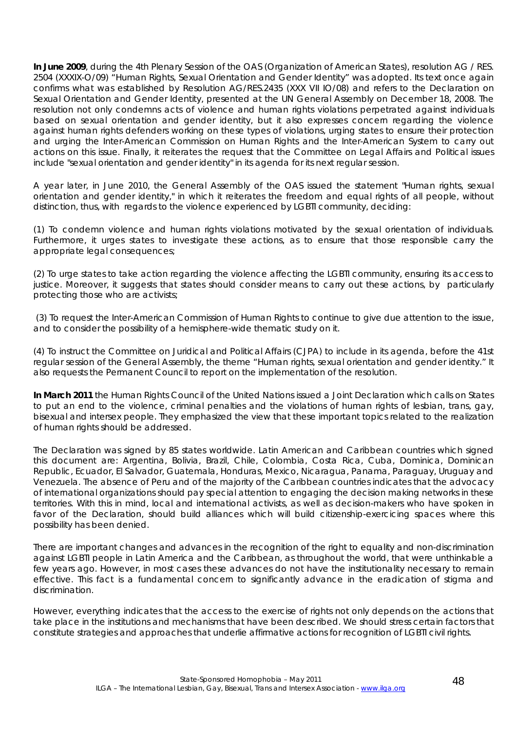**In June 2009**, during the 4th Plenary Session of the OAS (Organization of American States), resolution AG / RES. 2504 (XXXIX-O/09) "Human Rights, Sexual Orientation and Gender Identity" was adopted. Its text once again confirms what was established by Resolution AG/RES.2435 (XXX VII IO/08) and refers to the Declaration on Sexual Orientation and Gender Identity, presented at the UN General Assembly on December 18, 2008. The resolution not only condemns acts of violence and human rights violations perpetrated against individuals based on sexual orientation and gender identity, but it also expresses concern regarding the violence against human rights defenders working on these types of violations, urging states to ensure their protection and urging the Inter-American Commission on Human Rights and the Inter-American System to carry out actions on this issue. Finally, it reiterates the request that the Committee on Legal Affairs and Political issues include "sexual orientation and gender identity" in its agenda for its next regular session.

A year later, in June 2010, the General Assembly of the OAS issued the statement "Human rights, sexual orientation and gender identity," in which it reiterates the freedom and equal rights of all people, without distinction, thus, with regards to the violence experienced by LGBTI community, deciding:

(1) To condemn violence and human rights violations motivated by the sexual orientation of individuals. Furthermore, it urges states to investigate these actions, as to ensure that those responsible carry the appropriate legal consequences;

(2) To urge states to take action regarding the violence affecting the LGBTI community, ensuring its access to justice. Moreover, it suggests that states should consider means to carry out these actions, by particularly protecting those who are activists;

(3) To request the Inter-American Commission of Human Rights to continue to give due attention to the issue, and to consider the possibility of a hemisphere-wide thematic study on it.

(4) To instruct the Committee on Juridical and Political Affairs (CJPA) to include in its agenda, before the 41st regular session of the General Assembly, the theme "Human rights, sexual orientation and gender identity." It also requests the Permanent Council to report on the implementation of the resolution.

**In March 2011** the Human Rights Council of the United Nations issued a Joint Declaration which calls on States to put an end to the violence, criminal penalties and the violations of human rights of lesbian, trans, gay, bisexual and intersex people. They emphasized the view that these important topics related to the realization of human rights should be addressed.

The Declaration was signed by 85 states worldwide. Latin American and Caribbean countries which signed this document are: Argentina, Bolivia, Brazil, Chile, Colombia, Costa Rica, Cuba, Dominica, Dominican Republic, Ecuador, El Salvador, Guatemala, Honduras, Mexico, Nicaragua, Panama, Paraguay, Uruguay and Venezuela. The absence of Peru and of the majority of the Caribbean countries indicates that the advocacy of international organizations should pay special attention to engaging the decision making networks in these territories. With this in mind, local and international activists, as well as decision-makers who have spoken in favor of the Declaration, should build alliances which will build citizenship-exercicing spaces where this possibility has been denied.

There are important changes and advances in the recognition of the right to equality and non-discrimination against LGBTI people in Latin America and the Caribbean, as throughout the world, that were unthinkable a few years ago. However, in most cases these advances do not have the institutionality necessary to remain effective. This fact is a fundamental concern to significantly advance in the eradication of stigma and discrimination.

However, everything indicates that the access to the exercise of rights not only depends on the actions that take place in the institutions and mechanisms that have been described. We should stress certain factors that constitute strategies and approaches that underlie affirmative actions for recognition of LGBTI civil rights.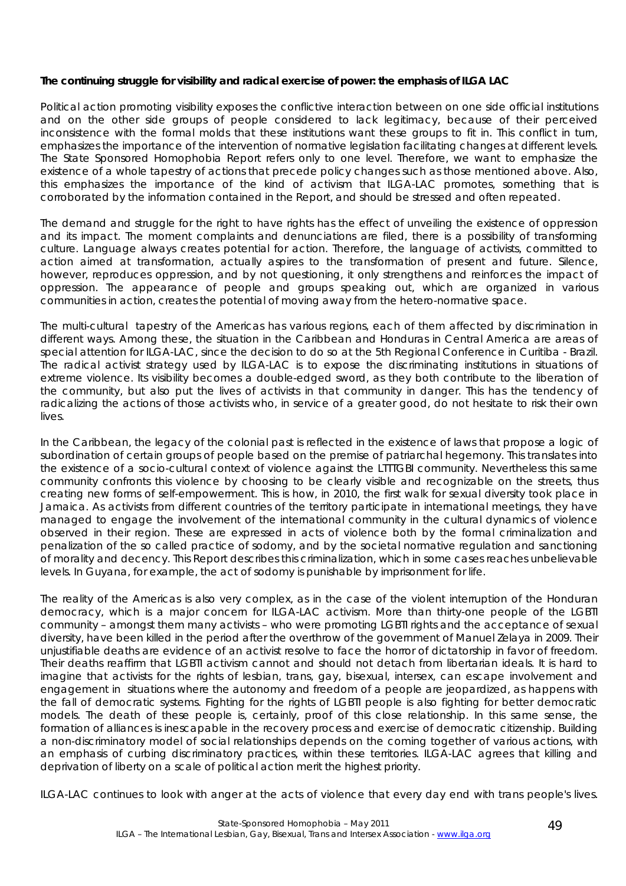**The continuing struggle for visibility and radical exercise of power: the emphasis of ILGA LAC**

Political action promoting visibility exposes the conflictive interaction between on one side official institutions and on the other side groups of people considered to lack legitimacy, because of their perceived inconsistence with the formal molds that these institutions want these groups to fit in. This conflict in turn, emphasizes the importance of the intervention of normative legislation facilitating changes at different levels. The State Sponsored Homophobia Report refers only to one level. Therefore, we want to emphasize the existence of a whole tapestry of actions that precede policy changes such as those mentioned above. Also, this emphasizes the importance of the kind of activism that ILGA-LAC promotes, something that is corroborated by the information contained in the Report, and should be stressed and often repeated.

The demand and struggle for the right to have rights has the effect of unveiling the existence of oppression and its impact. The moment complaints and denunciations are filed, there is a possibility of transforming culture. Language always creates potential for action. Therefore, the language of activists, committed to action aimed at transformation, actually aspires to the transformation of present and future. Silence, however, reproduces oppression, and by not questioning, it only strengthens and reinforces the impact of oppression. The appearance of people and groups speaking out, which are organized in various communities in action, creates the potential of moving away from the hetero-normative space.

The multi-cultural tapestry of the Americas has various regions, each of them affected by discrimination in different ways. Among these, the situation in the Caribbean and Honduras in Central America are areas of special attention for ILGA-LAC, since the decision to do so at the 5th Regional Conference in Curitiba - Brazil. The radical activist strategy used by ILGA-LAC is to expose the discriminating institutions in situations of extreme violence. Its visibility becomes a double-edged sword, as they both contribute to the liberation of the community, but also put the lives of activists in that community in danger. This has the tendency of radicalizing the actions of those activists who, in service of a greater good, do not hesitate to risk their own lives.

In the Caribbean, the legacy of the colonial past is reflected in the existence of laws that propose a logic of subordination of certain groups of people based on the premise of patriarchal hegemony. This translates into the existence of a socio-cultural context of violence against the LTTTGBI community. Nevertheless this same community confronts this violence by choosing to be clearly visible and recognizable on the streets, thus creating new forms of self-empowerment. This is how, in 2010, the first walk for sexual diversity took place in Jamaica. As activists from different countries of the territory participate in international meetings, they have managed to engage the involvement of the international community in the cultural dynamics of violence observed in their region. These are expressed in acts of violence both by the formal criminalization and penalization of the so called practice of sodomy, and by the societal normative regulation and sanctioning of morality and decency. This Report describes this criminalization, which in some cases reaches unbelievable levels. In Guyana, for example, the act of sodomy is punishable by imprisonment for life.

The reality of the Americas is also very complex, as in the case of the violent interruption of the Honduran democracy, which is a major concern for ILGA-LAC activism. More than thirty-one people of the LGBTI community – amongst them many activists – who were promoting LGBTI rights and the acceptance of sexual diversity, have been killed in the period after the overthrow of the government of Manuel Zelaya in 2009. Their unjustifiable deaths are evidence of an activist resolve to face the horror of dictatorship in favor of freedom. Their deaths reaffirm that LGBTI activism cannot and should not detach from libertarian ideals. It is hard to imagine that activists for the rights of lesbian, trans, gay, bisexual, intersex, can escape involvement and engagement in situations where the autonomy and freedom of a people are jeopardized, as happens with the fall of democratic systems. Fighting for the rights of LGBTI people is also fighting for better democratic models. The death of these people is, certainly, proof of this close relationship. In this same sense, the formation of alliances is inescapable in the recovery process and exercise of democratic citizenship. Building a non-discriminatory model of social relationships depends on the coming together of various actions, with an emphasis of curbing discriminatory practices, within these territories. ILGA-LAC agrees that killing and deprivation of liberty on a scale of political action merit the highest priority.

ILGA-LAC continues to look with anger at the acts of violence that every day end with trans people's lives.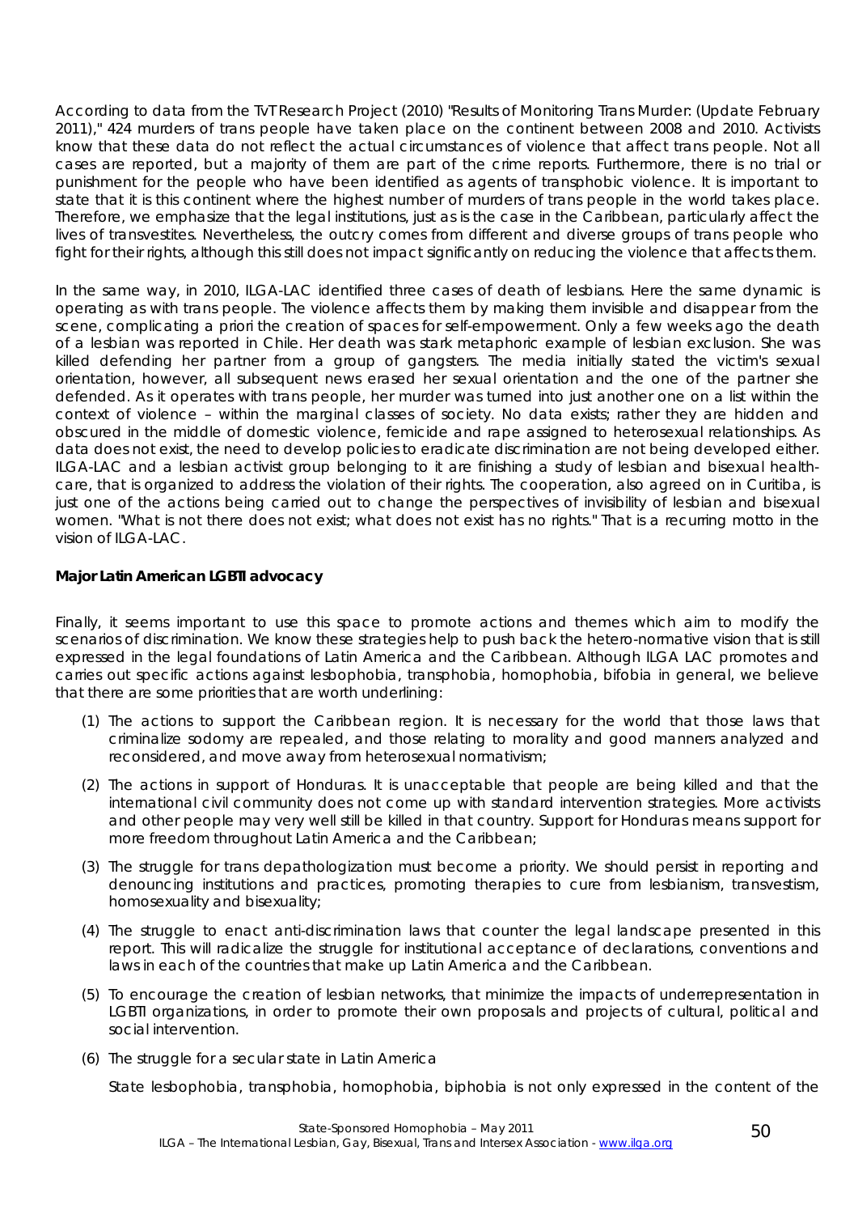According to data from the TvT Research Project (2010) "Results of Monitoring Trans Murder: (Update February 2011)," 424 murders of trans people have taken place on the continent between 2008 and 2010. Activists know that these data do not reflect the actual circumstances of violence that affect trans people. Not all cases are reported, but a majority of them are part of the crime reports. Furthermore, there is no trial or punishment for the people who have been identified as agents of transphobic violence. It is important to state that it is this continent where the highest number of murders of trans people in the world takes place. Therefore, we emphasize that the legal institutions, just as is the case in the Caribbean, particularly affect the lives of transvestites. Nevertheless, the outcry comes from different and diverse groups of trans people who fight for their rights, although this still does not impact significantly on reducing the violence that affects them.

In the same way, in 2010, ILGA-LAC identified three cases of death of lesbians. Here the same dynamic is operating as with trans people. The violence affects them by making them invisible and disappear from the scene, complicating a priori the creation of spaces for self-empowerment. Only a few weeks ago the death of a lesbian was reported in Chile. Her death was stark metaphoric example of lesbian exclusion. She was killed defending her partner from a group of gangsters. The media initially stated the victim's sexual orientation, however, all subsequent news erased her sexual orientation and the one of the partner she defended. As it operates with trans people, her murder was turned into just another one on a list within the context of violence – within the marginal classes of society. No data exists; rather they are hidden and obscured in the middle of domestic violence, femicide and rape assigned to heterosexual relationships. As data does not exist, the need to develop policies to eradicate discrimination are not being developed either. ILGA-LAC and a lesbian activist group belonging to it are finishing a study of lesbian and bisexual health-care, that is organized to address the violation of their rights. The cooperation, also agreed on in Curitiba, is just one of the actions being carried out to change the perspectives of invisibility of lesbian and bisexual women. "What is not there does not exist; what does not exist has no rights." That is a recurring motto in the vision of ILGA-LAC.

**Major Latin American LGBTI advocacy**

Finally, it seems important to use this space to promote actions and themes which aim to modify the scenarios of discrimination. We know these strategies help to push back the hetero-normative vision that is still expressed in the legal foundations of Latin America and the Caribbean. Although ILGA LAC promotes and carries out specific actions against lesbophobia, transphobia, homophobia, bifobia in general, we believe that there are some priorities that are worth underlining:

(1) The actions to support the Caribbean region. It is necessary for the world that those laws that criminalize sodomy are repealed, and those relating to morality and good manners analyzed and reconsidered, and move away from heterosexual normativism;

(2) The actions in support of Honduras. It is unacceptable that people are being killed and that the international civil community does not come up with standard intervention strategies. More activists and other people may very well still be killed in that country. Support for Honduras means support for more freedom throughout Latin America and the Caribbean;

(3) The struggle for trans depathologization must become a priority. We should persist in reporting and denouncing institutions and practices, promoting therapies to cure from lesbianism, transvestism, homosexuality and bisexuality;

(4) The struggle to enact anti-discrimination laws that counter the legal landscape presented in this report. This will radicalize the struggle for institutional acceptance of declarations, conventions and laws in each of the countries that make up Latin America and the Caribbean.

(5) To encourage the creation of lesbian networks, that minimize the impacts of underrepresentation in LGBTI organizations, in order to promote their own proposals and projects of cultural, political and social intervention.

(6) The struggle for a secular state in Latin America

State lesbophobia, transphobia, homophobia, biphobia is not only expressed in the content of the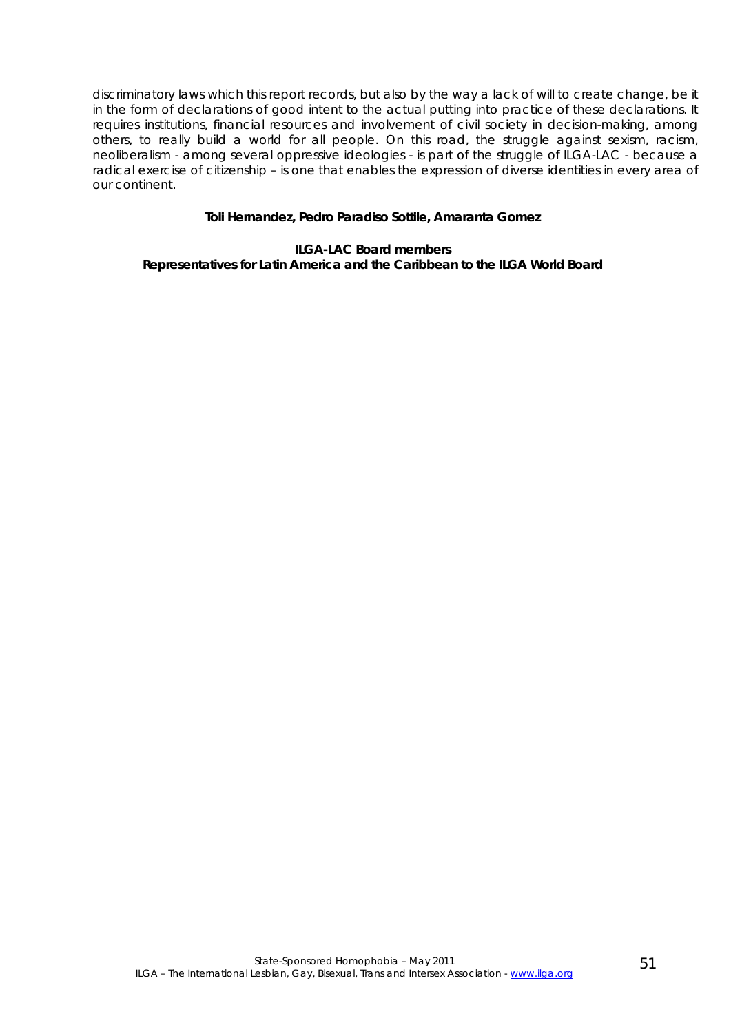discriminatory laws which this report records, but also by the way a lack of will to create change, be it in the form of declarations of good intent to the actual putting into practice of these declarations. It requires institutions, financial resources and involvement of civil society in decision-making, among others, to really build a world for all people. On this road, the struggle against sexism, racism, neoliberalism - among several oppressive ideologies - is part of the struggle of ILGA-LAC - because a radical exercise of citizenship – is one that enables the expression of diverse identities in every area of our continent.

**Toli Hernandez, Pedro Paradiso Sottile, Amaranta Gomez**

**ILGA-LAC Board members**
**Representatives for Latin America and the Caribbean to the ILGA World Board**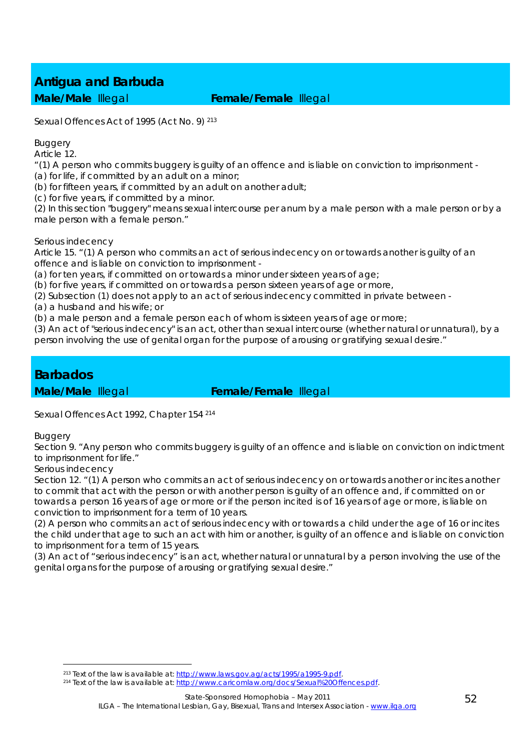## Antigua and Barbuda

**Male/Male** Illegal **Female/Female** Illegal

Sexual Offences Act of 1995 (Act No. 9) [213]

Buggery

Article 12.

"(1) A person who commits buggery is guilty of an offence and is liable on conviction to imprisonment -

(a) for life, if committed by an adult on a minor;

(b) for fifteen years, if committed by an adult on another adult;

(c) for five years, if committed by a minor.

(2) In this section "buggery" means sexual intercourse per anum by a male person with a male person or by a male person with a female person."

Serious indecency

Article 15. "(1) A person who commits an act of serious indecency on or towards another is guilty of an offence and is liable on conviction to imprisonment -

(a) for ten years, if committed on or towards a minor under sixteen years of age;

(b) for five years, if committed on or towards a person sixteen years of age or more,

(2) Subsection (1) does not apply to an act of serious indecency committed in private between -

(a) a husband and his wife; or

(b) a male person and a female person each of whom is sixteen years of age or more;

(3) An act of "serious indecency" is an act, other than sexual intercourse (whether natural or unnatural), by a person involving the use of genital organ for the purpose of arousing or gratifying sexual desire."

## Barbados

**Male/Male** Illegal **Female/Female** Illegal

Sexual Offences Act 1992, Chapter 154 [214]

Buggery

Section 9. "Any person who commits buggery is guilty of an offence and is liable on conviction on indictment to imprisonment for life."

Serious indecency

Section 12. "(1) A person who commits an act of serious indecency on or towards another or incites another to commit that act with the person or with another person is guilty of an offence and, if committed on or towards a person 16 years of age or more or if the person incited is of 16 years of age or more, is liable on conviction to imprisonment for a term of 10 years.

(2) A person who commits an act of serious indecency with or towards a child under the age of 16 or incites the child under that age to such an act with him or another, is guilty of an offence and is liable on conviction to imprisonment for a term of 15 years.

(3) An act of "serious indecency" is an act, whether natural or unnatural by a person involving the use of the genital organs for the purpose of arousing or gratifying sexual desire."

---

[213] Text of the law is available at: http://www.laws.gov.ag/acts/1995/a1995-9.pdf.

[214] Text of the law is available at: http://www.caricomlaw.org/docs/Sexual%20Offences.pdf.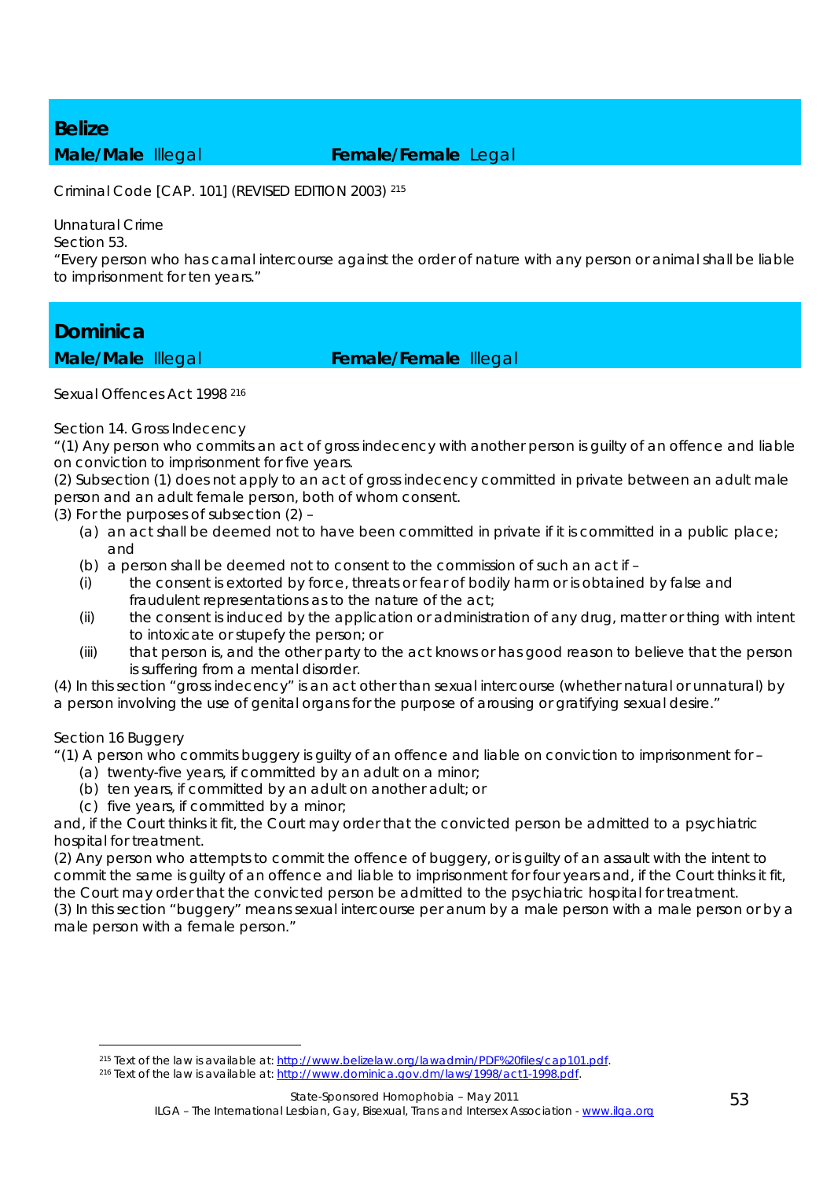## Belize

**Male/Male** Illegal **Female/Female** Legal

Criminal Code [CAP. 101] (REVISED EDITION 2003) [215]

Unnatural Crime
Section 53.
"Every person who has carnal intercourse against the order of nature with any person or animal shall be liable to imprisonment for ten years."

## Dominica

**Male/Male** Illegal **Female/Female** Illegal

Sexual Offences Act 1998 [216]

Section 14. Gross Indecency
"(1) Any person who commits an act of gross indecency with another person is guilty of an offence and liable on conviction to imprisonment for five years.
(2) Subsection (1) does not apply to an act of gross indecency committed in private between an adult male person and an adult female person, both of whom consent.
(3) For the purposes of subsection (2) –

- (a) an act shall be deemed not to have been committed in private if it is committed in a public place; and
- (b) a person shall be deemed not to consent to the commission of such an act if –
  - (i) the consent is extorted by force, threats or fear of bodily harm or is obtained by false and fraudulent representations as to the nature of the act;
  - (ii) the consent is induced by the application or administration of any drug, matter or thing with intent to intoxicate or stupefy the person; or
  - (iii) that person is, and the other party to the act knows or has good reason to believe that the person is suffering from a mental disorder.

(4) In this section "gross indecency" is an act other than sexual intercourse (whether natural or unnatural) by a person involving the use of genital organs for the purpose of arousing or gratifying sexual desire."

Section 16 Buggery
"(1) A person who commits buggery is guilty of an offence and liable on conviction to imprisonment for –

- (a) twenty-five years, if committed by an adult on a minor;
- (b) ten years, if committed by an adult on another adult; or
- (c) five years, if committed by a minor;

and, if the Court thinks it fit, the Court may order that the convicted person be admitted to a psychiatric hospital for treatment.
(2) Any person who attempts to commit the offence of buggery, or is guilty of an assault with the intent to commit the same is guilty of an offence and liable to imprisonment for four years and, if the Court thinks it fit, the Court may order that the convicted person be admitted to the psychiatric hospital for treatment.
(3) In this section "buggery" means sexual intercourse per anum by a male person with a male person or by a male person with a female person."

---

[215] Text of the law is available at: http://www.belizelaw.org/lawadmin/PDF%20files/cap101.pdf.
[216] Text of the law is available at: http://www.dominica.gov.dm/laws/1998/act1-1998.pdf.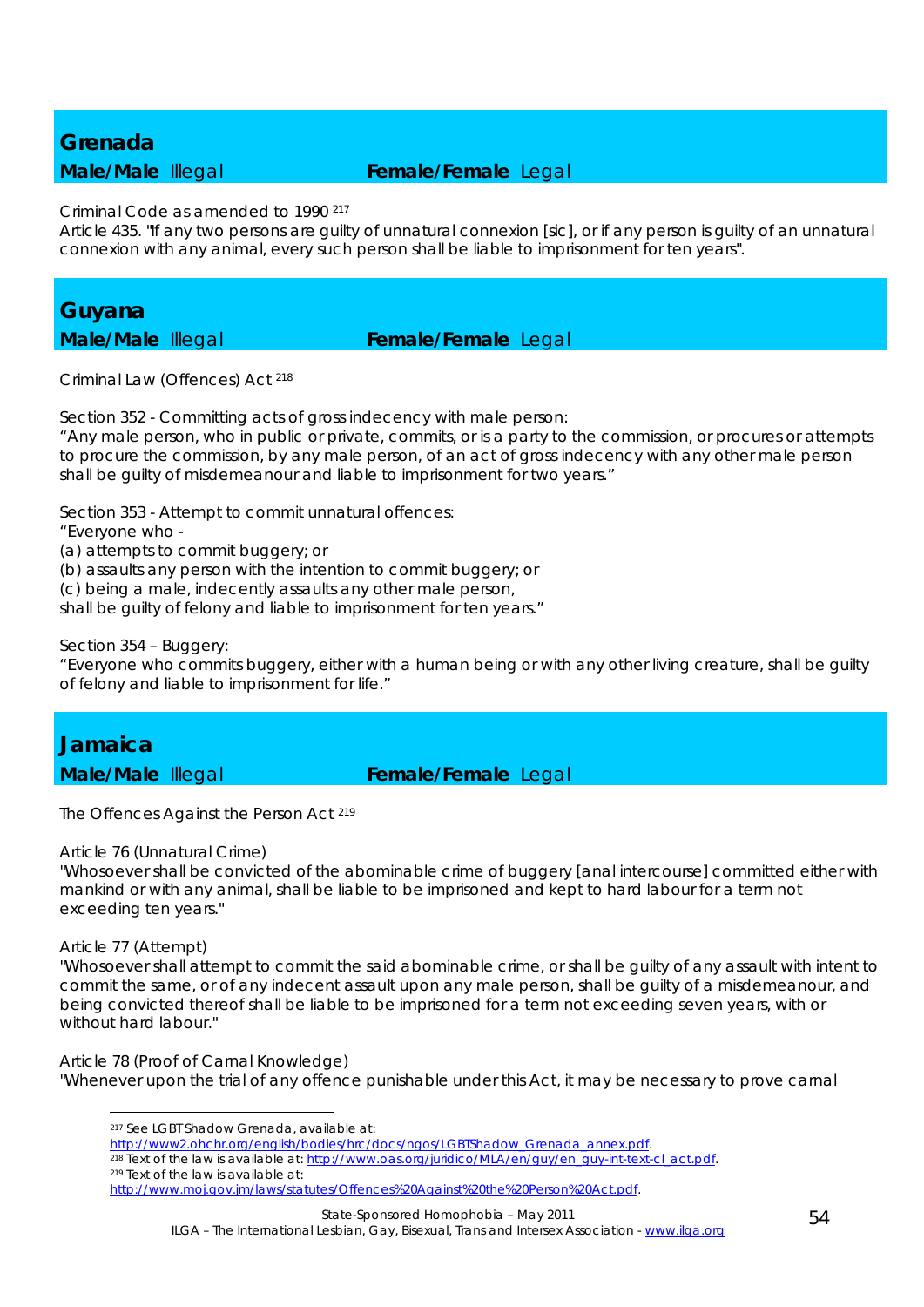## Grenada

**Male/Male** Illegal **Female/Female** Legal

Criminal Code as amended to 1990 [217]

Article 435. "If any two persons are guilty of unnatural connexion [sic], or if any person is guilty of an unnatural connexion with any animal, every such person shall be liable to imprisonment for ten years".

## Guyana

**Male/Male** Illegal **Female/Female** Legal

Criminal Law (Offences) Act [218]

Section 352 - Committing acts of gross indecency with male person:
"Any male person, who in public or private, commits, or is a party to the commission, or procures or attempts to procure the commission, by any male person, of an act of gross indecency with any other male person shall be guilty of misdemeanour and liable to imprisonment for two years."

Section 353 - Attempt to commit unnatural offences:
"Everyone who -
(a) attempts to commit buggery; or
(b) assaults any person with the intention to commit buggery; or
(c) being a male, indecently assaults any other male person,
shall be guilty of felony and liable to imprisonment for ten years."

Section 354 – Buggery:
"Everyone who commits buggery, either with a human being or with any other living creature, shall be guilty of felony and liable to imprisonment for life."

## Jamaica

**Male/Male** Illegal **Female/Female** Legal

The Offences Against the Person Act [219]

Article 76 (Unnatural Crime)
"Whosoever shall be convicted of the abominable crime of buggery [anal intercourse] committed either with mankind or with any animal, shall be liable to be imprisoned and kept to hard labour for a term not exceeding ten years."

Article 77 (Attempt)
"Whosoever shall attempt to commit the said abominable crime, or shall be guilty of any assault with intent to commit the same, or of any indecent assault upon any male person, shall be guilty of a misdemeanour, and being convicted thereof shall be liable to be imprisoned for a term not exceeding seven years, with or without hard labour."

Article 78 (Proof of Carnal Knowledge)
"Whenever upon the trial of any offence punishable under this Act, it may be necessary to prove carnal

---

[217] See LGBT Shadow Grenada, available at: http://www2.ohchr.org/english/bodies/hrc/docs/ngos/LGBTShadow_Grenada_annex.pdf.

[218] Text of the law is available at: http://www.oas.org/juridico/MLA/en/guy/en_guy-int-text-cl_act.pdf.

[219] Text of the law is available at: http://www.moj.gov.jm/laws/statutes/Offences%20Against%20the%20Person%20Act.pdf.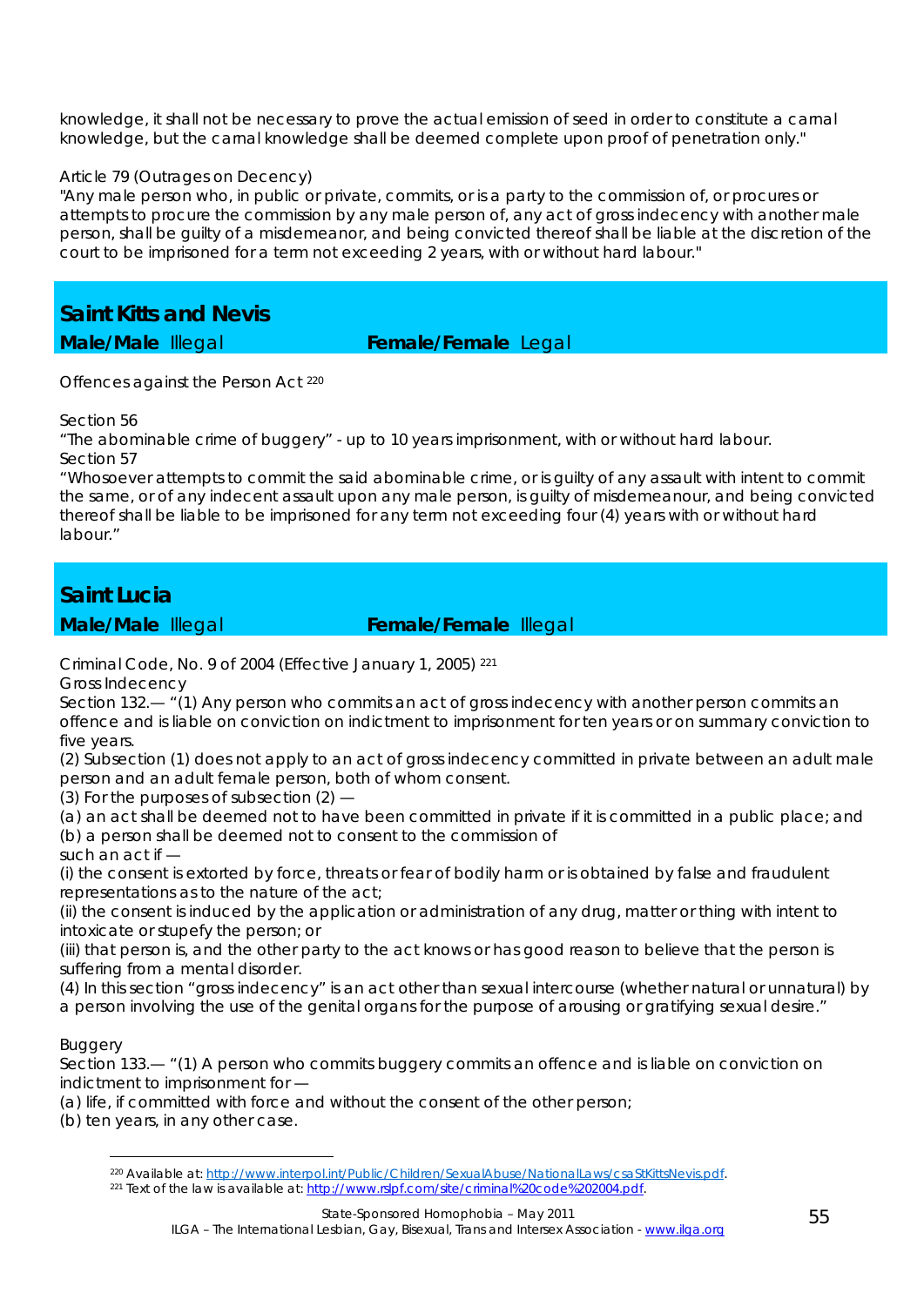knowledge, it shall not be necessary to prove the actual emission of seed in order to constitute a carnal knowledge, but the carnal knowledge shall be deemed complete upon proof of penetration only."

Article 79 (Outrages on Decency)
"Any male person who, in public or private, commits, or is a party to the commission of, or procures or attempts to procure the commission by any male person of, any act of gross indecency with another male person, shall be guilty of a misdemeanor, and being convicted thereof shall be liable at the discretion of the court to be imprisoned for a term not exceeding 2 years, with or without hard labour."

## Saint Kitts and Nevis

**Male/Male** Illegal **Female/Female** Legal

Offences against the Person Act [220]

Section 56
"The abominable crime of buggery" - up to 10 years imprisonment, with or without hard labour.
Section 57
"Whosoever attempts to commit the said abominable crime, or is guilty of any assault with intent to commit the same, or of any indecent assault upon any male person, is guilty of misdemeanour, and being convicted thereof shall be liable to be imprisoned for any term not exceeding four (4) years with or without hard labour."

## Saint Lucia

**Male/Male** Illegal **Female/Female** Illegal

Criminal Code, No. 9 of 2004 (Effective January 1, 2005) [221]
Gross Indecency
Section 132.— "(1) Any person who commits an act of gross indecency with another person commits an offence and is liable on conviction on indictment to imprisonment for ten years or on summary conviction to five years.
(2) Subsection (1) does not apply to an act of gross indecency committed in private between an adult male person and an adult female person, both of whom consent.
(3) For the purposes of subsection (2) —
(a) an act shall be deemed not to have been committed in private if it is committed in a public place; and
(b) a person shall be deemed not to consent to the commission of
such an act if —
(i) the consent is extorted by force, threats or fear of bodily harm or is obtained by false and fraudulent representations as to the nature of the act;
(ii) the consent is induced by the application or administration of any drug, matter or thing with intent to intoxicate or stupefy the person; or
(iii) that person is, and the other party to the act knows or has good reason to believe that the person is suffering from a mental disorder.
(4) In this section "gross indecency" is an act other than sexual intercourse (whether natural or unnatural) by a person involving the use of the genital organs for the purpose of arousing or gratifying sexual desire."

Buggery
Section 133.— "(1) A person who commits buggery commits an offence and is liable on conviction on indictment to imprisonment for —
(a) life, if committed with force and without the consent of the other person;
(b) ten years, in any other case.

---

[220] Available at: http://www.interpol.int/Public/Children/SexualAbuse/NationalLaws/csaStKittsNevis.pdf.
[221] Text of the law is available at: http://www.rslpf.com/site/criminal%20code%202004.pdf.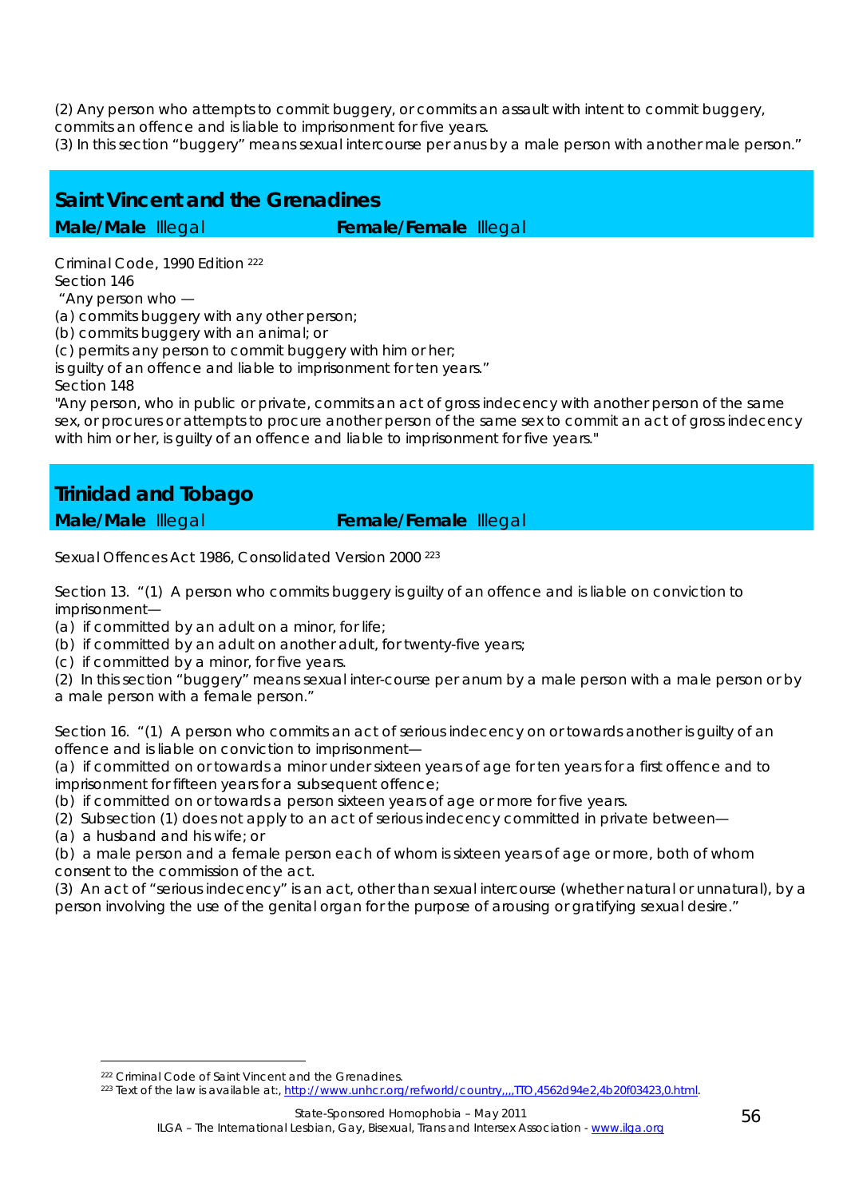(2) Any person who attempts to commit buggery, or commits an assault with intent to commit buggery, commits an offence and is liable to imprisonment for five years.
(3) In this section "buggery" means sexual intercourse per anus by a male person with another male person."

## Saint Vincent and the Grenadines

**Male/Male** Illegal **Female/Female** Illegal

Criminal Code, 1990 Edition [222]
Section 146
"Any person who —
(a) commits buggery with any other person;
(b) commits buggery with an animal; or
(c) permits any person to commit buggery with him or her;
is guilty of an offence and liable to imprisonment for ten years."
Section 148
"Any person, who in public or private, commits an act of gross indecency with another person of the same sex, or procures or attempts to procure another person of the same sex to commit an act of gross indecency with him or her, is guilty of an offence and liable to imprisonment for five years."

## Trinidad and Tobago

**Male/Male** Illegal **Female/Female** Illegal

Sexual Offences Act 1986, Consolidated Version 2000 [223]

Section 13. "(1) A person who commits buggery is guilty of an offence and is liable on conviction to imprisonment—
(a) if committed by an adult on a minor, for life;
(b) if committed by an adult on another adult, for twenty-five years;
(c) if committed by a minor, for five years.
(2) In this section "buggery" means sexual inter-course per anum by a male person with a male person or by a male person with a female person."

Section 16. "(1) A person who commits an act of serious indecency on or towards another is guilty of an offence and is liable on conviction to imprisonment—
(a) if committed on or towards a minor under sixteen years of age for ten years for a first offence and to imprisonment for fifteen years for a subsequent offence;
(b) if committed on or towards a person sixteen years of age or more for five years.
(2) Subsection (1) does not apply to an act of serious indecency committed in private between—
(a) a husband and his wife; or
(b) a male person and a female person each of whom is sixteen years of age or more, both of whom consent to the commission of the act.
(3) An act of "serious indecency" is an act, other than sexual intercourse (whether natural or unnatural), by a person involving the use of the genital organ for the purpose of arousing or gratifying sexual desire."

---

[222] Criminal Code of Saint Vincent and the Grenadines.
[223] Text of the law is available at:, http://www.unhcr.org/refworld/country,,,,TTO,4562d94e2,4b20f03423,0.html.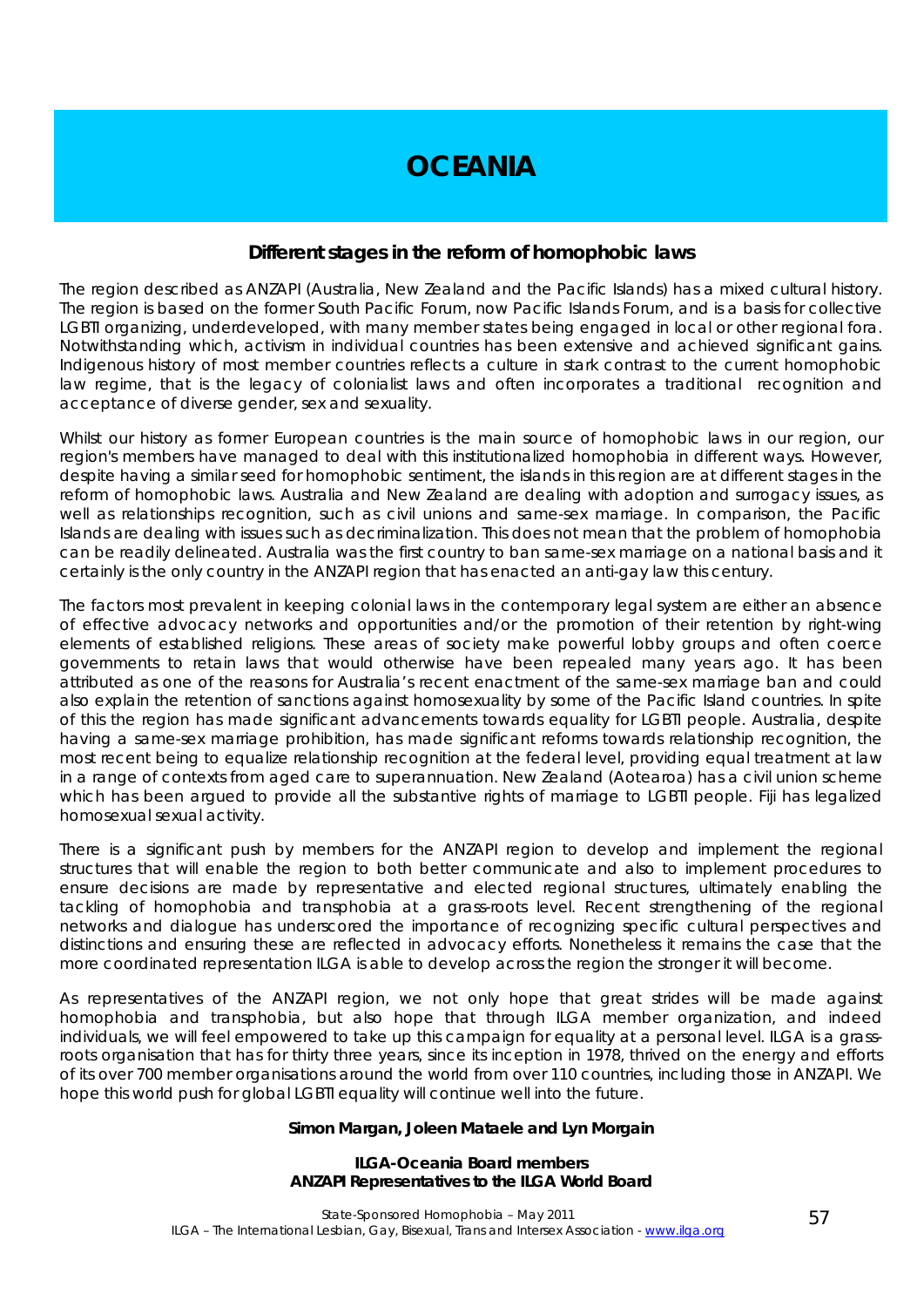# OCEANIA

## Different stages in the reform of homophobic laws

The region described as ANZAPI (Australia, New Zealand and the Pacific Islands) has a mixed cultural history. The region is based on the former South Pacific Forum, now Pacific Islands Forum, and is a basis for collective LGBTI organizing, underdeveloped, with many member states being engaged in local or other regional fora. Notwithstanding which, activism in individual countries has been extensive and achieved significant gains. Indigenous history of most member countries reflects a culture in stark contrast to the current homophobic law regime, that is the legacy of colonialist laws and often incorporates a traditional recognition and acceptance of diverse gender, sex and sexuality.

Whilst our history as former European countries is the main source of homophobic laws in our region, our region's members have managed to deal with this institutionalized homophobia in different ways. However, despite having a similar seed for homophobic sentiment, the islands in this region are at different stages in the reform of homophobic laws. Australia and New Zealand are dealing with adoption and surrogacy issues, as well as relationships recognition, such as civil unions and same-sex marriage. In comparison, the Pacific Islands are dealing with issues such as decriminalization. This does not mean that the problem of homophobia can be readily delineated. Australia was the first country to ban same-sex marriage on a national basis and it certainly is the only country in the ANZAPI region that has enacted an anti-gay law this century.

The factors most prevalent in keeping colonial laws in the contemporary legal system are either an absence of effective advocacy networks and opportunities and/or the promotion of their retention by right-wing elements of established religions. These areas of society make powerful lobby groups and often coerce governments to retain laws that would otherwise have been repealed many years ago. It has been attributed as one of the reasons for Australia's recent enactment of the same-sex marriage ban and could also explain the retention of sanctions against homosexuality by some of the Pacific Island countries. In spite of this the region has made significant advancements towards equality for LGBTI people. Australia, despite having a same-sex marriage prohibition, has made significant reforms towards relationship recognition, the most recent being to equalize relationship recognition at the federal level, providing equal treatment at law in a range of contexts from aged care to superannuation. New Zealand (Aotearoa) has a civil union scheme which has been argued to provide all the substantive rights of marriage to LGBTI people. Fiji has legalized homosexual sexual activity.

There is a significant push by members for the ANZAPI region to develop and implement the regional structures that will enable the region to both better communicate and also to implement procedures to ensure decisions are made by representative and elected regional structures, ultimately enabling the tackling of homophobia and transphobia at a grass-roots level. Recent strengthening of the regional networks and dialogue has underscored the importance of recognizing specific cultural perspectives and distinctions and ensuring these are reflected in advocacy efforts. Nonetheless it remains the case that the more coordinated representation ILGA is able to develop across the region the stronger it will become.

As representatives of the ANZAPI region, we not only hope that great strides will be made against homophobia and transphobia, but also hope that through ILGA member organization, and indeed individuals, we will feel empowered to take up this campaign for equality at a personal level. ILGA is a grass-roots organisation that has for thirty three years, since its inception in 1978, thrived on the energy and efforts of its over 700 member organisations around the world from over 110 countries, including those in ANZAPI. We hope this world push for global LGBTI equality will continue well into the future.

**Simon Margan, Joleen Mataele and Lyn Morgain**

**ILGA-Oceania Board members**
**ANZAPI Representatives to the ILGA World Board**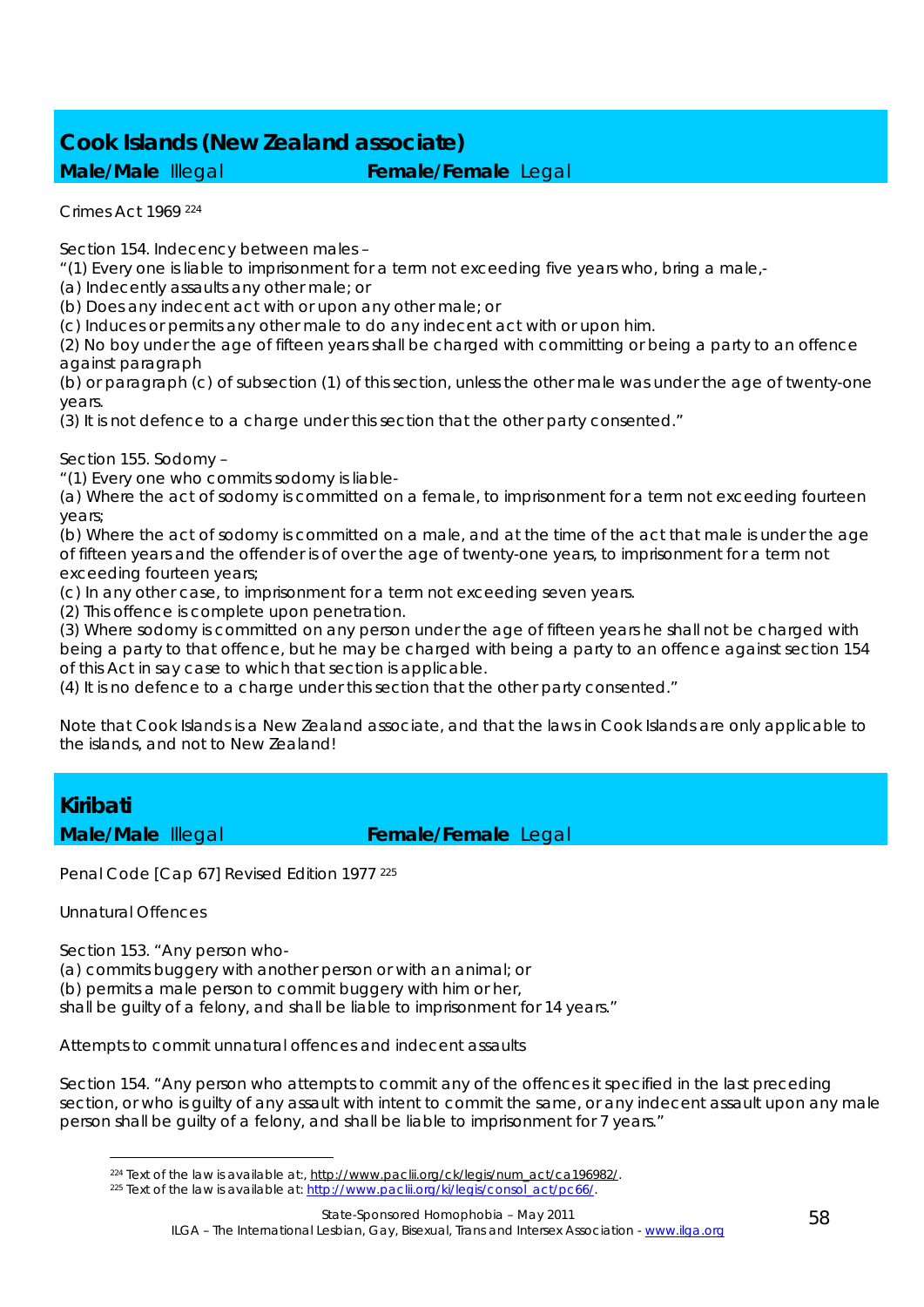## Cook Islands (New Zealand associate)

**Male/Male** Illegal **Female/Female** Legal

Crimes Act 1969 [224]

Section 154. Indecency between males –
"(1) Every one is liable to imprisonment for a term not exceeding five years who, bring a male,-
(a) Indecently assaults any other male; or
(b) Does any indecent act with or upon any other male; or
(c) Induces or permits any other male to do any indecent act with or upon him.
(2) No boy under the age of fifteen years shall be charged with committing or being a party to an offence against paragraph
(b) or paragraph (c) of subsection (1) of this section, unless the other male was under the age of twenty-one years.
(3) It is not defence to a charge under this section that the other party consented."

Section 155. Sodomy –
"(1) Every one who commits sodomy is liable-
(a) Where the act of sodomy is committed on a female, to imprisonment for a term not exceeding fourteen years;
(b) Where the act of sodomy is committed on a male, and at the time of the act that male is under the age of fifteen years and the offender is of over the age of twenty-one years, to imprisonment for a term not exceeding fourteen years;
(c) In any other case, to imprisonment for a term not exceeding seven years.
(2) This offence is complete upon penetration.
(3) Where sodomy is committed on any person under the age of fifteen years he shall not be charged with being a party to that offence, but he may be charged with being a party to an offence against section 154 of this Act in say case to which that section is applicable.
(4) It is no defence to a charge under this section that the other party consented."

Note that Cook Islands is a New Zealand associate, and that the laws in Cook Islands are only applicable to the islands, and not to New Zealand!

## Kiribati

**Male/Male** Illegal **Female/Female** Legal

Penal Code [Cap 67] Revised Edition 1977 [225]

Unnatural Offences

Section 153. "Any person who-
(a) commits buggery with another person or with an animal; or
(b) permits a male person to commit buggery with him or her,
shall be guilty of a felony, and shall be liable to imprisonment for 14 years."

Attempts to commit unnatural offences and indecent assaults

Section 154. "Any person who attempts to commit any of the offences it specified in the last preceding section, or who is guilty of any assault with intent to commit the same, or any indecent assault upon any male person shall be guilty of a felony, and shall be liable to imprisonment for 7 years."

---

[224] Text of the law is available at:, http://www.paclii.org/ck/legis/num_act/ca196982/.
[225] Text of the law is available at: http://www.paclii.org/ki/legis/consol_act/pc66/.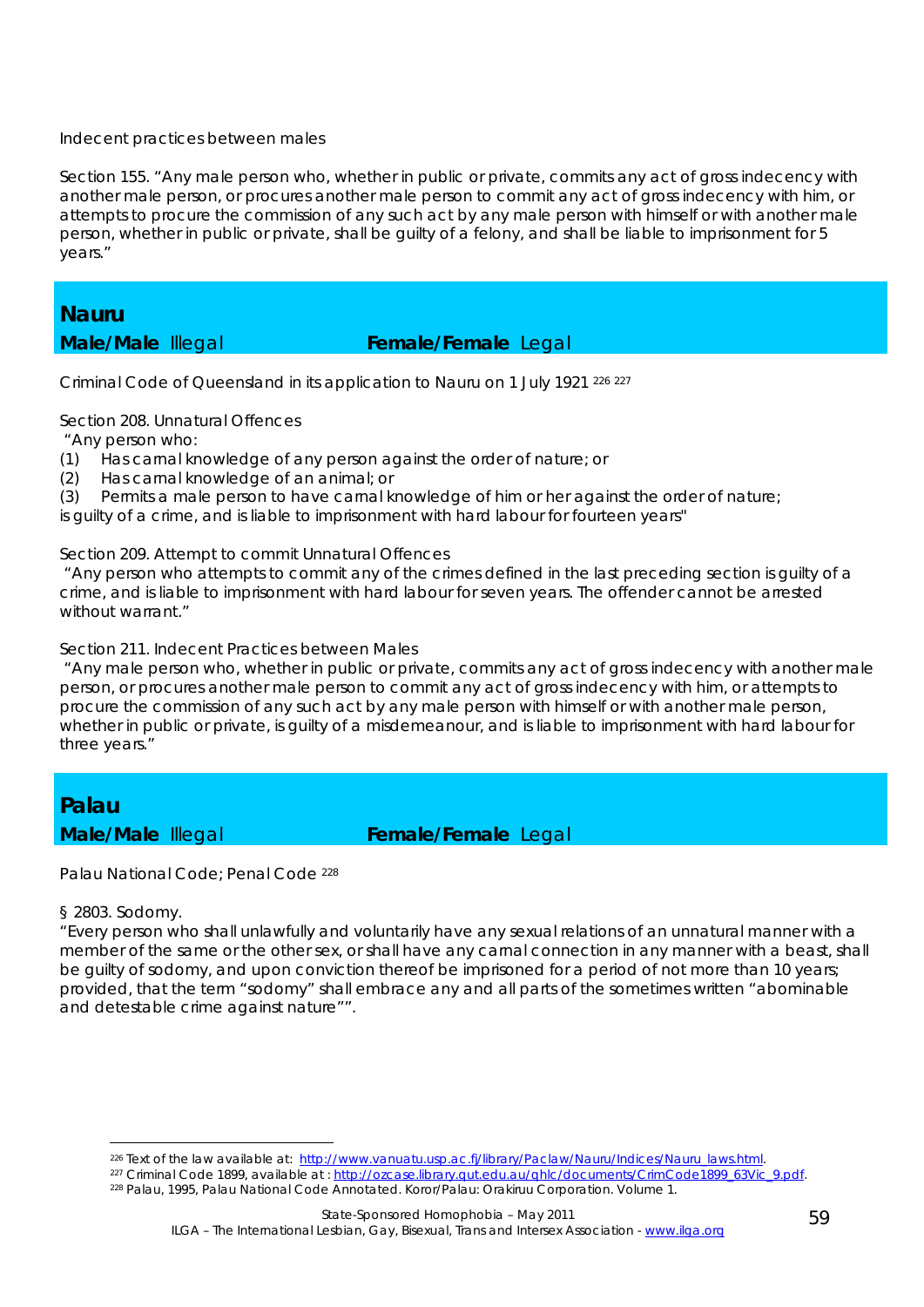Indecent practices between males

Section 155. "Any male person who, whether in public or private, commits any act of gross indecency with another male person, or procures another male person to commit any act of gross indecency with him, or attempts to procure the commission of any such act by any male person with himself or with another male person, whether in public or private, shall be guilty of a felony, and shall be liable to imprisonment for 5 years."

## Nauru

**Male/Male** Illegal **Female/Female** Legal

Criminal Code of Queensland in its application to Nauru on 1 July 1921 [226] [227]

Section 208. Unnatural Offences

"Any person who:

(1) Has carnal knowledge of any person against the order of nature; or
(2) Has carnal knowledge of an animal; or
(3) Permits a male person to have carnal knowledge of him or her against the order of nature;

is guilty of a crime, and is liable to imprisonment with hard labour for fourteen years"

Section 209. Attempt to commit Unnatural Offences

"Any person who attempts to commit any of the crimes defined in the last preceding section is guilty of a crime, and is liable to imprisonment with hard labour for seven years. The offender cannot be arrested without warrant."

Section 211. Indecent Practices between Males

"Any male person who, whether in public or private, commits any act of gross indecency with another male person, or procures another male person to commit any act of gross indecency with him, or attempts to procure the commission of any such act by any male person with himself or with another male person, whether in public or private, is guilty of a misdemeanour, and is liable to imprisonment with hard labour for three years."

## Palau

**Male/Male** Illegal **Female/Female** Legal

Palau National Code; Penal Code [228]

§ 2803. Sodomy.

"Every person who shall unlawfully and voluntarily have any sexual relations of an unnatural manner with a member of the same or the other sex, or shall have any carnal connection in any manner with a beast, shall be guilty of sodomy, and upon conviction thereof be imprisoned for a period of not more than 10 years; provided, that the term "sodomy" shall embrace any and all parts of the sometimes written "abominable and detestable crime against nature"".

---

[226] Text of the law available at: http://www.vanuatu.usp.ac.fj/library/Paclaw/Nauru/Indices/Nauru_laws.html.

[227] Criminal Code 1899, available at : http://ozcase.library.qut.edu.au/qhlc/documents/CrimCode1899_63Vic_9.pdf.

[228] Palau, 1995, Palau National Code Annotated. Koror/Palau: Orakiruu Corporation. Volume 1.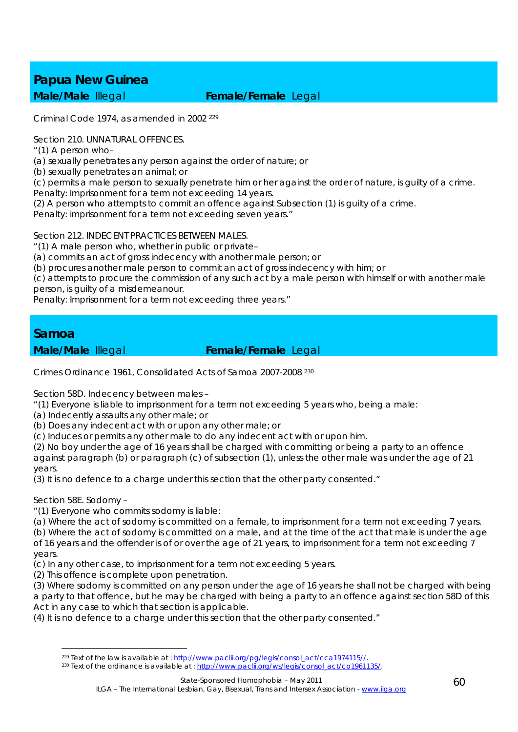## Papua New Guinea

**Male/Male** Illegal **Female/Female** Legal

Criminal Code 1974, as amended in 2002 [229]

Section 210. UNNATURAL OFFENCES.

"(1) A person who–

(a) sexually penetrates any person against the order of nature; or

(b) sexually penetrates an animal; or

(c) permits a male person to sexually penetrate him or her against the order of nature, is guilty of a crime.

Penalty: Imprisonment for a term not exceeding 14 years.

(2) A person who attempts to commit an offence against Subsection (1) is guilty of a crime.

Penalty: imprisonment for a term not exceeding seven years."

Section 212. INDECENT PRACTICES BETWEEN MALES.

"(1) A male person who, whether in public or private–

(a) commits an act of gross indecency with another male person; or

(b) procures another male person to commit an act of gross indecency with him; or

(c) attempts to procure the commission of any such act by a male person with himself or with another male person, is guilty of a misdemeanour.

Penalty: Imprisonment for a term not exceeding three years."

## Samoa

**Male/Male** Illegal **Female/Female** Legal

Crimes Ordinance 1961, Consolidated Acts of Samoa 2007-2008 [230]

Section 58D. Indecency between males –

"(1) Everyone is liable to imprisonment for a term not exceeding 5 years who, being a male:

(a) Indecently assaults any other male; or

(b) Does any indecent act with or upon any other male; or

(c) Induces or permits any other male to do any indecent act with or upon him.

(2) No boy under the age of 16 years shall be charged with committing or being a party to an offence against paragraph (b) or paragraph (c) of subsection (1), unless the other male was under the age of 21 years.

(3) It is no defence to a charge under this section that the other party consented."

Section 58E. Sodomy –

"(1) Everyone who commits sodomy is liable:

(a) Where the act of sodomy is committed on a female, to imprisonment for a term not exceeding 7 years.

(b) Where the act of sodomy is committed on a male, and at the time of the act that male is under the age of 16 years and the offender is of or over the age of 21 years, to imprisonment for a term not exceeding 7 years.

(c) In any other case, to imprisonment for a term not exceeding 5 years.

(2) This offence is complete upon penetration.

(3) Where sodomy is committed on any person under the age of 16 years he shall not be charged with being a party to that offence, but he may be charged with being a party to an offence against section 58D of this Act in any case to which that section is applicable.

(4) It is no defence to a charge under this section that the other party consented."

---

[229] Text of the law is available at : http://www.paclii.org/pg/legis/consol_act/cca1974115//.

[230] Text of the ordinance is available at : http://www.paclii.org/ws/legis/consol_act/co1961135/.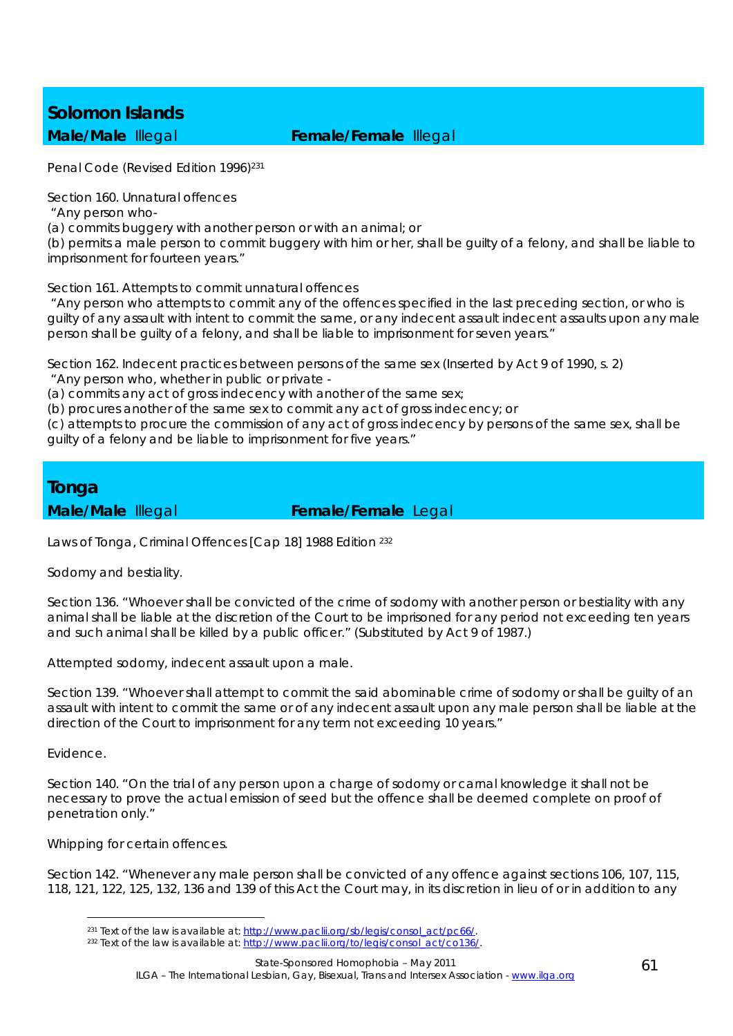## Solomon Islands

**Male/Male** Illegal **Female/Female** Illegal

Penal Code (Revised Edition 1996)[231]

Section 160. Unnatural offences
"Any person who-
(a) commits buggery with another person or with an animal; or
(b) permits a male person to commit buggery with him or her, shall be guilty of a felony, and shall be liable to imprisonment for fourteen years."

Section 161. Attempts to commit unnatural offences
"Any person who attempts to commit any of the offences specified in the last preceding section, or who is guilty of any assault with intent to commit the same, or any indecent assault indecent assaults upon any male person shall be guilty of a felony, and shall be liable to imprisonment for seven years."

Section 162. Indecent practices between persons of the same sex (Inserted by Act 9 of 1990, s. 2)
"Any person who, whether in public or private -
(a) commits any act of gross indecency with another of the same sex;
(b) procures another of the same sex to commit any act of gross indecency; or
(c) attempts to procure the commission of any act of gross indecency by persons of the same sex, shall be guilty of a felony and be liable to imprisonment for five years."

## Tonga

**Male/Male** Illegal **Female/Female** Legal

Laws of Tonga, Criminal Offences [Cap 18] 1988 Edition [232]

Sodomy and bestiality.

Section 136. "Whoever shall be convicted of the crime of sodomy with another person or bestiality with any animal shall be liable at the discretion of the Court to be imprisoned for any period not exceeding ten years and such animal shall be killed by a public officer." (Substituted by Act 9 of 1987.)

Attempted sodomy, indecent assault upon a male.

Section 139. "Whoever shall attempt to commit the said abominable crime of sodomy or shall be guilty of an assault with intent to commit the same or of any indecent assault upon any male person shall be liable at the direction of the Court to imprisonment for any term not exceeding 10 years."

Evidence.

Section 140. "On the trial of any person upon a charge of sodomy or carnal knowledge it shall not be necessary to prove the actual emission of seed but the offence shall be deemed complete on proof of penetration only."

Whipping for certain offences.

Section 142. "Whenever any male person shall be convicted of any offence against sections 106, 107, 115, 118, 121, 122, 125, 132, 136 and 139 of this Act the Court may, in its discretion in lieu of or in addition to any

---

[231] Text of the law is available at: http://www.paclii.org/sb/legis/consol_act/pc66/.
[232] Text of the law is available at: http://www.paclii.org/to/legis/consol_act/co136/.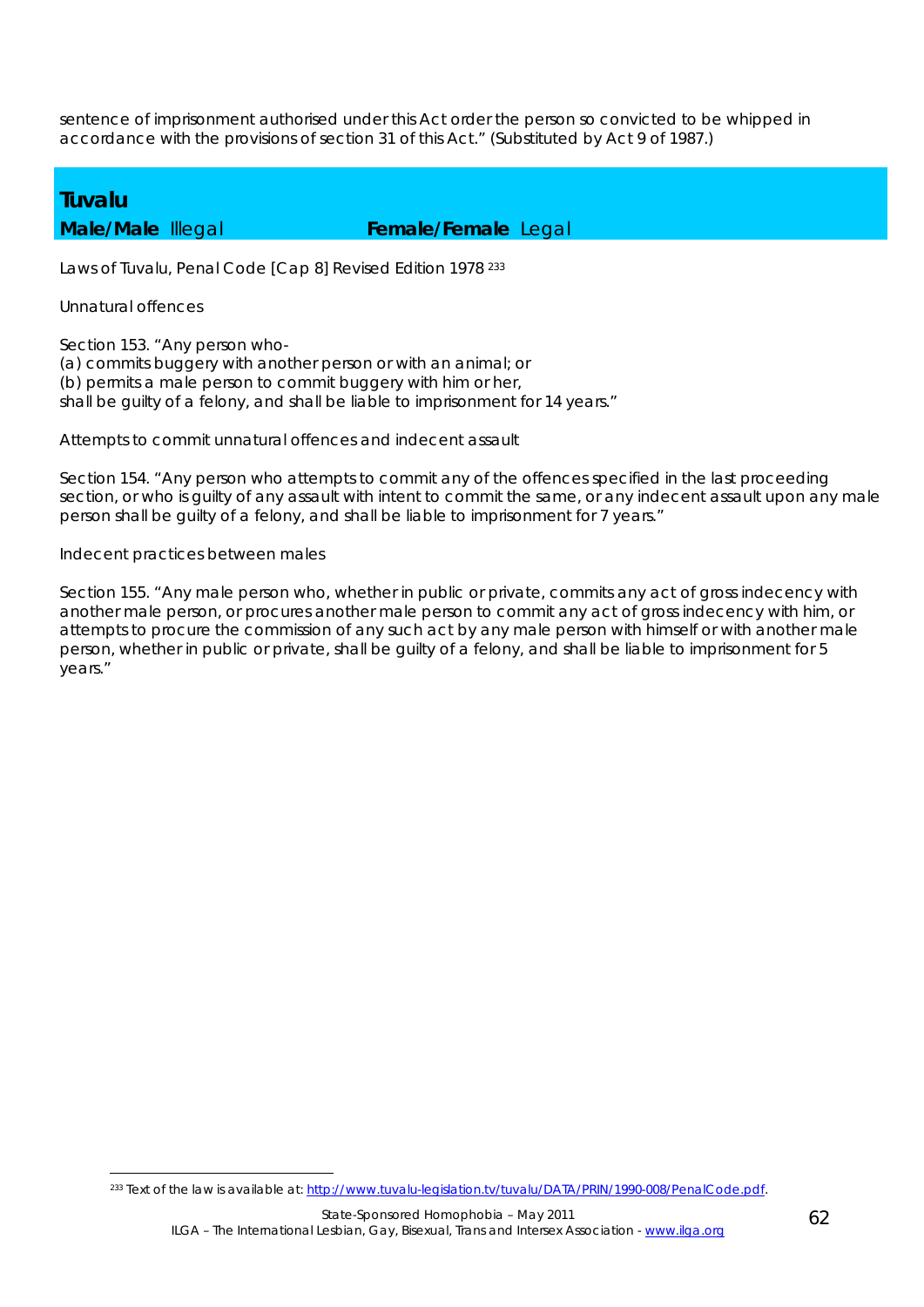sentence of imprisonment authorised under this Act order the person so convicted to be whipped in accordance with the provisions of section 31 of this Act." (Substituted by Act 9 of 1987.)

## Tuvalu

**Male/Male** Illegal **Female/Female** Legal

Laws of Tuvalu, Penal Code [Cap 8] Revised Edition 1978 [233]

Unnatural offences

Section 153. "Any person who-
(a) commits buggery with another person or with an animal; or
(b) permits a male person to commit buggery with him or her,
shall be guilty of a felony, and shall be liable to imprisonment for 14 years."

Attempts to commit unnatural offences and indecent assault

Section 154. "Any person who attempts to commit any of the offences specified in the last proceeding section, or who is guilty of any assault with intent to commit the same, or any indecent assault upon any male person shall be guilty of a felony, and shall be liable to imprisonment for 7 years."

Indecent practices between males

Section 155. "Any male person who, whether in public or private, commits any act of gross indecency with another male person, or procures another male person to commit any act of gross indecency with him, or attempts to procure the commission of any such act by any male person with himself or with another male person, whether in public or private, shall be guilty of a felony, and shall be liable to imprisonment for 5 years."

---

[233] Text of the law is available at: [http://www.tuvalu-legislation.tv/tuvalu/DATA/PRIN/1990-008/PenalCode.pdf](http://www.tuvalu-legislation.tv/tuvalu/DATA/PRIN/1990-008/PenalCode.pdf).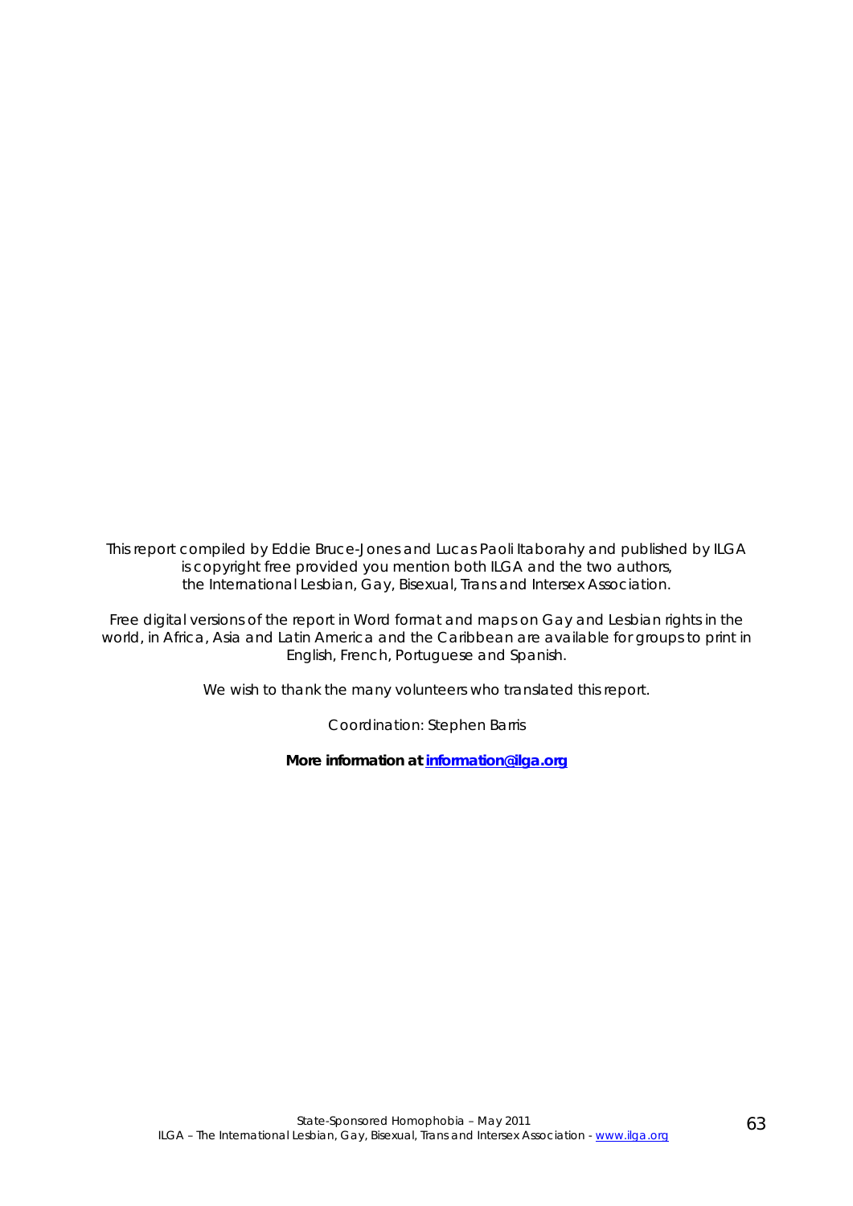This report compiled by Eddie Bruce-Jones and Lucas Paoli Itaborahy and published by ILGA is copyright free provided you mention both ILGA and the two authors, the International Lesbian, Gay, Bisexual, Trans and Intersex Association.

Free digital versions of the report in Word format and maps on Gay and Lesbian rights in the world, in Africa, Asia and Latin America and the Caribbean are available for groups to print in English, French, Portuguese and Spanish.

We wish to thank the many volunteers who translated this report.

Coordination: Stephen Barris

**More information at [information@ilga.org](mailto:information@ilga.org)**